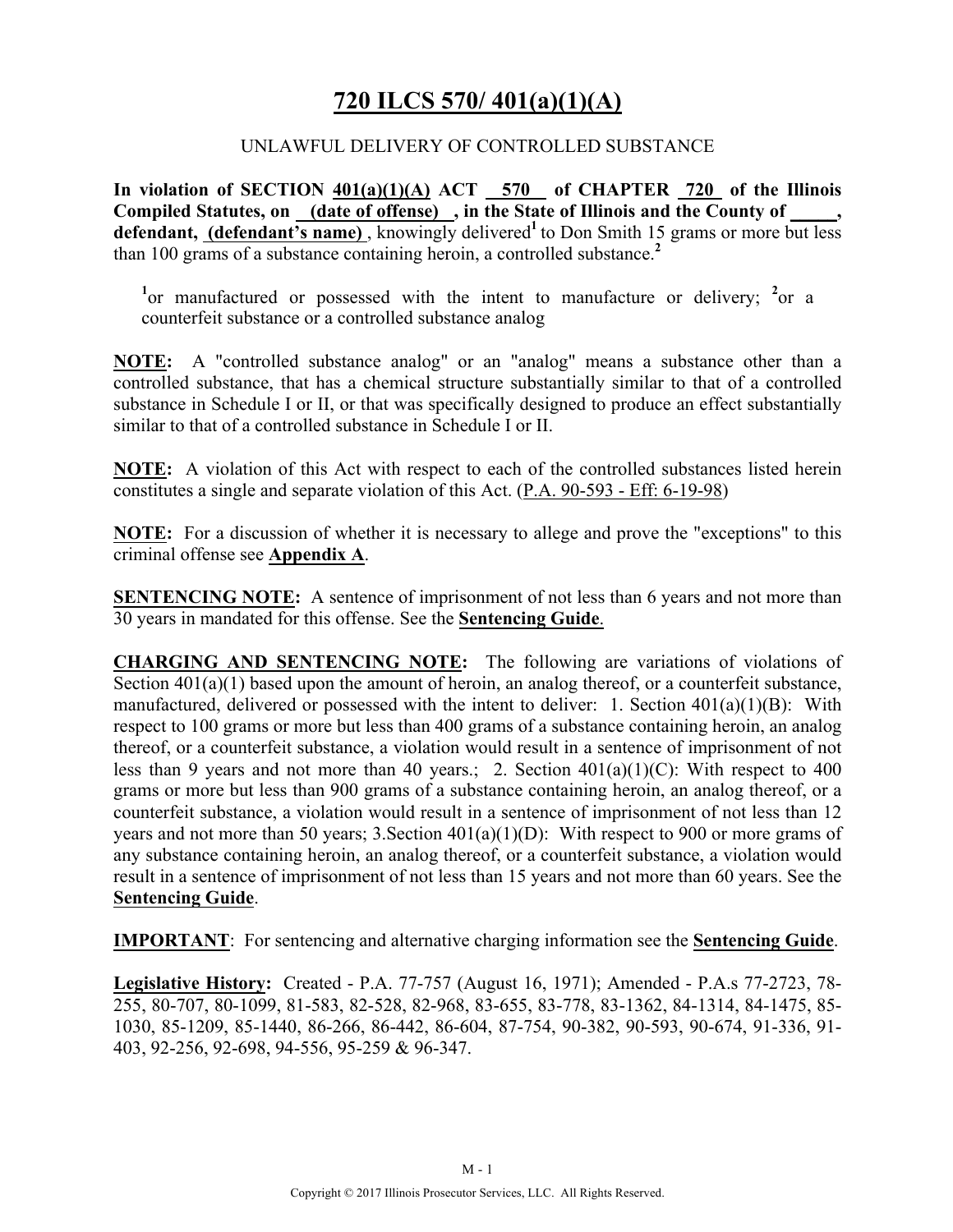# 720 ILCS 570/ 401(a)(1)(A)

UNLAWFUL DELIVERY OF CONTROLLED SUBSTANCE

**In violation of SECTION 401(a)(1)(A) ACT 570 of CHAPTER 720 of the Illinois Compiled Statutes, on (date of offense), in the State of Illinois and the County of _____, defendant, (defendant's name)**, knowingly delivered[1] to Don Smith 15 grams or more but less than 100 grams of a substance containing heroin, a controlled substance.[2]

[1]or manufactured or possessed with the intent to manufacture or delivery; [2]or a counterfeit substance or a controlled substance analog

**NOTE:** A "controlled substance analog" or an "analog" means a substance other than a controlled substance, that has a chemical structure substantially similar to that of a controlled substance in Schedule I or II, or that was specifically designed to produce an effect substantially similar to that of a controlled substance in Schedule I or II.

**NOTE:** A violation of this Act with respect to each of the controlled substances listed herein constitutes a single and separate violation of this Act. (P.A. 90-593 - Eff: 6-19-98)

**NOTE:** For a discussion of whether it is necessary to allege and prove the "exceptions" to this criminal offense see **Appendix A**.

**SENTENCING NOTE:** A sentence of imprisonment of not less than 6 years and not more than 30 years in mandated for this offense. See the **Sentencing Guide**.

**CHARGING AND SENTENCING NOTE:** The following are variations of violations of Section 401(a)(1) based upon the amount of heroin, an analog thereof, or a counterfeit substance, manufactured, delivered or possessed with the intent to deliver: 1. Section 401(a)(1)(B): With respect to 100 grams or more but less than 400 grams of a substance containing heroin, an analog thereof, or a counterfeit substance, a violation would result in a sentence of imprisonment of not less than 9 years and not more than 40 years.; 2. Section 401(a)(1)(C): With respect to 400 grams or more but less than 900 grams of a substance containing heroin, an analog thereof, or a counterfeit substance, a violation would result in a sentence of imprisonment of not less than 12 years and not more than 50 years; 3.Section 401(a)(1)(D): With respect to 900 or more grams of any substance containing heroin, an analog thereof, or a counterfeit substance, a violation would result in a sentence of imprisonment of not less than 15 years and not more than 60 years. See the **Sentencing Guide**.

**IMPORTANT**: For sentencing and alternative charging information see the **Sentencing Guide**.

**Legislative History:** Created - P.A. 77-757 (August 16, 1971); Amended - P.A.s 77-2723, 78-255, 80-707, 80-1099, 81-583, 82-528, 82-968, 83-655, 83-778, 83-1362, 84-1314, 84-1475, 85-1030, 85-1209, 85-1440, 86-266, 86-442, 86-604, 87-754, 90-382, 90-593, 90-674, 91-336, 91-403, 92-256, 92-698, 94-556, 95-259 & 96-347.

Copyright © 2017 Illinois Prosecutor Services, LLC. All Rights Reserved.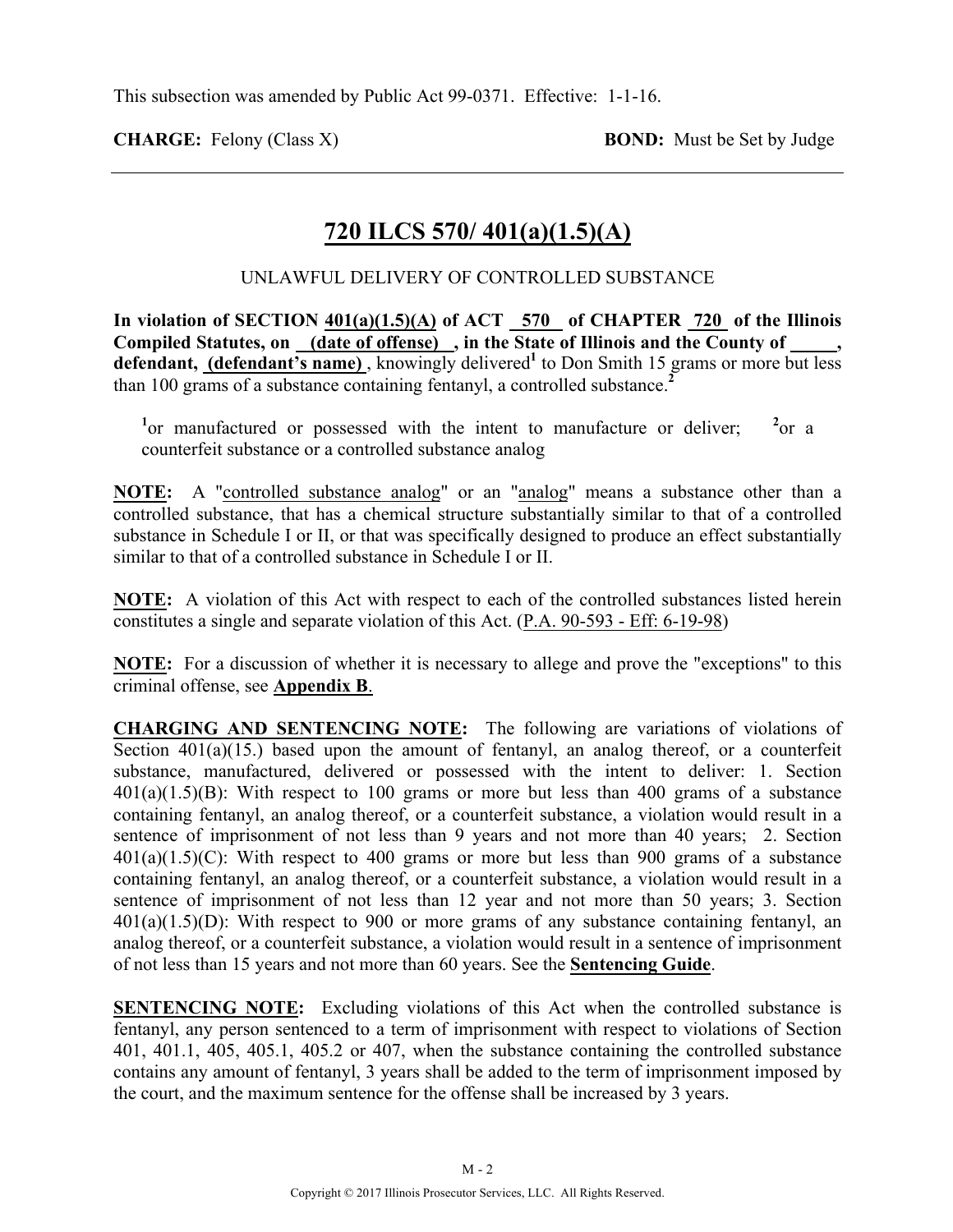This subsection was amended by Public Act 99-0371. Effective: 1-1-16.

**CHARGE:** Felony (Class X) **BOND:** Must be Set by Judge

---

## 720 ILCS 570/ 401(a)(1.5)(A)

UNLAWFUL DELIVERY OF CONTROLLED SUBSTANCE

**In violation of SECTION 401(a)(1.5)(A) of ACT 570 of CHAPTER 720 of the Illinois Compiled Statutes, on (date of offense), in the State of Illinois and the County of \_\_\_\_\_, defendant, (defendant's name)**, knowingly delivered[1] to Don Smith 15 grams or more but less than 100 grams of a substance containing fentanyl, a controlled substance.[2]

[1]or manufactured or possessed with the intent to manufacture or deliver; [2]or a counterfeit substance or a controlled substance analog

**NOTE:** A "controlled substance analog" or an "analog" means a substance other than a controlled substance, that has a chemical structure substantially similar to that of a controlled substance in Schedule I or II, or that was specifically designed to produce an effect substantially similar to that of a controlled substance in Schedule I or II.

**NOTE:** A violation of this Act with respect to each of the controlled substances listed herein constitutes a single and separate violation of this Act. (P.A. 90-593 - Eff: 6-19-98)

**NOTE:** For a discussion of whether it is necessary to allege and prove the "exceptions" to this criminal offense, see **Appendix B**.

**CHARGING AND SENTENCING NOTE:** The following are variations of violations of Section 401(a)(15.) based upon the amount of fentanyl, an analog thereof, or a counterfeit substance, manufactured, delivered or possessed with the intent to deliver: 1. Section 401(a)(1.5)(B): With respect to 100 grams or more but less than 400 grams of a substance containing fentanyl, an analog thereof, or a counterfeit substance, a violation would result in a sentence of imprisonment of not less than 9 years and not more than 40 years; 2. Section 401(a)(1.5)(C): With respect to 400 grams or more but less than 900 grams of a substance containing fentanyl, an analog thereof, or a counterfeit substance, a violation would result in a sentence of imprisonment of not less than 12 year and not more than 50 years; 3. Section 401(a)(1.5)(D): With respect to 900 or more grams of any substance containing fentanyl, an analog thereof, or a counterfeit substance, a violation would result in a sentence of imprisonment of not less than 15 years and not more than 60 years. See the **Sentencing Guide**.

**SENTENCING NOTE:** Excluding violations of this Act when the controlled substance is fentanyl, any person sentenced to a term of imprisonment with respect to violations of Section 401, 401.1, 405, 405.1, 405.2 or 407, when the substance containing the controlled substance contains any amount of fentanyl, 3 years shall be added to the term of imprisonment imposed by the court, and the maximum sentence for the offense shall be increased by 3 years.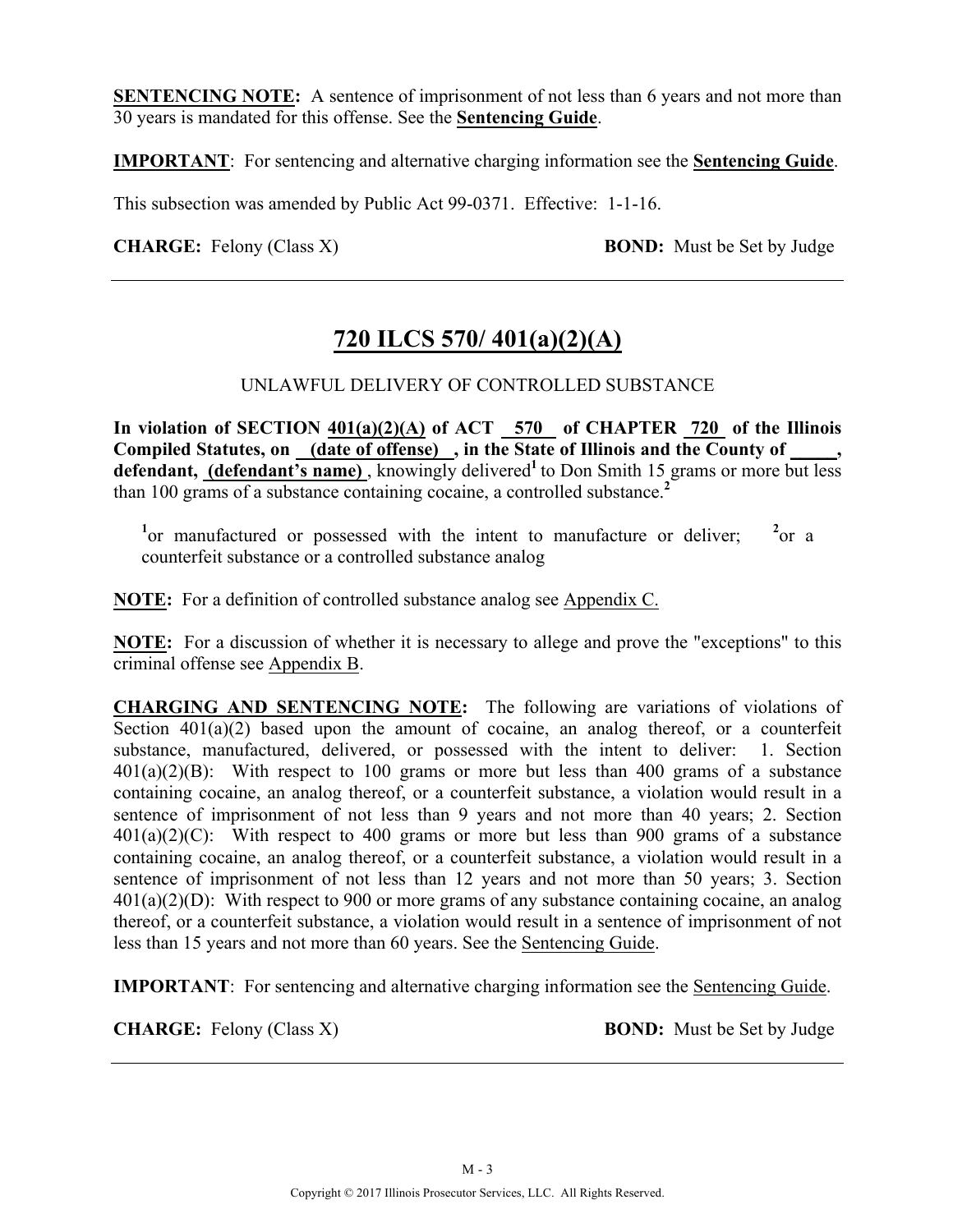**SENTENCING NOTE:** A sentence of imprisonment of not less than 6 years and not more than 30 years is mandated for this offense. See the **Sentencing Guide**.

**IMPORTANT**: For sentencing and alternative charging information see the **Sentencing Guide**.

This subsection was amended by Public Act 99-0371. Effective: 1-1-16.

**CHARGE:** Felony (Class X) **BOND:** Must be Set by Judge

---

## 720 ILCS 570/ 401(a)(2)(A)

UNLAWFUL DELIVERY OF CONTROLLED SUBSTANCE

**In violation of SECTION 401(a)(2)(A) of ACT 570 of CHAPTER 720 of the Illinois Compiled Statutes, on (date of offense) , in the State of Illinois and the County of _____, defendant, (defendant's name)** , knowingly delivered[1] to Don Smith 15 grams or more but less than 100 grams of a substance containing cocaine, a controlled substance.[2]

[1]or manufactured or possessed with the intent to manufacture or deliver; [2]or a counterfeit substance or a controlled substance analog

**NOTE:** For a definition of controlled substance analog see Appendix C.

**NOTE:** For a discussion of whether it is necessary to allege and prove the "exceptions" to this criminal offense see Appendix B.

**CHARGING AND SENTENCING NOTE:** The following are variations of violations of Section 401(a)(2) based upon the amount of cocaine, an analog thereof, or a counterfeit substance, manufactured, delivered, or possessed with the intent to deliver: 1. Section 401(a)(2)(B): With respect to 100 grams or more but less than 400 grams of a substance containing cocaine, an analog thereof, or a counterfeit substance, a violation would result in a sentence of imprisonment of not less than 9 years and not more than 40 years; 2. Section 401(a)(2)(C): With respect to 400 grams or more but less than 900 grams of a substance containing cocaine, an analog thereof, or a counterfeit substance, a violation would result in a sentence of imprisonment of not less than 12 years and not more than 50 years; 3. Section 401(a)(2)(D): With respect to 900 or more grams of any substance containing cocaine, an analog thereof, or a counterfeit substance, a violation would result in a sentence of imprisonment of not less than 15 years and not more than 60 years. See the Sentencing Guide.

**IMPORTANT**: For sentencing and alternative charging information see the Sentencing Guide.

**CHARGE:** Felony (Class X) **BOND:** Must be Set by Judge

---

Copyright © 2017 Illinois Prosecutor Services, LLC. All Rights Reserved.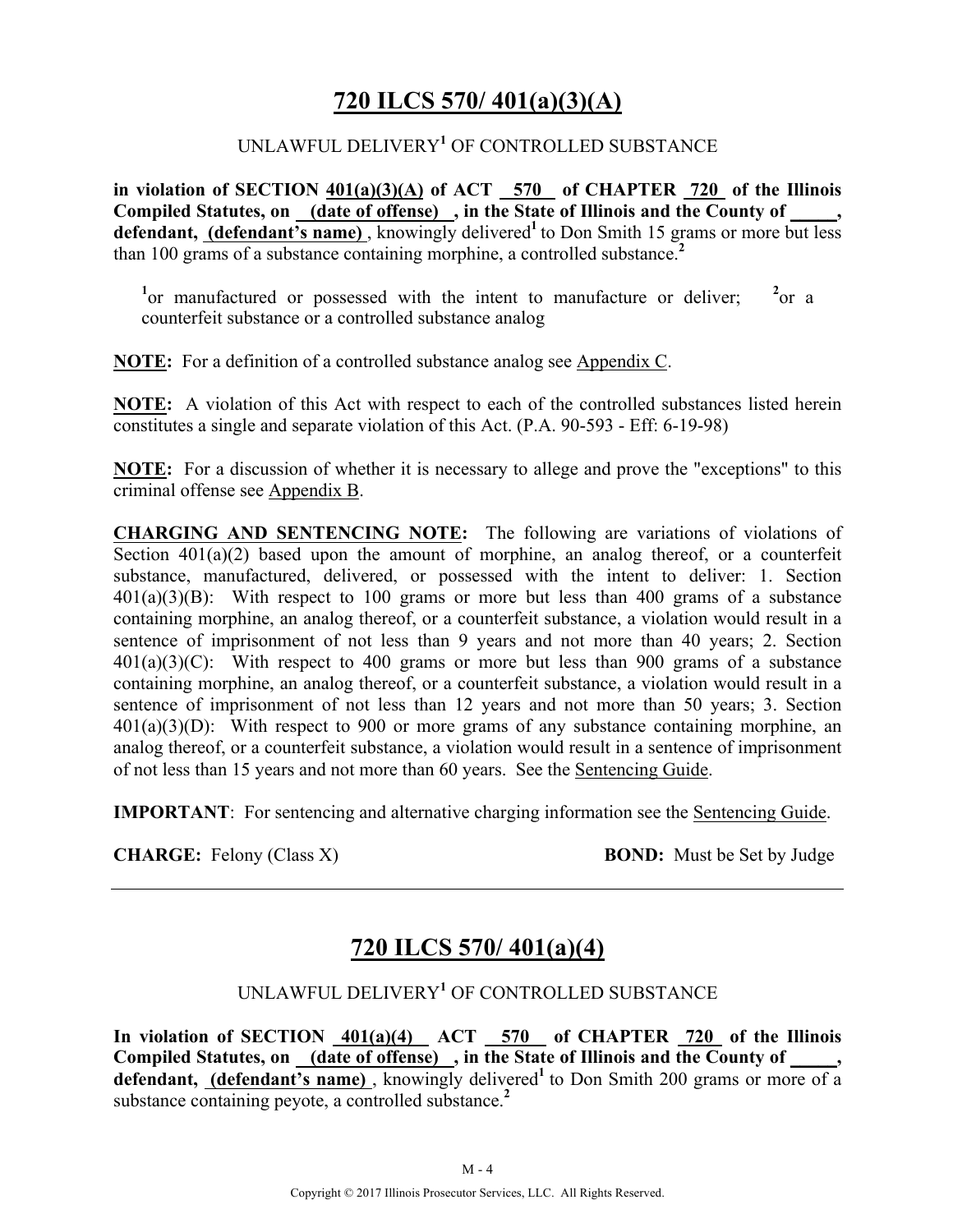## 720 ILCS 570/ 401(a)(3)(A)

UNLAWFUL DELIVERY[1] OF CONTROLLED SUBSTANCE

**in violation of SECTION 401(a)(3)(A) of ACT 570 of CHAPTER 720 of the Illinois Compiled Statutes, on (date of offense) , in the State of Illinois and the County of _____, defendant, (defendant's name)** , knowingly delivered[1] to Don Smith 15 grams or more but less than 100 grams of a substance containing morphine, a controlled substance.[2]

[1]or manufactured or possessed with the intent to manufacture or deliver; [2]or a counterfeit substance or a controlled substance analog

**NOTE:** For a definition of a controlled substance analog see Appendix C.

**NOTE:** A violation of this Act with respect to each of the controlled substances listed herein constitutes a single and separate violation of this Act. (P.A. 90-593 - Eff: 6-19-98)

**NOTE:** For a discussion of whether it is necessary to allege and prove the "exceptions" to this criminal offense see Appendix B.

**CHARGING AND SENTENCING NOTE:** The following are variations of violations of Section 401(a)(2) based upon the amount of morphine, an analog thereof, or a counterfeit substance, manufactured, delivered, or possessed with the intent to deliver: 1. Section 401(a)(3)(B): With respect to 100 grams or more but less than 400 grams of a substance containing morphine, an analog thereof, or a counterfeit substance, a violation would result in a sentence of imprisonment of not less than 9 years and not more than 40 years; 2. Section 401(a)(3)(C): With respect to 400 grams or more but less than 900 grams of a substance containing morphine, an analog thereof, or a counterfeit substance, a violation would result in a sentence of imprisonment of not less than 12 years and not more than 50 years; 3. Section 401(a)(3)(D): With respect to 900 or more grams of any substance containing morphine, an analog thereof, or a counterfeit substance, a violation would result in a sentence of imprisonment of not less than 15 years and not more than 60 years. See the Sentencing Guide.

**IMPORTANT**: For sentencing and alternative charging information see the Sentencing Guide.

**CHARGE:** Felony (Class X) **BOND:** Must be Set by Judge

---

## 720 ILCS 570/ 401(a)(4)

UNLAWFUL DELIVERY[1] OF CONTROLLED SUBSTANCE

**In violation of SECTION 401(a)(4) ACT 570 of CHAPTER 720 of the Illinois Compiled Statutes, on (date of offense) , in the State of Illinois and the County of _____, defendant, (defendant's name)** , knowingly delivered[1] to Don Smith 200 grams or more of a substance containing peyote, a controlled substance.[2]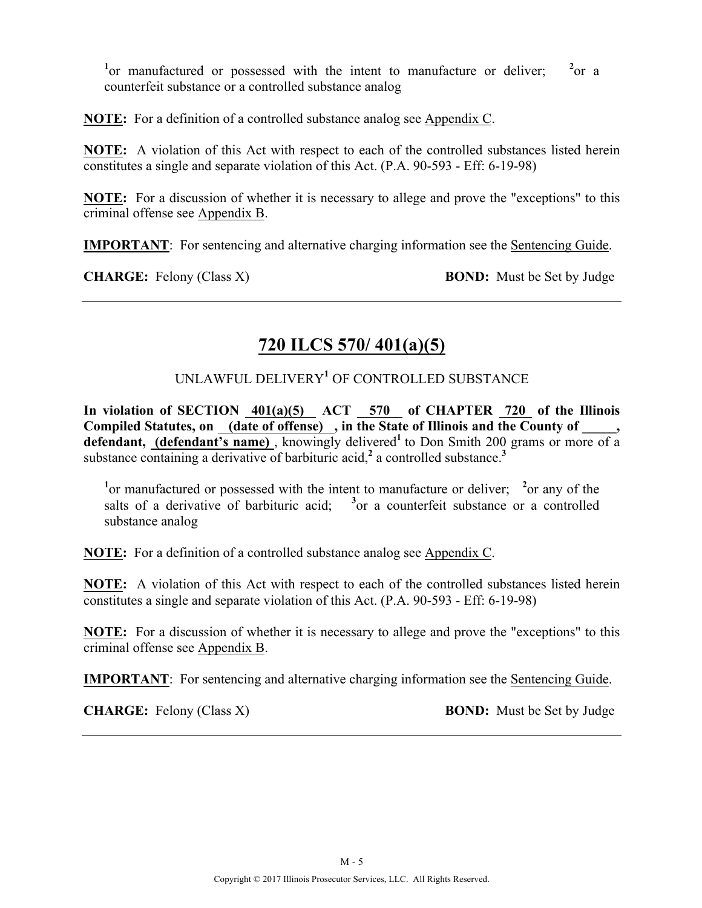[1]or manufactured or possessed with the intent to manufacture or deliver; [2]or a counterfeit substance or a controlled substance analog

**NOTE:** For a definition of a controlled substance analog see Appendix C.

**NOTE:** A violation of this Act with respect to each of the controlled substances listed herein constitutes a single and separate violation of this Act. (P.A. 90-593 - Eff: 6-19-98)

**NOTE:** For a discussion of whether it is necessary to allege and prove the "exceptions" to this criminal offense see Appendix B.

**IMPORTANT**: For sentencing and alternative charging information see the Sentencing Guide.

**CHARGE:** Felony (Class X) **BOND:** Must be Set by Judge

---

## 720 ILCS 570/ 401(a)(5)

UNLAWFUL DELIVERY[1] OF CONTROLLED SUBSTANCE

**In violation of SECTION 401(a)(5) ACT 570 of CHAPTER 720 of the Illinois Compiled Statutes, on (date of offense), in the State of Illinois and the County of _____, defendant, (defendant's name)**, knowingly delivered[1] to Don Smith 200 grams or more of a substance containing a derivative of barbituric acid,[2] a controlled substance.[3]

[1]or manufactured or possessed with the intent to manufacture or deliver; [2]or any of the salts of a derivative of barbituric acid; [3]or a counterfeit substance or a controlled substance analog

**NOTE:** For a definition of a controlled substance analog see Appendix C.

**NOTE:** A violation of this Act with respect to each of the controlled substances listed herein constitutes a single and separate violation of this Act. (P.A. 90-593 - Eff: 6-19-98)

**NOTE:** For a discussion of whether it is necessary to allege and prove the "exceptions" to this criminal offense see Appendix B.

**IMPORTANT**: For sentencing and alternative charging information see the Sentencing Guide.

**CHARGE:** Felony (Class X) **BOND:** Must be Set by Judge

---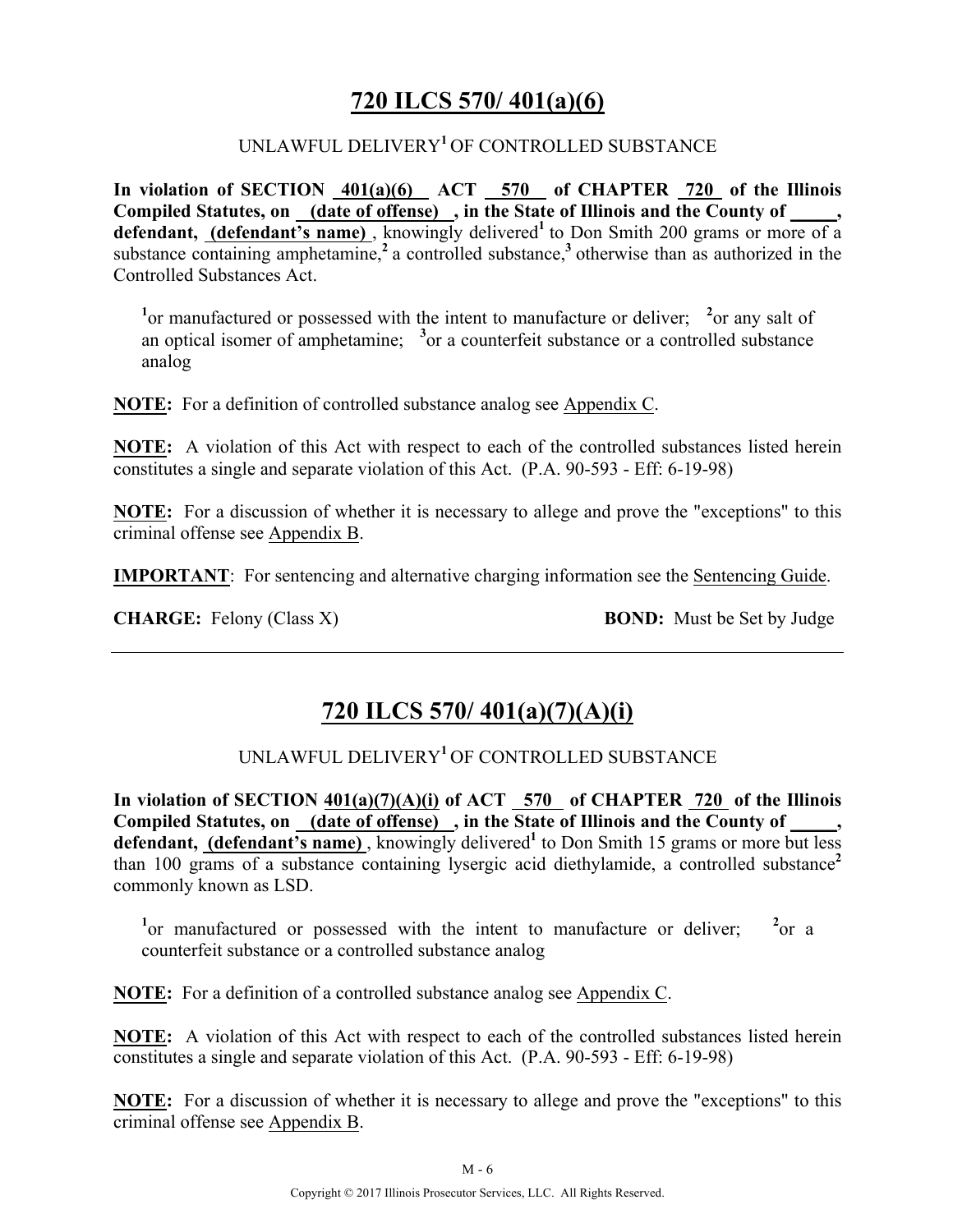## 720 ILCS 570/ 401(a)(6)

UNLAWFUL DELIVERY[1] OF CONTROLLED SUBSTANCE

**In violation of SECTION 401(a)(6) ACT 570 of CHAPTER 720 of the Illinois Compiled Statutes, on (date of offense) , in the State of Illinois and the County of _____, defendant, (defendant's name)** , knowingly delivered[1] to Don Smith 200 grams or more of a substance containing amphetamine,[2] a controlled substance,[3] otherwise than as authorized in the Controlled Substances Act.

[1]or manufactured or possessed with the intent to manufacture or deliver; [2]or any salt of an optical isomer of amphetamine; [3]or a counterfeit substance or a controlled substance analog

**NOTE:** For a definition of controlled substance analog see Appendix C.

**NOTE:** A violation of this Act with respect to each of the controlled substances listed herein constitutes a single and separate violation of this Act. (P.A. 90-593 - Eff: 6-19-98)

**NOTE:** For a discussion of whether it is necessary to allege and prove the "exceptions" to this criminal offense see Appendix B.

**IMPORTANT**: For sentencing and alternative charging information see the Sentencing Guide.

**CHARGE:** Felony (Class X) **BOND:** Must be Set by Judge

---

## 720 ILCS 570/ 401(a)(7)(A)(i)

UNLAWFUL DELIVERY[1] OF CONTROLLED SUBSTANCE

**In violation of SECTION 401(a)(7)(A)(i) of ACT 570 of CHAPTER 720 of the Illinois Compiled Statutes, on (date of offense) , in the State of Illinois and the County of _____, defendant, (defendant's name)** , knowingly delivered[1] to Don Smith 15 grams or more but less than 100 grams of a substance containing lysergic acid diethylamide, a controlled substance[2] commonly known as LSD.

[1]or manufactured or possessed with the intent to manufacture or deliver; [2]or a counterfeit substance or a controlled substance analog

**NOTE:** For a definition of a controlled substance analog see Appendix C.

**NOTE:** A violation of this Act with respect to each of the controlled substances listed herein constitutes a single and separate violation of this Act. (P.A. 90-593 - Eff: 6-19-98)

**NOTE:** For a discussion of whether it is necessary to allege and prove the "exceptions" to this criminal offense see Appendix B.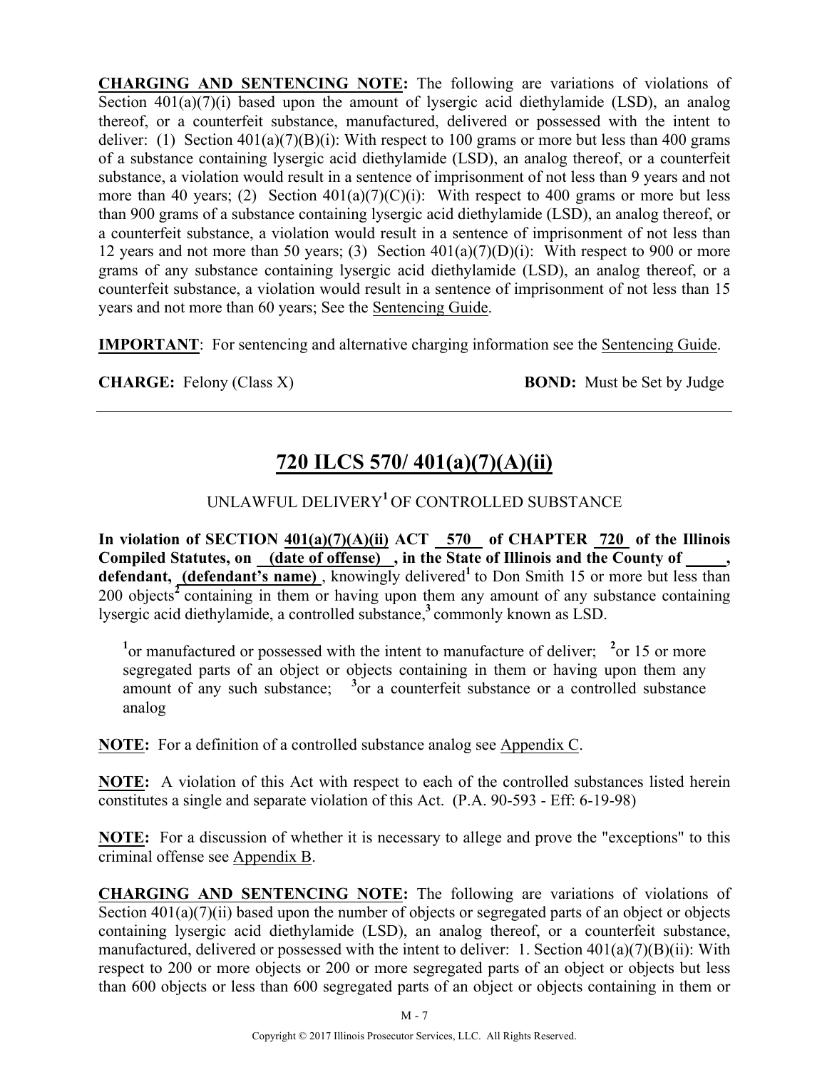**CHARGING AND SENTENCING NOTE:** The following are variations of violations of Section 401(a)(7)(i) based upon the amount of lysergic acid diethylamide (LSD), an analog thereof, or a counterfeit substance, manufactured, delivered or possessed with the intent to deliver: (1) Section 401(a)(7)(B)(i): With respect to 100 grams or more but less than 400 grams of a substance containing lysergic acid diethylamide (LSD), an analog thereof, or a counterfeit substance, a violation would result in a sentence of imprisonment of not less than 9 years and not more than 40 years; (2) Section 401(a)(7)(C)(i): With respect to 400 grams or more but less than 900 grams of a substance containing lysergic acid diethylamide (LSD), an analog thereof, or a counterfeit substance, a violation would result in a sentence of imprisonment of not less than 12 years and not more than 50 years; (3) Section 401(a)(7)(D)(i): With respect to 900 or more grams of any substance containing lysergic acid diethylamide (LSD), an analog thereof, or a counterfeit substance, a violation would result in a sentence of imprisonment of not less than 15 years and not more than 60 years; See the Sentencing Guide.

**IMPORTANT**: For sentencing and alternative charging information see the Sentencing Guide.

**CHARGE:** Felony (Class X) **BOND:** Must be Set by Judge

---

## 720 ILCS 570/ 401(a)(7)(A)(ii)

UNLAWFUL DELIVERY[1] OF CONTROLLED SUBSTANCE

**In violation of SECTION 401(a)(7)(A)(ii) ACT 570 of CHAPTER 720 of the Illinois Compiled Statutes, on (date of offense) , in the State of Illinois and the County of _____, defendant, (defendant's name)** , knowingly delivered[1] to Don Smith 15 or more but less than 200 objects[2] containing in them or having upon them any amount of any substance containing lysergic acid diethylamide, a controlled substance,[3] commonly known as LSD.

[1]or manufactured or possessed with the intent to manufacture of deliver; [2]or 15 or more segregated parts of an object or objects containing in them or having upon them any amount of any such substance; [3]or a counterfeit substance or a controlled substance analog

**NOTE:** For a definition of a controlled substance analog see Appendix C.

**NOTE:** A violation of this Act with respect to each of the controlled substances listed herein constitutes a single and separate violation of this Act. (P.A. 90-593 - Eff: 6-19-98)

**NOTE:** For a discussion of whether it is necessary to allege and prove the "exceptions" to this criminal offense see Appendix B.

**CHARGING AND SENTENCING NOTE:** The following are variations of violations of Section 401(a)(7)(ii) based upon the number of objects or segregated parts of an object or objects containing lysergic acid diethylamide (LSD), an analog thereof, or a counterfeit substance, manufactured, delivered or possessed with the intent to deliver: 1. Section 401(a)(7)(B)(ii): With respect to 200 or more objects or 200 or more segregated parts of an object or objects but less than 600 objects or less than 600 segregated parts of an object or objects containing in them or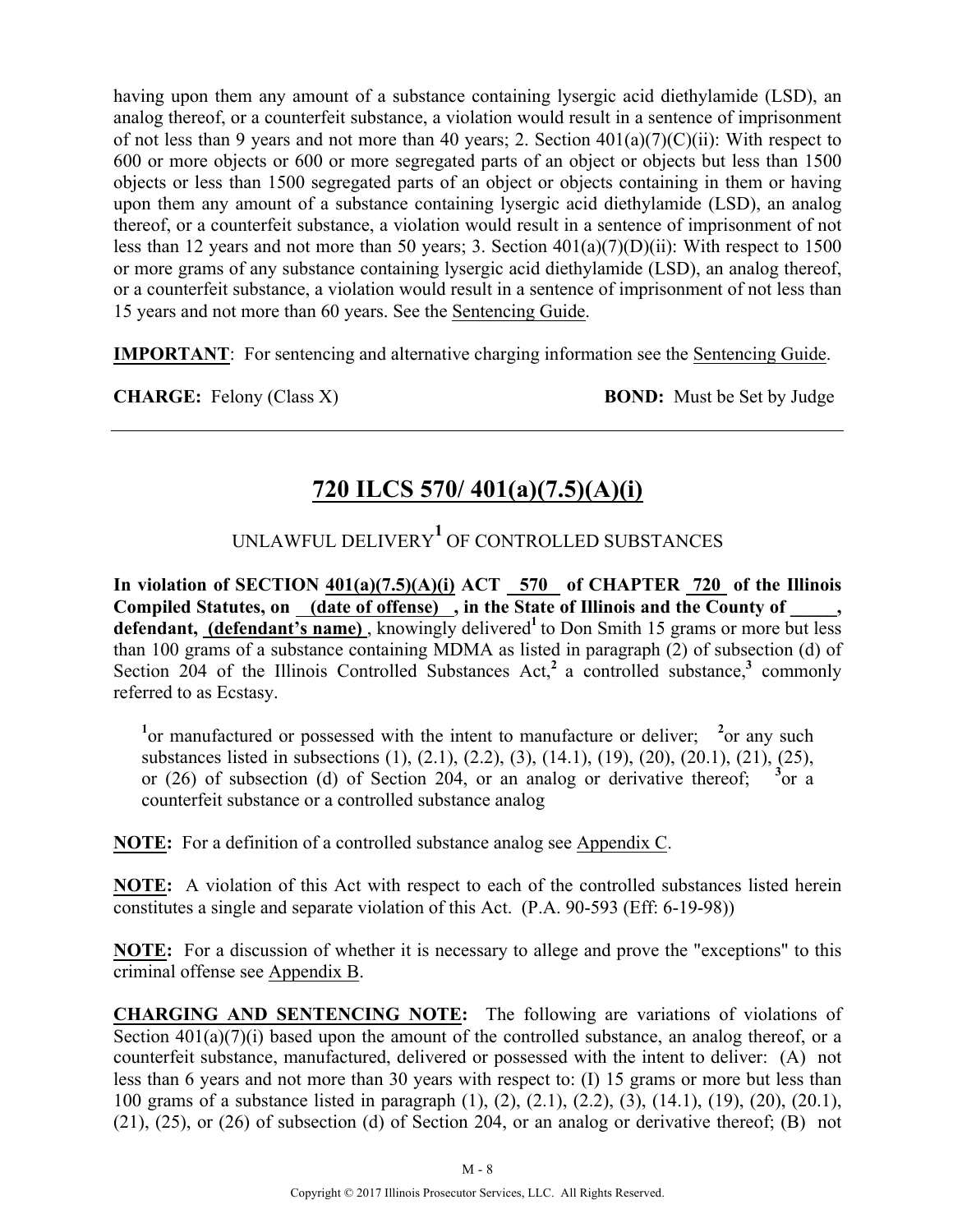having upon them any amount of a substance containing lysergic acid diethylamide (LSD), an analog thereof, or a counterfeit substance, a violation would result in a sentence of imprisonment of not less than 9 years and not more than 40 years; 2. Section 401(a)(7)(C)(ii): With respect to 600 or more objects or 600 or more segregated parts of an object or objects but less than 1500 objects or less than 1500 segregated parts of an object or objects containing in them or having upon them any amount of a substance containing lysergic acid diethylamide (LSD), an analog thereof, or a counterfeit substance, a violation would result in a sentence of imprisonment of not less than 12 years and not more than 50 years; 3. Section 401(a)(7)(D)(ii): With respect to 1500 or more grams of any substance containing lysergic acid diethylamide (LSD), an analog thereof, or a counterfeit substance, a violation would result in a sentence of imprisonment of not less than 15 years and not more than 60 years. See the Sentencing Guide.

**IMPORTANT**: For sentencing and alternative charging information see the Sentencing Guide.

**CHARGE:** Felony (Class X) **BOND:** Must be Set by Judge

---

## 720 ILCS 570/ 401(a)(7.5)(A)(i)

UNLAWFUL DELIVERY[1] OF CONTROLLED SUBSTANCES

**In violation of SECTION 401(a)(7.5)(A)(i) ACT 570 of CHAPTER 720 of the Illinois Compiled Statutes, on (date of offense), in the State of Illinois and the County of _____, defendant, (defendant's name)**, knowingly delivered[1] to Don Smith 15 grams or more but less than 100 grams of a substance containing MDMA as listed in paragraph (2) of subsection (d) of Section 204 of the Illinois Controlled Substances Act,[2] a controlled substance,[3] commonly referred to as Ecstasy.

[1]or manufactured or possessed with the intent to manufacture or deliver; [2]or any such substances listed in subsections (1), (2.1), (2.2), (3), (14.1), (19), (20), (20.1), (21), (25), or (26) of subsection (d) of Section 204, or an analog or derivative thereof; [3]or a counterfeit substance or a controlled substance analog

**NOTE:** For a definition of a controlled substance analog see Appendix C.

**NOTE:** A violation of this Act with respect to each of the controlled substances listed herein constitutes a single and separate violation of this Act. (P.A. 90-593 (Eff: 6-19-98))

**NOTE:** For a discussion of whether it is necessary to allege and prove the "exceptions" to this criminal offense see Appendix B.

**CHARGING AND SENTENCING NOTE:** The following are variations of violations of Section 401(a)(7)(i) based upon the amount of the controlled substance, an analog thereof, or a counterfeit substance, manufactured, delivered or possessed with the intent to deliver: (A) not less than 6 years and not more than 30 years with respect to: (I) 15 grams or more but less than 100 grams of a substance listed in paragraph (1), (2), (2.1), (2.2), (3), (14.1), (19), (20), (20.1), (21), (25), or (26) of subsection (d) of Section 204, or an analog or derivative thereof; (B) not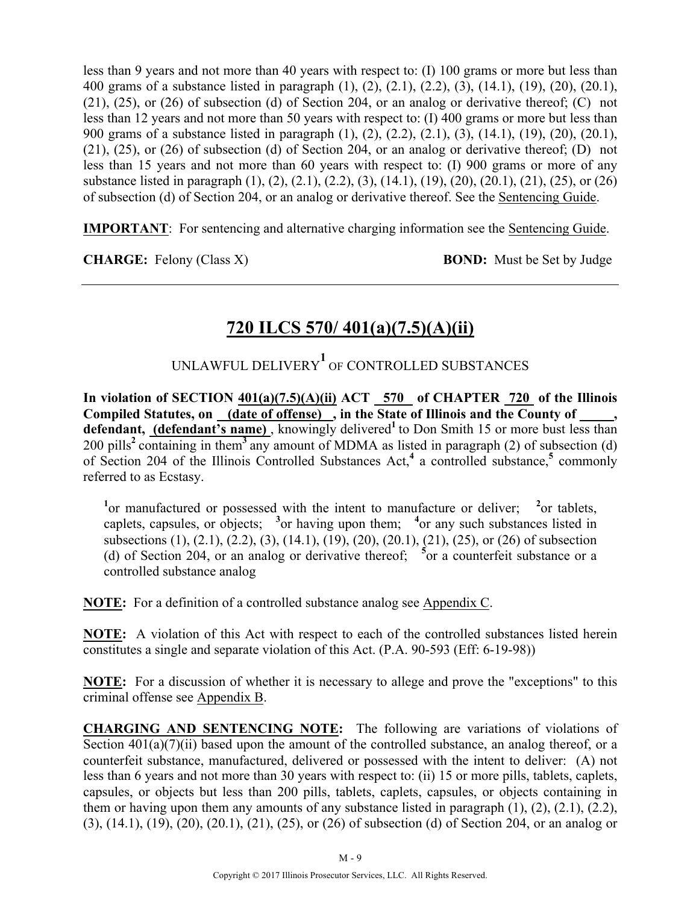less than 9 years and not more than 40 years with respect to: (I) 100 grams or more but less than 400 grams of a substance listed in paragraph (1), (2), (2.1), (2.2), (3), (14.1), (19), (20), (20.1), (21), (25), or (26) of subsection (d) of Section 204, or an analog or derivative thereof; (C) not less than 12 years and not more than 50 years with respect to: (I) 400 grams or more but less than 900 grams of a substance listed in paragraph (1), (2), (2.2), (2.1), (3), (14.1), (19), (20), (20.1), (21), (25), or (26) of subsection (d) of Section 204, or an analog or derivative thereof; (D) not less than 15 years and not more than 60 years with respect to: (I) 900 grams or more of any substance listed in paragraph (1), (2), (2.1), (2.2), (3), (14.1), (19), (20), (20.1), (21), (25), or (26) of subsection (d) of Section 204, or an analog or derivative thereof. See the Sentencing Guide.

**IMPORTANT**: For sentencing and alternative charging information see the Sentencing Guide.

**CHARGE:** Felony (Class X) **BOND:** Must be Set by Judge

---

## 720 ILCS 570/ 401(a)(7.5)(A)(ii)

UNLAWFUL DELIVERY[1] OF CONTROLLED SUBSTANCES

**In violation of SECTION 401(a)(7.5)(A)(ii) ACT 570 of CHAPTER 720 of the Illinois Compiled Statutes, on (date of offense) , in the State of Illinois and the County of _____, defendant, (defendant's name)**, knowingly delivered[1] to Don Smith 15 or more bust less than 200 pills[2] containing in them[3] any amount of MDMA as listed in paragraph (2) of subsection (d) of Section 204 of the Illinois Controlled Substances Act,[4] a controlled substance,[5] commonly referred to as Ecstasy.

[1]or manufactured or possessed with the intent to manufacture or deliver; [2]or tablets, caplets, capsules, or objects; [3]or having upon them; [4]or any such substances listed in subsections (1), (2.1), (2.2), (3), (14.1), (19), (20), (20.1), (21), (25), or (26) of subsection (d) of Section 204, or an analog or derivative thereof; [5]or a counterfeit substance or a controlled substance analog

**NOTE:** For a definition of a controlled substance analog see Appendix C.

**NOTE:** A violation of this Act with respect to each of the controlled substances listed herein constitutes a single and separate violation of this Act. (P.A. 90-593 (Eff: 6-19-98))

**NOTE:** For a discussion of whether it is necessary to allege and prove the "exceptions" to this criminal offense see Appendix B.

**CHARGING AND SENTENCING NOTE:** The following are variations of violations of Section 401(a)(7)(ii) based upon the amount of the controlled substance, an analog thereof, or a counterfeit substance, manufactured, delivered or possessed with the intent to deliver: (A) not less than 6 years and not more than 30 years with respect to: (ii) 15 or more pills, tablets, caplets, capsules, or objects but less than 200 pills, tablets, caplets, capsules, or objects containing in them or having upon them any amounts of any substance listed in paragraph (1), (2), (2.1), (2.2), (3), (14.1), (19), (20), (20.1), (21), (25), or (26) of subsection (d) of Section 204, or an analog or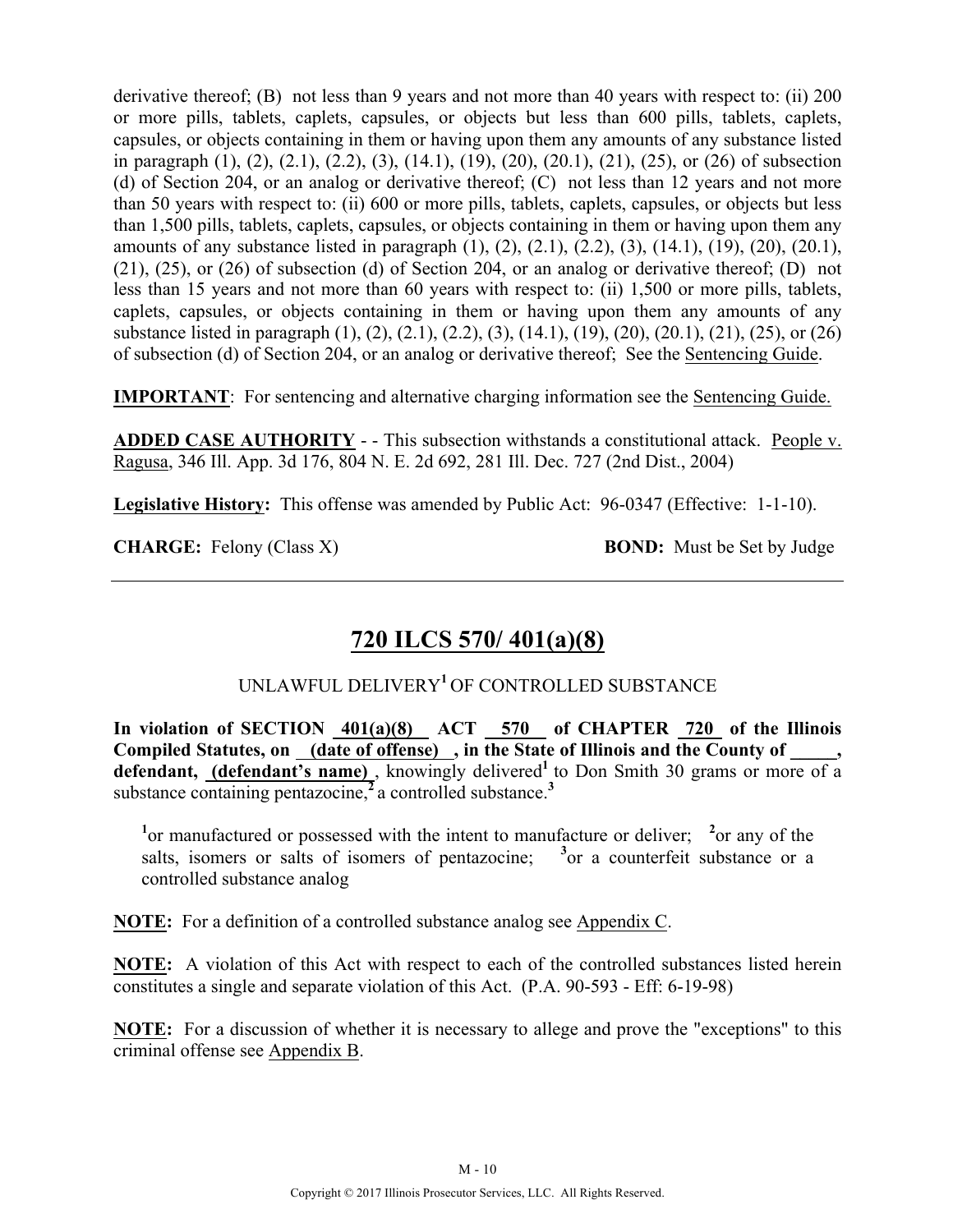derivative thereof; (B) not less than 9 years and not more than 40 years with respect to: (ii) 200 or more pills, tablets, caplets, capsules, or objects but less than 600 pills, tablets, caplets, capsules, or objects containing in them or having upon them any amounts of any substance listed in paragraph (1), (2), (2.1), (2.2), (3), (14.1), (19), (20), (20.1), (21), (25), or (26) of subsection (d) of Section 204, or an analog or derivative thereof; (C) not less than 12 years and not more than 50 years with respect to: (ii) 600 or more pills, tablets, caplets, capsules, or objects but less than 1,500 pills, tablets, caplets, capsules, or objects containing in them or having upon them any amounts of any substance listed in paragraph (1), (2), (2.1), (2.2), (3), (14.1), (19), (20), (20.1), (21), (25), or (26) of subsection (d) of Section 204, or an analog or derivative thereof; (D) not less than 15 years and not more than 60 years with respect to: (ii) 1,500 or more pills, tablets, caplets, capsules, or objects containing in them or having upon them any amounts of any substance listed in paragraph (1), (2), (2.1), (2.2), (3), (14.1), (19), (20), (20.1), (21), (25), or (26) of subsection (d) of Section 204, or an analog or derivative thereof; See the Sentencing Guide.

**IMPORTANT**: For sentencing and alternative charging information see the Sentencing Guide.

**ADDED CASE AUTHORITY** - - This subsection withstands a constitutional attack. People v. Ragusa, 346 Ill. App. 3d 176, 804 N. E. 2d 692, 281 Ill. Dec. 727 (2nd Dist., 2004)

**Legislative History:** This offense was amended by Public Act: 96-0347 (Effective: 1-1-10).

**CHARGE:** Felony (Class X) **BOND:** Must be Set by Judge

---

## 720 ILCS 570/ 401(a)(8)

UNLAWFUL DELIVERY[1] OF CONTROLLED SUBSTANCE

**In violation of SECTION 401(a)(8) ACT 570 of CHAPTER 720 of the Illinois Compiled Statutes, on (date of offense), in the State of Illinois and the County of _____, defendant, (defendant's name)**, knowingly delivered[1] to Don Smith 30 grams or more of a substance containing pentazocine,[2] a controlled substance.[3]

[1]or manufactured or possessed with the intent to manufacture or deliver; [2]or any of the salts, isomers or salts of isomers of pentazocine; [3]or a counterfeit substance or a controlled substance analog

**NOTE:** For a definition of a controlled substance analog see Appendix C.

**NOTE:** A violation of this Act with respect to each of the controlled substances listed herein constitutes a single and separate violation of this Act. (P.A. 90-593 - Eff: 6-19-98)

**NOTE:** For a discussion of whether it is necessary to allege and prove the "exceptions" to this criminal offense see Appendix B.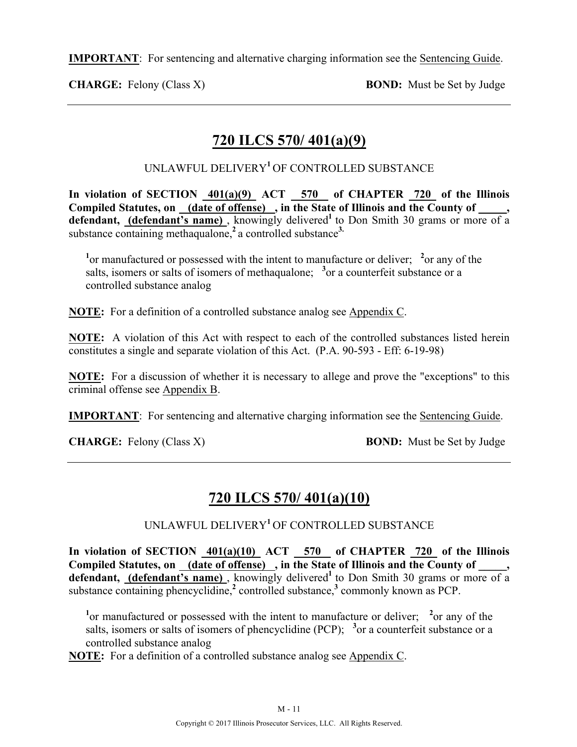**IMPORTANT**: For sentencing and alternative charging information see the Sentencing Guide.

**CHARGE:** Felony (Class X) **BOND:** Must be Set by Judge

---

## 720 ILCS 570/ 401(a)(9)

UNLAWFUL DELIVERY[1] OF CONTROLLED SUBSTANCE

**In violation of SECTION 401(a)(9) ACT 570 of CHAPTER 720 of the Illinois Compiled Statutes, on (date of offense), in the State of Illinois and the County of \_\_\_\_\_, defendant, (defendant's name)**, knowingly delivered[1] to Don Smith 30 grams or more of a substance containing methaqualone,[2] a controlled substance[3].

[1]or manufactured or possessed with the intent to manufacture or deliver; [2]or any of the salts, isomers or salts of isomers of methaqualone; [3]or a counterfeit substance or a controlled substance analog

**NOTE:** For a definition of a controlled substance analog see Appendix C.

**NOTE:** A violation of this Act with respect to each of the controlled substances listed herein constitutes a single and separate violation of this Act. (P.A. 90-593 - Eff: 6-19-98)

**NOTE:** For a discussion of whether it is necessary to allege and prove the "exceptions" to this criminal offense see Appendix B.

**IMPORTANT**: For sentencing and alternative charging information see the Sentencing Guide.

**CHARGE:** Felony (Class X) **BOND:** Must be Set by Judge

---

## 720 ILCS 570/ 401(a)(10)

UNLAWFUL DELIVERY[1] OF CONTROLLED SUBSTANCE

**In violation of SECTION 401(a)(10) ACT 570 of CHAPTER 720 of the Illinois Compiled Statutes, on (date of offense), in the State of Illinois and the County of \_\_\_\_\_, defendant, (defendant's name)**, knowingly delivered[1] to Don Smith 30 grams or more of a substance containing phencyclidine,[2] controlled substance,[3] commonly known as PCP.

[1]or manufactured or possessed with the intent to manufacture or deliver; [2]or any of the salts, isomers or salts of isomers of phencyclidine (PCP); [3]or a counterfeit substance or a controlled substance analog

**NOTE:** For a definition of a controlled substance analog see Appendix C.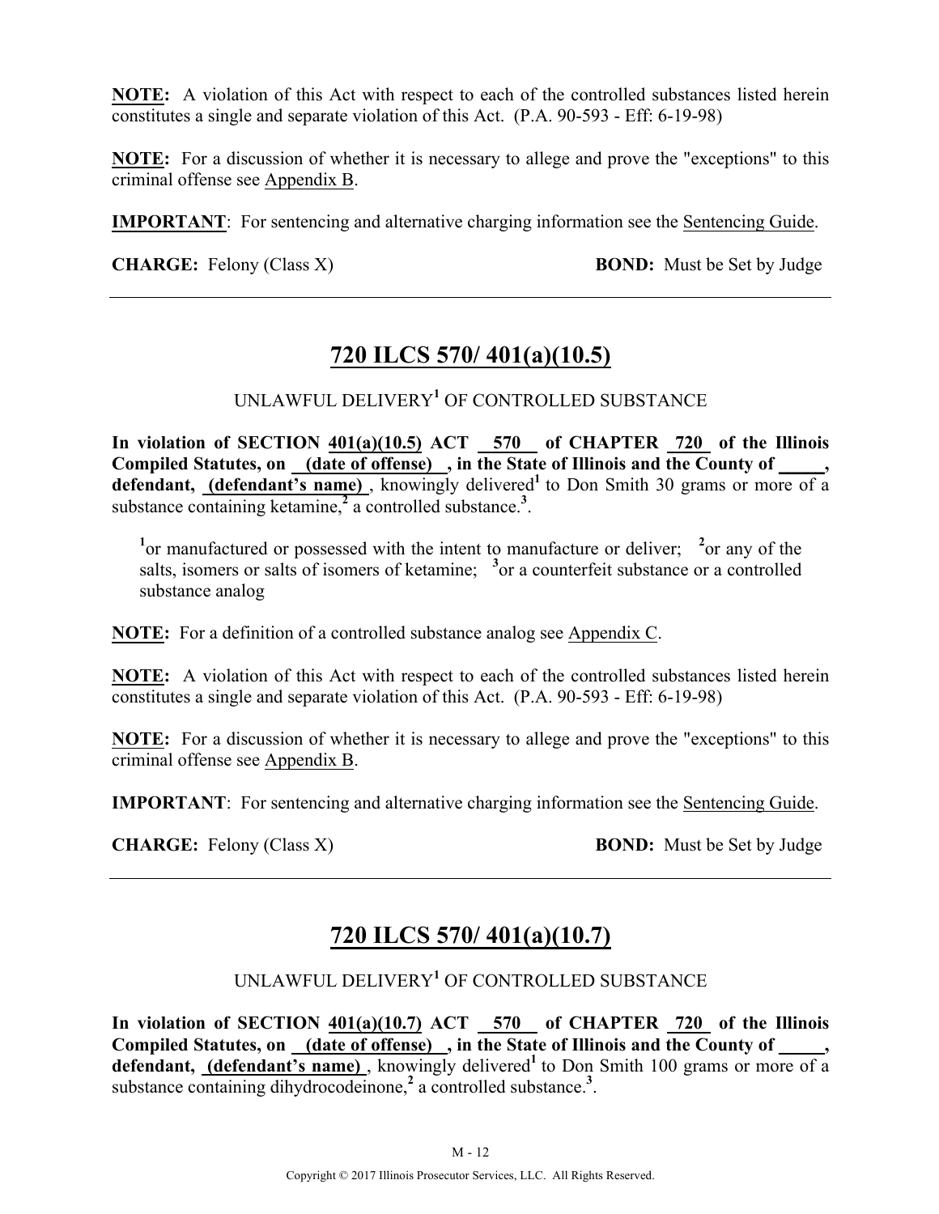**NOTE:** A violation of this Act with respect to each of the controlled substances listed herein constitutes a single and separate violation of this Act. (P.A. 90-593 - Eff: 6-19-98)

**NOTE:** For a discussion of whether it is necessary to allege and prove the "exceptions" to this criminal offense see Appendix B.

**IMPORTANT**: For sentencing and alternative charging information see the Sentencing Guide.

**CHARGE:** Felony (Class X) **BOND:** Must be Set by Judge

---

## 720 ILCS 570/ 401(a)(10.5)

UNLAWFUL DELIVERY[1] OF CONTROLLED SUBSTANCE

**In violation of SECTION 401(a)(10.5) ACT 570 of CHAPTER 720 of the Illinois Compiled Statutes, on (date of offense) , in the State of Illinois and the County of \_\_\_\_\_, defendant, (defendant's name)** , knowingly delivered[1] to Don Smith 30 grams or more of a substance containing ketamine,[2] a controlled substance.[3].

[1]or manufactured or possessed with the intent to manufacture or deliver; [2]or any of the salts, isomers or salts of isomers of ketamine; [3]or a counterfeit substance or a controlled substance analog

**NOTE:** For a definition of a controlled substance analog see Appendix C.

**NOTE:** A violation of this Act with respect to each of the controlled substances listed herein constitutes a single and separate violation of this Act. (P.A. 90-593 - Eff: 6-19-98)

**NOTE:** For a discussion of whether it is necessary to allege and prove the "exceptions" to this criminal offense see Appendix B.

**IMPORTANT**: For sentencing and alternative charging information see the Sentencing Guide.

**CHARGE:** Felony (Class X) **BOND:** Must be Set by Judge

---

## 720 ILCS 570/ 401(a)(10.7)

UNLAWFUL DELIVERY[1] OF CONTROLLED SUBSTANCE

**In violation of SECTION 401(a)(10.7) ACT 570 of CHAPTER 720 of the Illinois Compiled Statutes, on (date of offense) , in the State of Illinois and the County of \_\_\_\_\_, defendant, (defendant's name)** , knowingly delivered[1] to Don Smith 100 grams or more of a substance containing dihydrocodeinone,[2] a controlled substance.[3].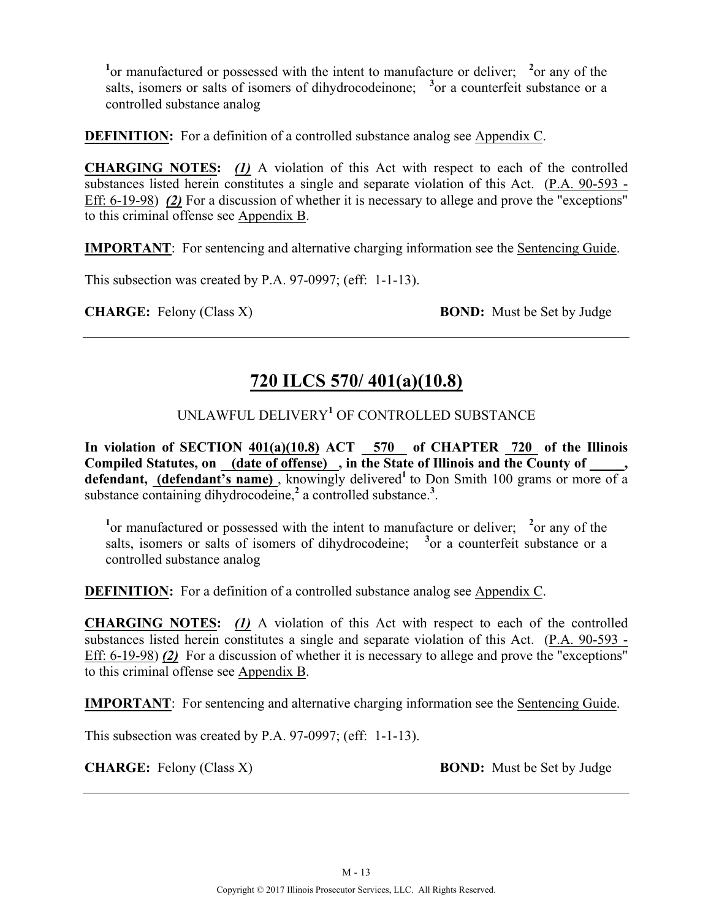[1]or manufactured or possessed with the intent to manufacture or deliver; [2]or any of the salts, isomers or salts of isomers of dihydrocodeinone; [3]or a counterfeit substance or a controlled substance analog

**DEFINITION:** For a definition of a controlled substance analog see Appendix C.

**CHARGING NOTES:** ***(1)*** A violation of this Act with respect to each of the controlled substances listed herein constitutes a single and separate violation of this Act. (P.A. 90-593 - Eff: 6-19-98) ***(2)*** For a discussion of whether it is necessary to allege and prove the "exceptions" to this criminal offense see Appendix B.

**IMPORTANT**: For sentencing and alternative charging information see the Sentencing Guide.

This subsection was created by P.A. 97-0997; (eff: 1-1-13).

**CHARGE:** Felony (Class X) **BOND:** Must be Set by Judge

---

## 720 ILCS 570/ 401(a)(10.8)

UNLAWFUL DELIVERY[1] OF CONTROLLED SUBSTANCE

**In violation of SECTION 401(a)(10.8) ACT 570 of CHAPTER 720 of the Illinois Compiled Statutes, on (date of offense) , in the State of Illinois and the County of \_\_\_\_\_, defendant, (defendant's name)** , knowingly delivered[1] to Don Smith 100 grams or more of a substance containing dihydrocodeine,[2] a controlled substance.[3].

[1]or manufactured or possessed with the intent to manufacture or deliver; [2]or any of the salts, isomers or salts of isomers of dihydrocodeine; [3]or a counterfeit substance or a controlled substance analog

**DEFINITION:** For a definition of a controlled substance analog see Appendix C.

**CHARGING NOTES:** ***(1)*** A violation of this Act with respect to each of the controlled substances listed herein constitutes a single and separate violation of this Act. (P.A. 90-593 - Eff: 6-19-98) ***(2)*** For a discussion of whether it is necessary to allege and prove the "exceptions" to this criminal offense see Appendix B.

**IMPORTANT**: For sentencing and alternative charging information see the Sentencing Guide.

This subsection was created by P.A. 97-0997; (eff: 1-1-13).

**CHARGE:** Felony (Class X) **BOND:** Must be Set by Judge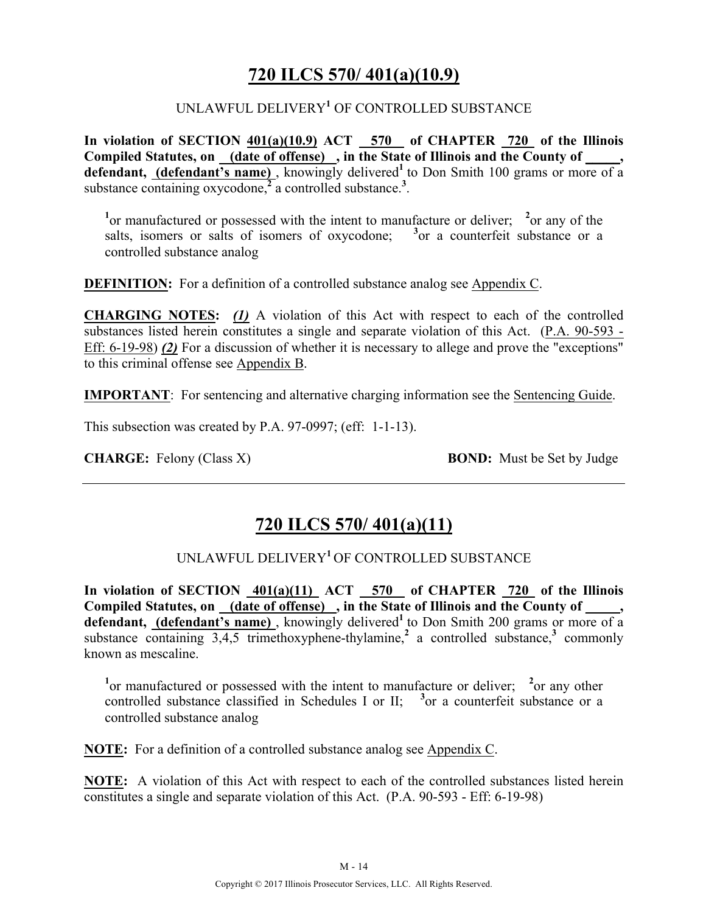## 720 ILCS 570/ 401(a)(10.9)

UNLAWFUL DELIVERY[1] OF CONTROLLED SUBSTANCE

**In violation of SECTION 401(a)(10.9) ACT 570 of CHAPTER 720 of the Illinois Compiled Statutes, on (date of offense), in the State of Illinois and the County of _____, defendant, (defendant's name)**, knowingly delivered[1] to Don Smith 100 grams or more of a substance containing oxycodone,[2] a controlled substance.[3].

[1]or manufactured or possessed with the intent to manufacture or deliver; [2]or any of the salts, isomers or salts of isomers of oxycodone; [3]or a counterfeit substance or a controlled substance analog

**DEFINITION:** For a definition of a controlled substance analog see Appendix C.

**CHARGING NOTES:** ***(1)*** A violation of this Act with respect to each of the controlled substances listed herein constitutes a single and separate violation of this Act. (P.A. 90-593 - Eff: 6-19-98) ***(2)*** For a discussion of whether it is necessary to allege and prove the "exceptions" to this criminal offense see Appendix B.

**IMPORTANT**: For sentencing and alternative charging information see the Sentencing Guide.

This subsection was created by P.A. 97-0997; (eff: 1-1-13).

**CHARGE:** Felony (Class X) **BOND:** Must be Set by Judge

---

## 720 ILCS 570/ 401(a)(11)

UNLAWFUL DELIVERY[1] OF CONTROLLED SUBSTANCE

**In violation of SECTION 401(a)(11) ACT 570 of CHAPTER 720 of the Illinois Compiled Statutes, on (date of offense), in the State of Illinois and the County of _____, defendant, (defendant's name)**, knowingly delivered[1] to Don Smith 200 grams or more of a substance containing 3,4,5 trimethoxyphene-thylamine,[2] a controlled substance,[3] commonly known as mescaline.

[1]or manufactured or possessed with the intent to manufacture or deliver; [2]or any other controlled substance classified in Schedules I or II; [3]or a counterfeit substance or a controlled substance analog

**NOTE:** For a definition of a controlled substance analog see Appendix C.

**NOTE:** A violation of this Act with respect to each of the controlled substances listed herein constitutes a single and separate violation of this Act. (P.A. 90-593 - Eff: 6-19-98)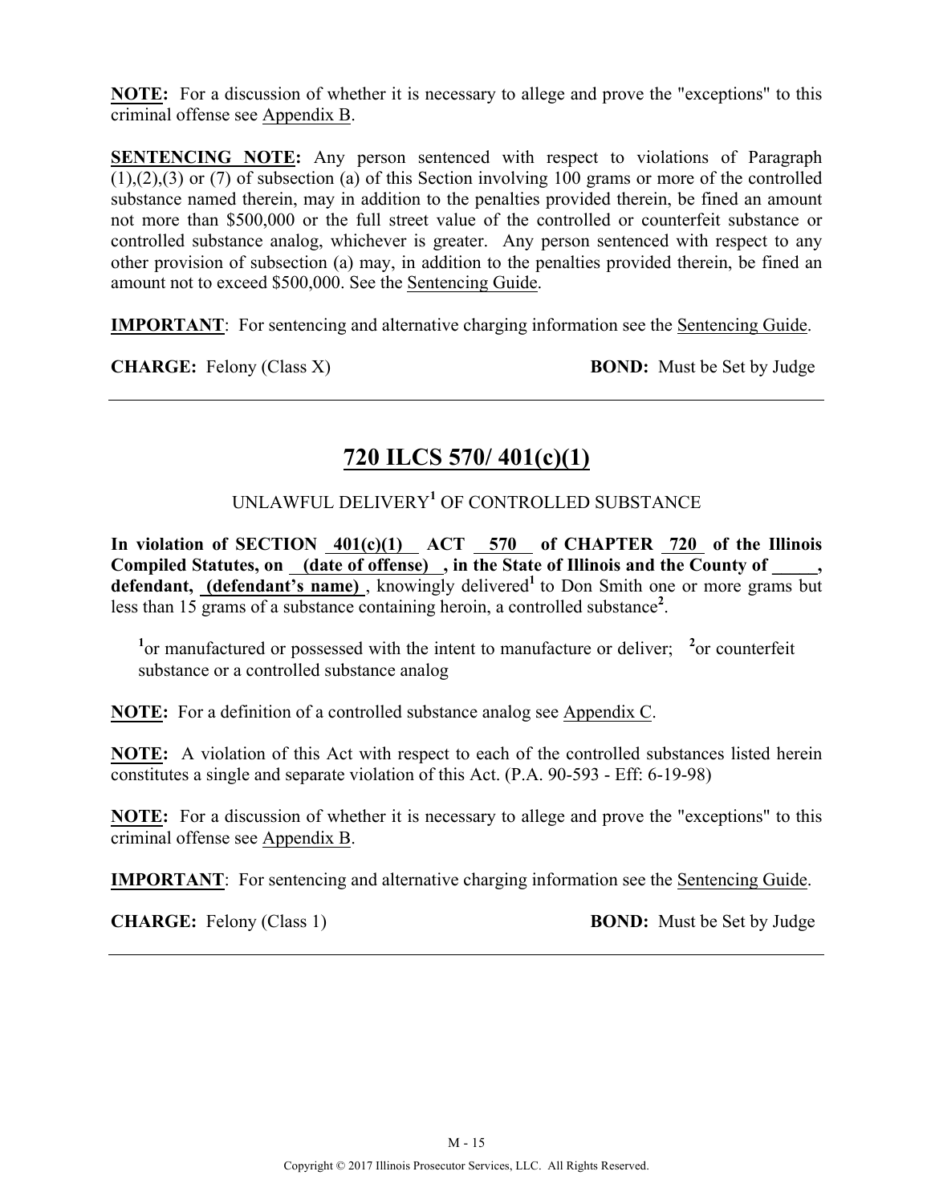**NOTE:** For a discussion of whether it is necessary to allege and prove the "exceptions" to this criminal offense see Appendix B.

**SENTENCING NOTE:** Any person sentenced with respect to violations of Paragraph (1),(2),(3) or (7) of subsection (a) of this Section involving 100 grams or more of the controlled substance named therein, may in addition to the penalties provided therein, be fined an amount not more than $500,000 or the full street value of the controlled or counterfeit substance or controlled substance analog, whichever is greater. Any person sentenced with respect to any other provision of subsection (a) may, in addition to the penalties provided therein, be fined an amount not to exceed $500,000. See the Sentencing Guide.

**IMPORTANT**: For sentencing and alternative charging information see the Sentencing Guide.

**CHARGE:** Felony (Class X) **BOND:** Must be Set by Judge

---

## 720 ILCS 570/ 401(c)(1)

UNLAWFUL DELIVERY[1] OF CONTROLLED SUBSTANCE

**In violation of SECTION 401(c)(1) ACT 570 of CHAPTER 720 of the Illinois Compiled Statutes, on (date of offense), in the State of Illinois and the County of _____, defendant, (defendant's name)**, knowingly delivered[1] to Don Smith one or more grams but less than 15 grams of a substance containing heroin, a controlled substance[2].

[1]or manufactured or possessed with the intent to manufacture or deliver; [2]or counterfeit substance or a controlled substance analog

**NOTE:** For a definition of a controlled substance analog see Appendix C.

**NOTE:** A violation of this Act with respect to each of the controlled substances listed herein constitutes a single and separate violation of this Act. (P.A. 90-593 - Eff: 6-19-98)

**NOTE:** For a discussion of whether it is necessary to allege and prove the "exceptions" to this criminal offense see Appendix B.

**IMPORTANT**: For sentencing and alternative charging information see the Sentencing Guide.

**CHARGE:** Felony (Class 1) **BOND:** Must be Set by Judge

---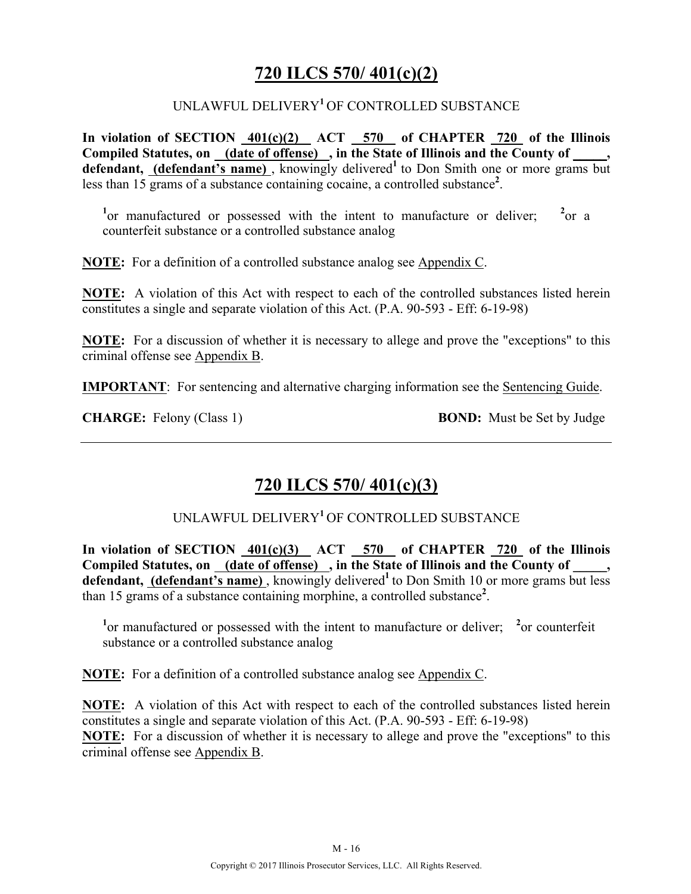## 720 ILCS 570/ 401(c)(2)

UNLAWFUL DELIVERY[1] OF CONTROLLED SUBSTANCE

**In violation of SECTION 401(c)(2) ACT 570 of CHAPTER 720 of the Illinois Compiled Statutes, on (date of offense) , in the State of Illinois and the County of \_\_\_\_\_, defendant, (defendant's name)** , knowingly delivered[1] to Don Smith one or more grams but less than 15 grams of a substance containing cocaine, a controlled substance[2].

[1]or manufactured or possessed with the intent to manufacture or deliver; [2]or a counterfeit substance or a controlled substance analog

**NOTE:** For a definition of a controlled substance analog see Appendix C.

**NOTE:** A violation of this Act with respect to each of the controlled substances listed herein constitutes a single and separate violation of this Act. (P.A. 90-593 - Eff: 6-19-98)

**NOTE:** For a discussion of whether it is necessary to allege and prove the "exceptions" to this criminal offense see Appendix B.

**IMPORTANT**: For sentencing and alternative charging information see the Sentencing Guide.

**CHARGE:** Felony (Class 1) **BOND:** Must be Set by Judge

---

## 720 ILCS 570/ 401(c)(3)

UNLAWFUL DELIVERY[1] OF CONTROLLED SUBSTANCE

**In violation of SECTION 401(c)(3) ACT 570 of CHAPTER 720 of the Illinois Compiled Statutes, on (date of offense) , in the State of Illinois and the County of \_\_\_\_\_, defendant, (defendant's name)** , knowingly delivered[1] to Don Smith 10 or more grams but less than 15 grams of a substance containing morphine, a controlled substance[2].

[1]or manufactured or possessed with the intent to manufacture or deliver; [2]or counterfeit substance or a controlled substance analog

**NOTE:** For a definition of a controlled substance analog see Appendix C.

**NOTE:** A violation of this Act with respect to each of the controlled substances listed herein constitutes a single and separate violation of this Act. (P.A. 90-593 - Eff: 6-19-98)

**NOTE:** For a discussion of whether it is necessary to allege and prove the "exceptions" to this criminal offense see Appendix B.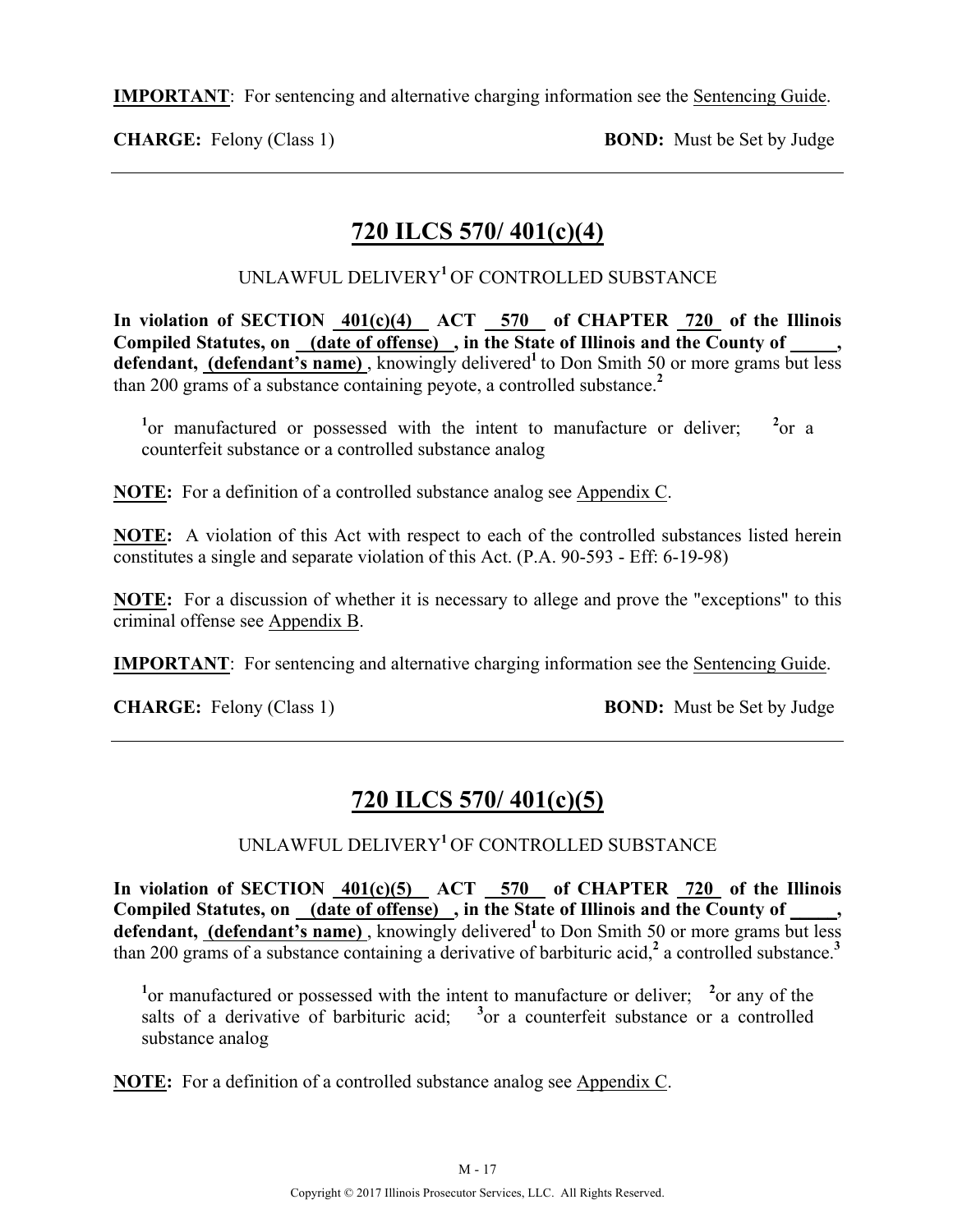**IMPORTANT**: For sentencing and alternative charging information see the Sentencing Guide.

**CHARGE:** Felony (Class 1) **BOND:** Must be Set by Judge

---

## 720 ILCS 570/ 401(c)(4)

UNLAWFUL DELIVERY[1] OF CONTROLLED SUBSTANCE

**In violation of SECTION 401(c)(4) ACT 570 of CHAPTER 720 of the Illinois Compiled Statutes, on (date of offense) , in the State of Illinois and the County of _____, defendant, (defendant's name)** , knowingly delivered[1] to Don Smith 50 or more grams but less than 200 grams of a substance containing peyote, a controlled substance.[2]

[1]or manufactured or possessed with the intent to manufacture or deliver; [2]or a counterfeit substance or a controlled substance analog

**NOTE:** For a definition of a controlled substance analog see Appendix C.

**NOTE:** A violation of this Act with respect to each of the controlled substances listed herein constitutes a single and separate violation of this Act. (P.A. 90-593 - Eff: 6-19-98)

**NOTE:** For a discussion of whether it is necessary to allege and prove the "exceptions" to this criminal offense see Appendix B.

**IMPORTANT**: For sentencing and alternative charging information see the Sentencing Guide.

**CHARGE:** Felony (Class 1) **BOND:** Must be Set by Judge

---

## 720 ILCS 570/ 401(c)(5)

UNLAWFUL DELIVERY[1] OF CONTROLLED SUBSTANCE

**In violation of SECTION 401(c)(5) ACT 570 of CHAPTER 720 of the Illinois Compiled Statutes, on (date of offense) , in the State of Illinois and the County of _____, defendant, (defendant's name)** , knowingly delivered[1] to Don Smith 50 or more grams but less than 200 grams of a substance containing a derivative of barbituric acid,[2] a controlled substance.[3]

[1]or manufactured or possessed with the intent to manufacture or deliver; [2]or any of the salts of a derivative of barbituric acid; [3]or a counterfeit substance or a controlled substance analog

**NOTE:** For a definition of a controlled substance analog see Appendix C.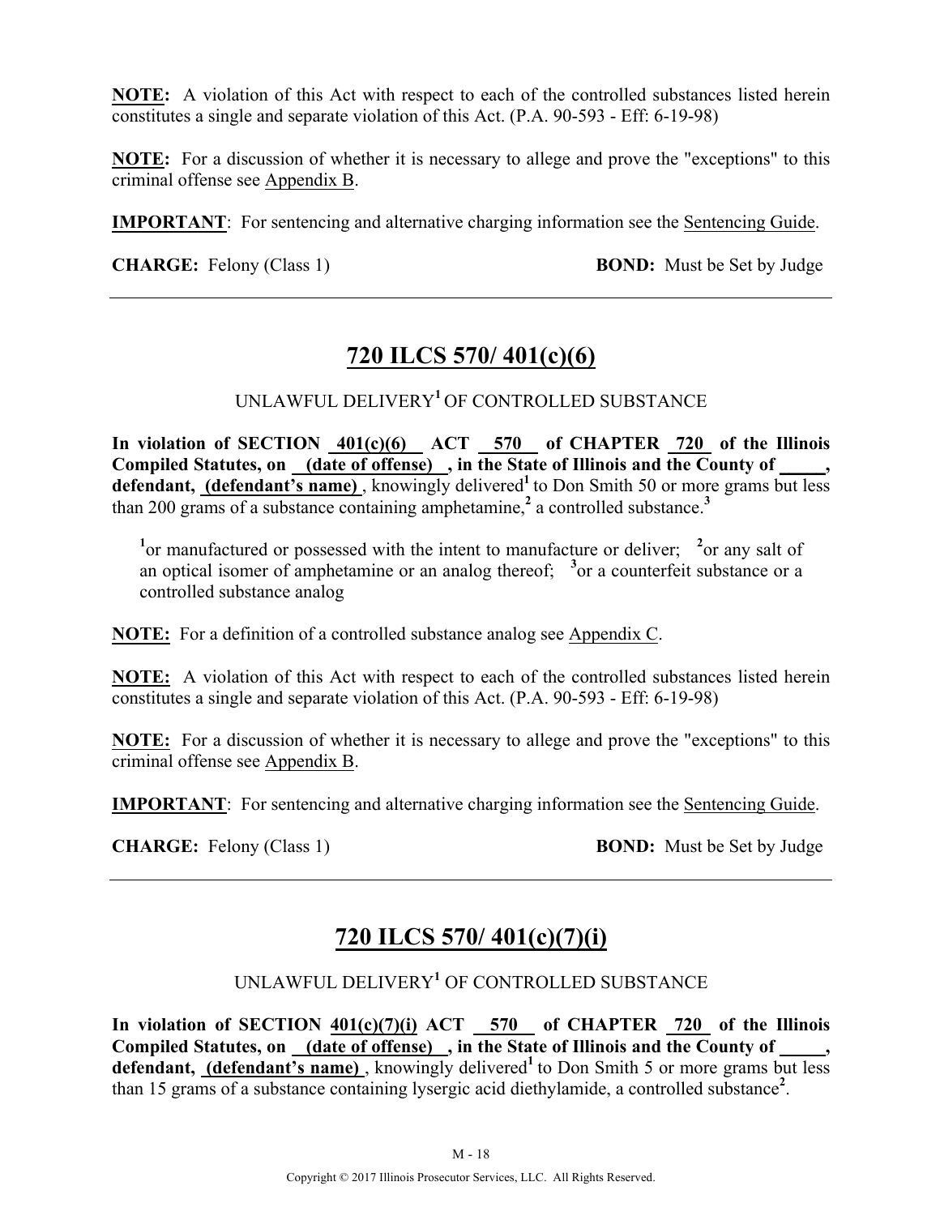**NOTE:** A violation of this Act with respect to each of the controlled substances listed herein constitutes a single and separate violation of this Act. (P.A. 90-593 - Eff: 6-19-98)

**NOTE:** For a discussion of whether it is necessary to allege and prove the "exceptions" to this criminal offense see Appendix B.

**IMPORTANT**: For sentencing and alternative charging information see the Sentencing Guide.

**CHARGE:** Felony (Class 1) **BOND:** Must be Set by Judge

---

## 720 ILCS 570/ 401(c)(6)

UNLAWFUL DELIVERY[1] OF CONTROLLED SUBSTANCE

**In violation of SECTION 401(c)(6) ACT 570 of CHAPTER 720 of the Illinois Compiled Statutes, on (date of offense) , in the State of Illinois and the County of \_\_\_\_\_, defendant, (defendant's name)** , knowingly delivered[1] to Don Smith 50 or more grams but less than 200 grams of a substance containing amphetamine,[2] a controlled substance.[3]

[1]or manufactured or possessed with the intent to manufacture or deliver; [2]or any salt of an optical isomer of amphetamine or an analog thereof; [3]or a counterfeit substance or a controlled substance analog

**NOTE:** For a definition of a controlled substance analog see Appendix C.

**NOTE:** A violation of this Act with respect to each of the controlled substances listed herein constitutes a single and separate violation of this Act. (P.A. 90-593 - Eff: 6-19-98)

**NOTE:** For a discussion of whether it is necessary to allege and prove the "exceptions" to this criminal offense see Appendix B.

**IMPORTANT**: For sentencing and alternative charging information see the Sentencing Guide.

**CHARGE:** Felony (Class 1) **BOND:** Must be Set by Judge

---

## 720 ILCS 570/ 401(c)(7)(i)

UNLAWFUL DELIVERY[1] OF CONTROLLED SUBSTANCE

**In violation of SECTION 401(c)(7)(i) ACT 570 of CHAPTER 720 of the Illinois Compiled Statutes, on (date of offense) , in the State of Illinois and the County of \_\_\_\_\_, defendant, (defendant's name)** , knowingly delivered[1] to Don Smith 5 or more grams but less than 15 grams of a substance containing lysergic acid diethylamide, a controlled substance[2].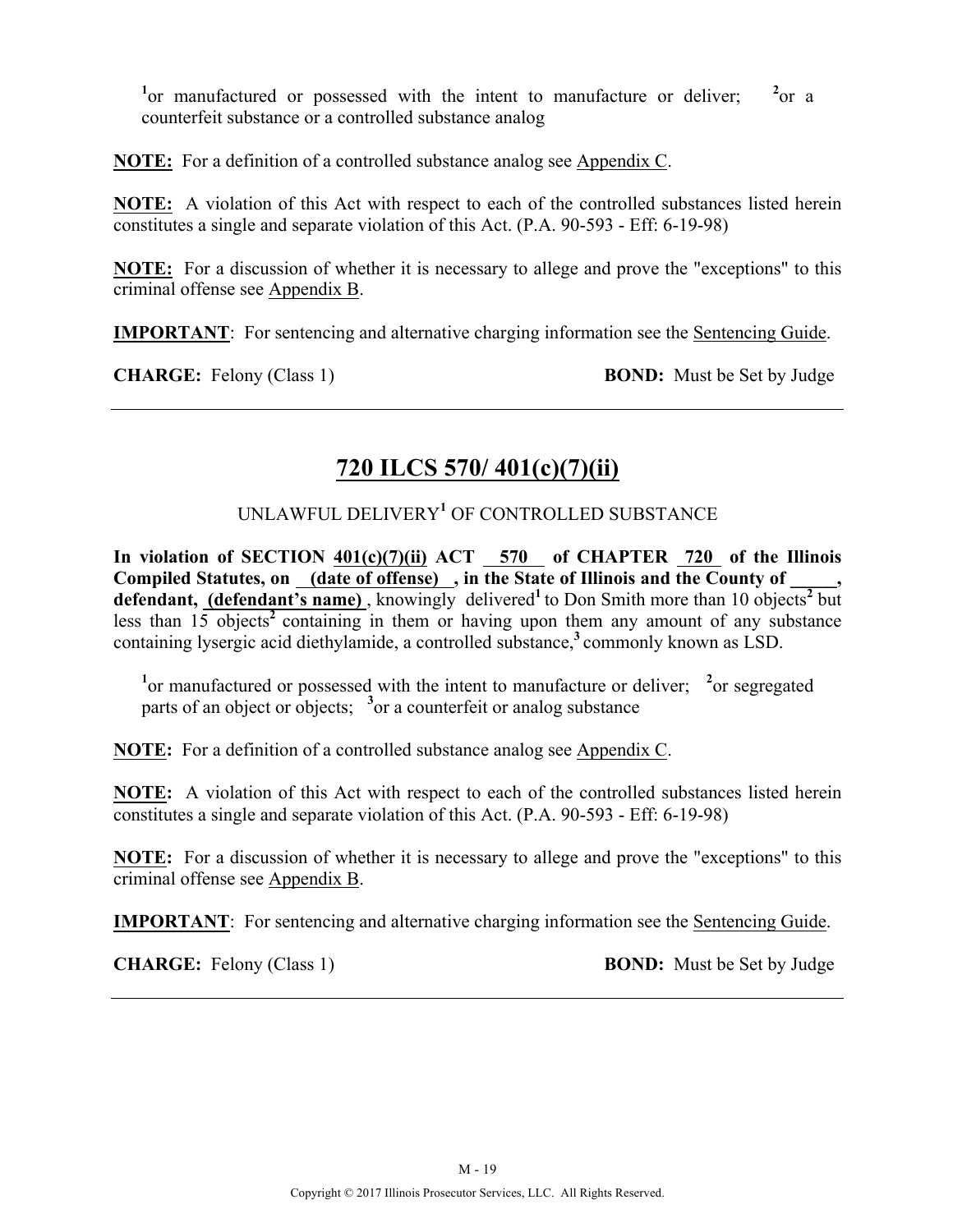[1]or manufactured or possessed with the intent to manufacture or deliver; [2]or a counterfeit substance or a controlled substance analog

**NOTE:** For a definition of a controlled substance analog see Appendix C.

**NOTE:** A violation of this Act with respect to each of the controlled substances listed herein constitutes a single and separate violation of this Act. (P.A. 90-593 - Eff: 6-19-98)

**NOTE:** For a discussion of whether it is necessary to allege and prove the "exceptions" to this criminal offense see Appendix B.

**IMPORTANT**: For sentencing and alternative charging information see the Sentencing Guide.

**CHARGE:** Felony (Class 1) **BOND:** Must be Set by Judge

---

## 720 ILCS 570/ 401(c)(7)(ii)

UNLAWFUL DELIVERY[1] OF CONTROLLED SUBSTANCE

**In violation of SECTION 401(c)(7)(ii) ACT 570 of CHAPTER 720 of the Illinois Compiled Statutes, on (date of offense), in the State of Illinois and the County of \_\_\_\_\_, defendant, (defendant's name)**, knowingly delivered[1] to Don Smith more than 10 objects[2] but less than 15 objects[2] containing in them or having upon them any amount of any substance containing lysergic acid diethylamide, a controlled substance,[3] commonly known as LSD.

[1]or manufactured or possessed with the intent to manufacture or deliver; [2]or segregated parts of an object or objects; [3]or a counterfeit or analog substance

**NOTE:** For a definition of a controlled substance analog see Appendix C.

**NOTE:** A violation of this Act with respect to each of the controlled substances listed herein constitutes a single and separate violation of this Act. (P.A. 90-593 - Eff: 6-19-98)

**NOTE:** For a discussion of whether it is necessary to allege and prove the "exceptions" to this criminal offense see Appendix B.

**IMPORTANT**: For sentencing and alternative charging information see the Sentencing Guide.

**CHARGE:** Felony (Class 1) **BOND:** Must be Set by Judge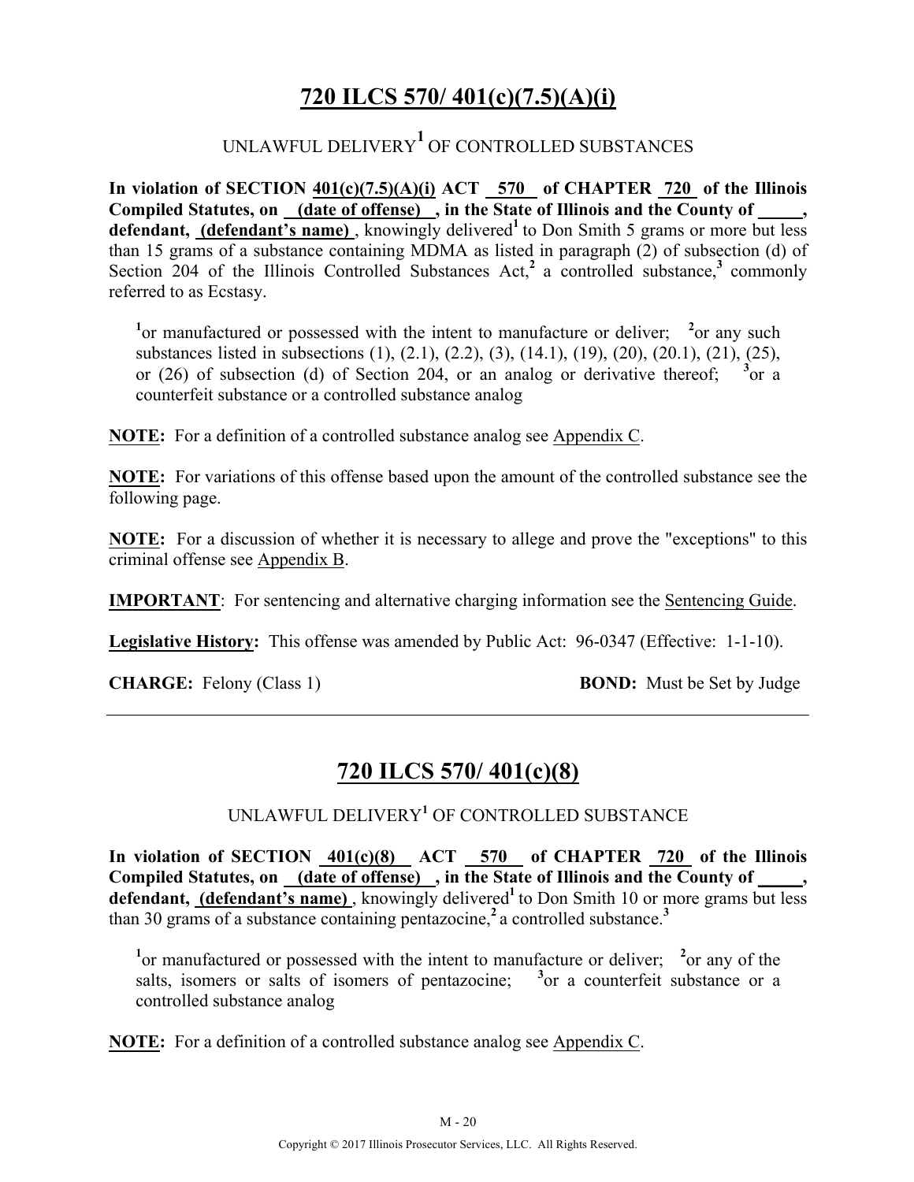# 720 ILCS 570/ 401(c)(7.5)(A)(i)

UNLAWFUL DELIVERY[1] OF CONTROLLED SUBSTANCES

**In violation of SECTION 401(c)(7.5)(A)(i) ACT 570 of CHAPTER 720 of the Illinois Compiled Statutes, on (date of offense) , in the State of Illinois and the County of \_\_\_\_\_, defendant, (defendant's name)** , knowingly delivered[1] to Don Smith 5 grams or more but less than 15 grams of a substance containing MDMA as listed in paragraph (2) of subsection (d) of Section 204 of the Illinois Controlled Substances Act,[2] a controlled substance,[3] commonly referred to as Ecstasy.

[1]or manufactured or possessed with the intent to manufacture or deliver; [2]or any such substances listed in subsections (1), (2.1), (2.2), (3), (14.1), (19), (20), (20.1), (21), (25), or (26) of subsection (d) of Section 204, or an analog or derivative thereof; [3]or a counterfeit substance or a controlled substance analog

**NOTE:** For a definition of a controlled substance analog see Appendix C.

**NOTE:** For variations of this offense based upon the amount of the controlled substance see the following page.

**NOTE:** For a discussion of whether it is necessary to allege and prove the "exceptions" to this criminal offense see Appendix B.

**IMPORTANT**: For sentencing and alternative charging information see the Sentencing Guide.

**Legislative History:** This offense was amended by Public Act: 96-0347 (Effective: 1-1-10).

**CHARGE:** Felony (Class 1) **BOND:** Must be Set by Judge

---

# 720 ILCS 570/ 401(c)(8)

UNLAWFUL DELIVERY[1] OF CONTROLLED SUBSTANCE

**In violation of SECTION 401(c)(8) ACT 570 of CHAPTER 720 of the Illinois Compiled Statutes, on (date of offense) , in the State of Illinois and the County of \_\_\_\_\_, defendant, (defendant's name)** , knowingly delivered[1] to Don Smith 10 or more grams but less than 30 grams of a substance containing pentazocine,[2] a controlled substance.[3]

[1]or manufactured or possessed with the intent to manufacture or deliver; [2]or any of the salts, isomers or salts of isomers of pentazocine; [3]or a counterfeit substance or a controlled substance analog

**NOTE:** For a definition of a controlled substance analog see Appendix C.

Copyright © 2017 Illinois Prosecutor Services, LLC. All Rights Reserved.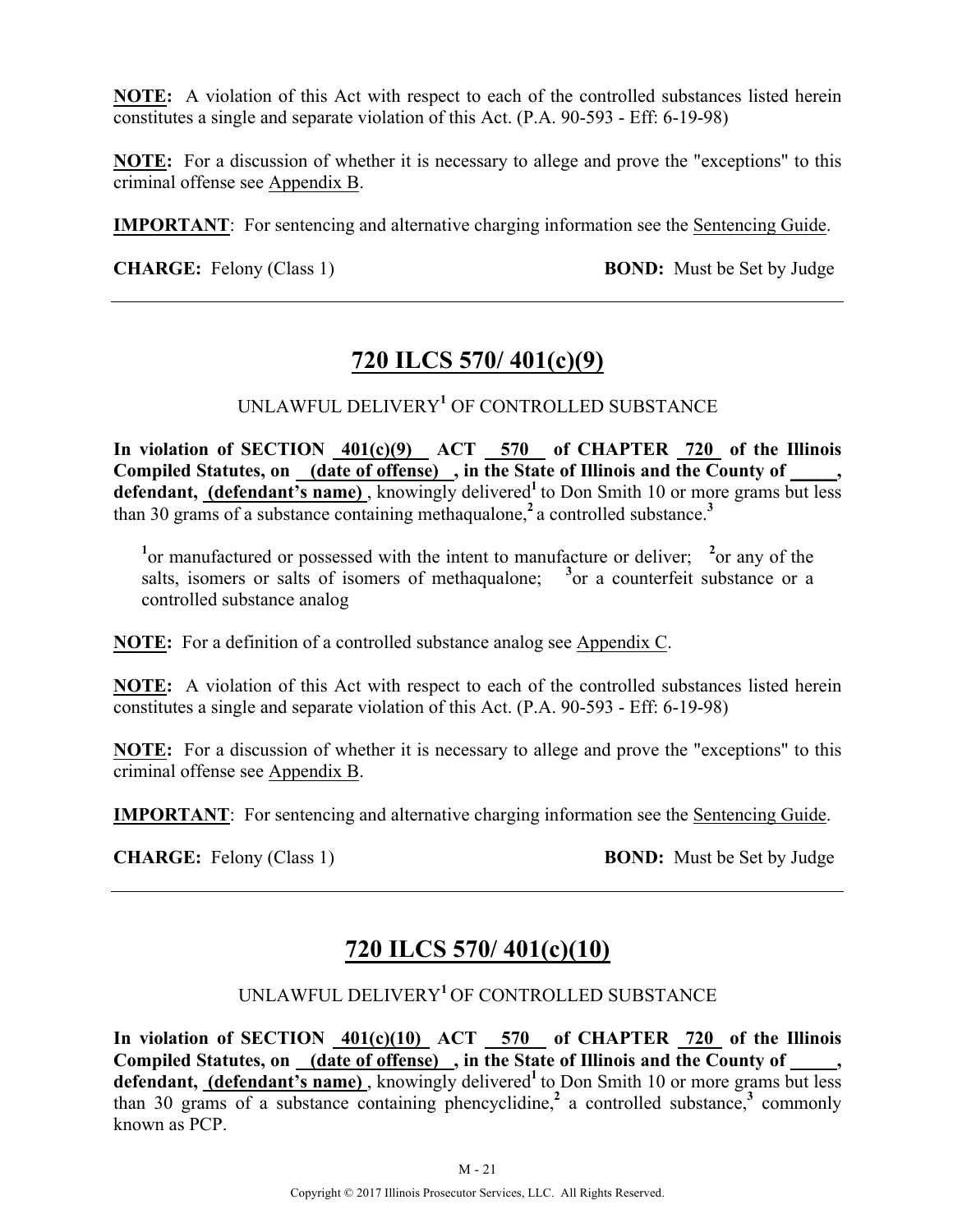**NOTE:** A violation of this Act with respect to each of the controlled substances listed herein constitutes a single and separate violation of this Act. (P.A. 90-593 - Eff: 6-19-98)

**NOTE:** For a discussion of whether it is necessary to allege and prove the "exceptions" to this criminal offense see Appendix B.

**IMPORTANT**: For sentencing and alternative charging information see the Sentencing Guide.

**CHARGE:** Felony (Class 1) **BOND:** Must be Set by Judge

---

## 720 ILCS 570/ 401(c)(9)

UNLAWFUL DELIVERY[1] OF CONTROLLED SUBSTANCE

**In violation of SECTION 401(c)(9) ACT 570 of CHAPTER 720 of the Illinois Compiled Statutes, on (date of offense) , in the State of Illinois and the County of \_\_\_\_\_, defendant, (defendant's name)** , knowingly delivered[1] to Don Smith 10 or more grams but less than 30 grams of a substance containing methaqualone,[2] a controlled substance.[3]

> [1]or manufactured or possessed with the intent to manufacture or deliver; [2]or any of the salts, isomers or salts of isomers of methaqualone; [3]or a counterfeit substance or a controlled substance analog

**NOTE:** For a definition of a controlled substance analog see Appendix C.

**NOTE:** A violation of this Act with respect to each of the controlled substances listed herein constitutes a single and separate violation of this Act. (P.A. 90-593 - Eff: 6-19-98)

**NOTE:** For a discussion of whether it is necessary to allege and prove the "exceptions" to this criminal offense see Appendix B.

**IMPORTANT**: For sentencing and alternative charging information see the Sentencing Guide.

**CHARGE:** Felony (Class 1) **BOND:** Must be Set by Judge

---

## 720 ILCS 570/ 401(c)(10)

UNLAWFUL DELIVERY[1] OF CONTROLLED SUBSTANCE

**In violation of SECTION 401(c)(10) ACT 570 of CHAPTER 720 of the Illinois Compiled Statutes, on (date of offense) , in the State of Illinois and the County of \_\_\_\_\_, defendant, (defendant's name)** , knowingly delivered[1] to Don Smith 10 or more grams but less than 30 grams of a substance containing phencyclidine,[2] a controlled substance,[3] commonly known as PCP.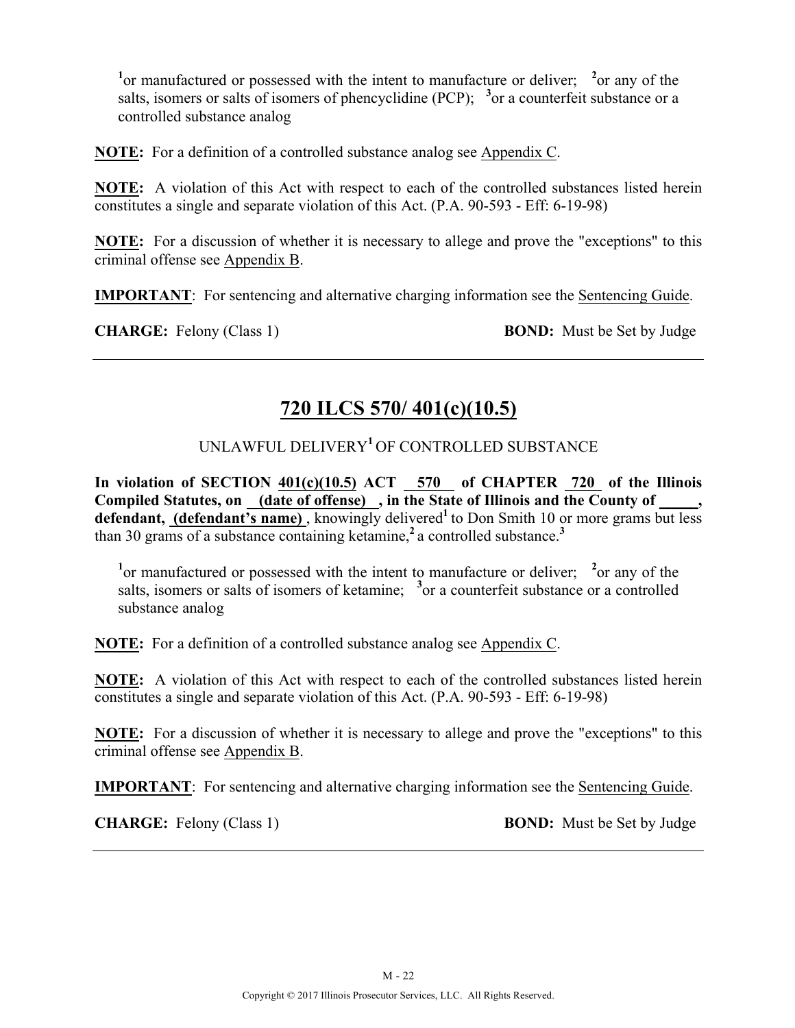[1]or manufactured or possessed with the intent to manufacture or deliver; [2]or any of the salts, isomers or salts of isomers of phencyclidine (PCP); [3]or a counterfeit substance or a controlled substance analog

**NOTE:** For a definition of a controlled substance analog see Appendix C.

**NOTE:** A violation of this Act with respect to each of the controlled substances listed herein constitutes a single and separate violation of this Act. (P.A. 90-593 - Eff: 6-19-98)

**NOTE:** For a discussion of whether it is necessary to allege and prove the "exceptions" to this criminal offense see Appendix B.

**IMPORTANT**: For sentencing and alternative charging information see the Sentencing Guide.

**CHARGE:** Felony (Class 1) **BOND:** Must be Set by Judge

---

## 720 ILCS 570/ 401(c)(10.5)

UNLAWFUL DELIVERY[1] OF CONTROLLED SUBSTANCE

**In violation of SECTION 401(c)(10.5) ACT 570 of CHAPTER 720 of the Illinois Compiled Statutes, on (date of offense), in the State of Illinois and the County of \_\_\_\_\_, defendant, (defendant's name)**, knowingly delivered[1] to Don Smith 10 or more grams but less than 30 grams of a substance containing ketamine,[2] a controlled substance.[3]

[1]or manufactured or possessed with the intent to manufacture or deliver; [2]or any of the salts, isomers or salts of isomers of ketamine; [3]or a counterfeit substance or a controlled substance analog

**NOTE:** For a definition of a controlled substance analog see Appendix C.

**NOTE:** A violation of this Act with respect to each of the controlled substances listed herein constitutes a single and separate violation of this Act. (P.A. 90-593 - Eff: 6-19-98)

**NOTE:** For a discussion of whether it is necessary to allege and prove the "exceptions" to this criminal offense see Appendix B.

**IMPORTANT**: For sentencing and alternative charging information see the Sentencing Guide.

**CHARGE:** Felony (Class 1) **BOND:** Must be Set by Judge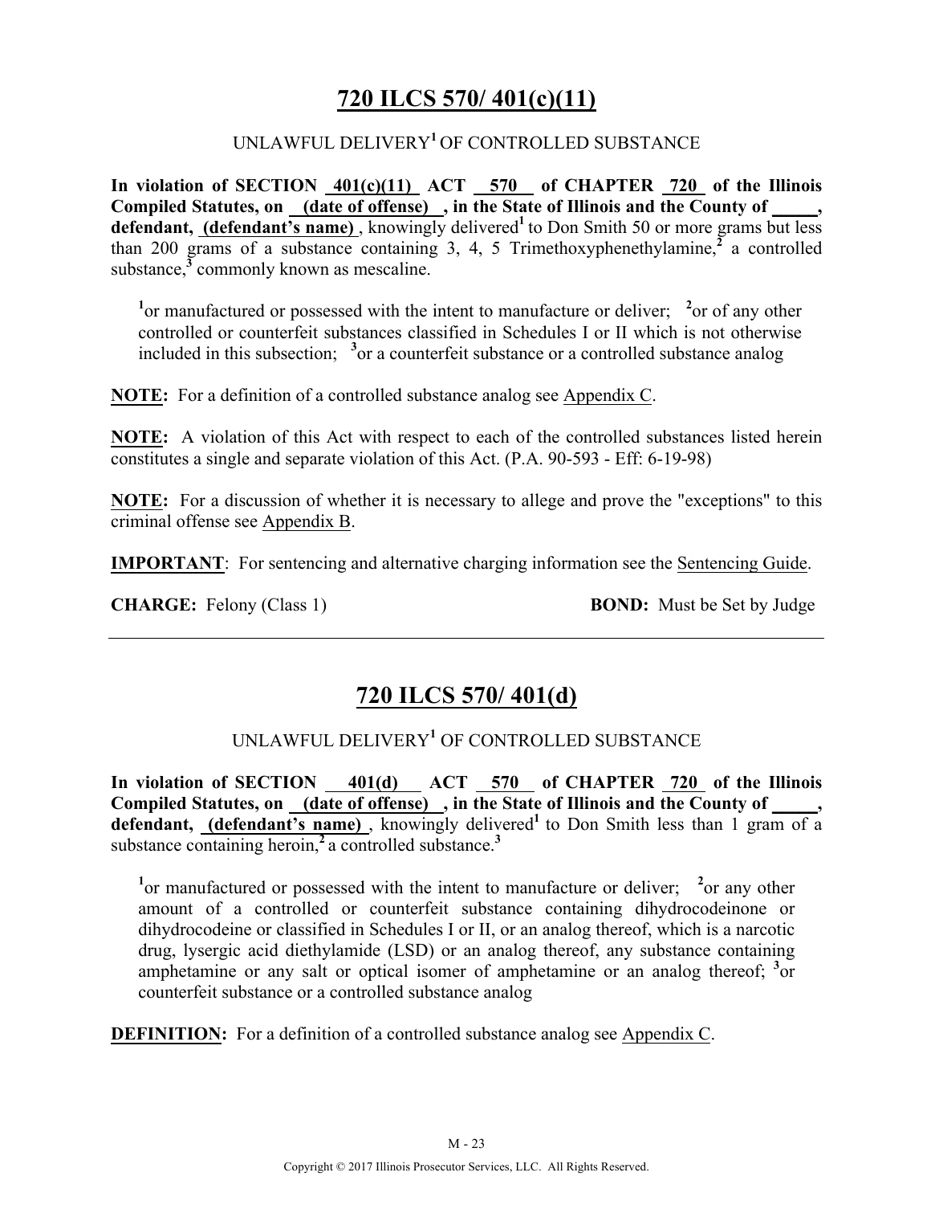## 720 ILCS 570/ 401(c)(11)

UNLAWFUL DELIVERY[1] OF CONTROLLED SUBSTANCE

**In violation of SECTION 401(c)(11) ACT 570 of CHAPTER 720 of the Illinois Compiled Statutes, on (date of offense) , in the State of Illinois and the County of _____, defendant, (defendant's name)** , knowingly delivered[1] to Don Smith 50 or more grams but less than 200 grams of a substance containing 3, 4, 5 Trimethoxyphenethylamine,[2] a controlled substance,[3] commonly known as mescaline.

> [1]or manufactured or possessed with the intent to manufacture or deliver; [2]or of any other controlled or counterfeit substances classified in Schedules I or II which is not otherwise included in this subsection; [3]or a counterfeit substance or a controlled substance analog

**NOTE:** For a definition of a controlled substance analog see Appendix C.

**NOTE:** A violation of this Act with respect to each of the controlled substances listed herein constitutes a single and separate violation of this Act. (P.A. 90-593 - Eff: 6-19-98)

**NOTE:** For a discussion of whether it is necessary to allege and prove the "exceptions" to this criminal offense see Appendix B.

**IMPORTANT**: For sentencing and alternative charging information see the Sentencing Guide.

**CHARGE:** Felony (Class 1) **BOND:** Must be Set by Judge

---

## 720 ILCS 570/ 401(d)

UNLAWFUL DELIVERY[1] OF CONTROLLED SUBSTANCE

**In violation of SECTION 401(d) ACT 570 of CHAPTER 720 of the Illinois Compiled Statutes, on (date of offense) , in the State of Illinois and the County of _____, defendant, (defendant's name)** , knowingly delivered[1] to Don Smith less than 1 gram of a substance containing heroin,[2] a controlled substance.[3]

> [1]or manufactured or possessed with the intent to manufacture or deliver; [2]or any other amount of a controlled or counterfeit substance containing dihydrocodeinone or dihydrocodeine or classified in Schedules I or II, or an analog thereof, which is a narcotic drug, lysergic acid diethylamide (LSD) or an analog thereof, any substance containing amphetamine or any salt or optical isomer of amphetamine or an analog thereof; [3]or counterfeit substance or a controlled substance analog

**DEFINITION:** For a definition of a controlled substance analog see Appendix C.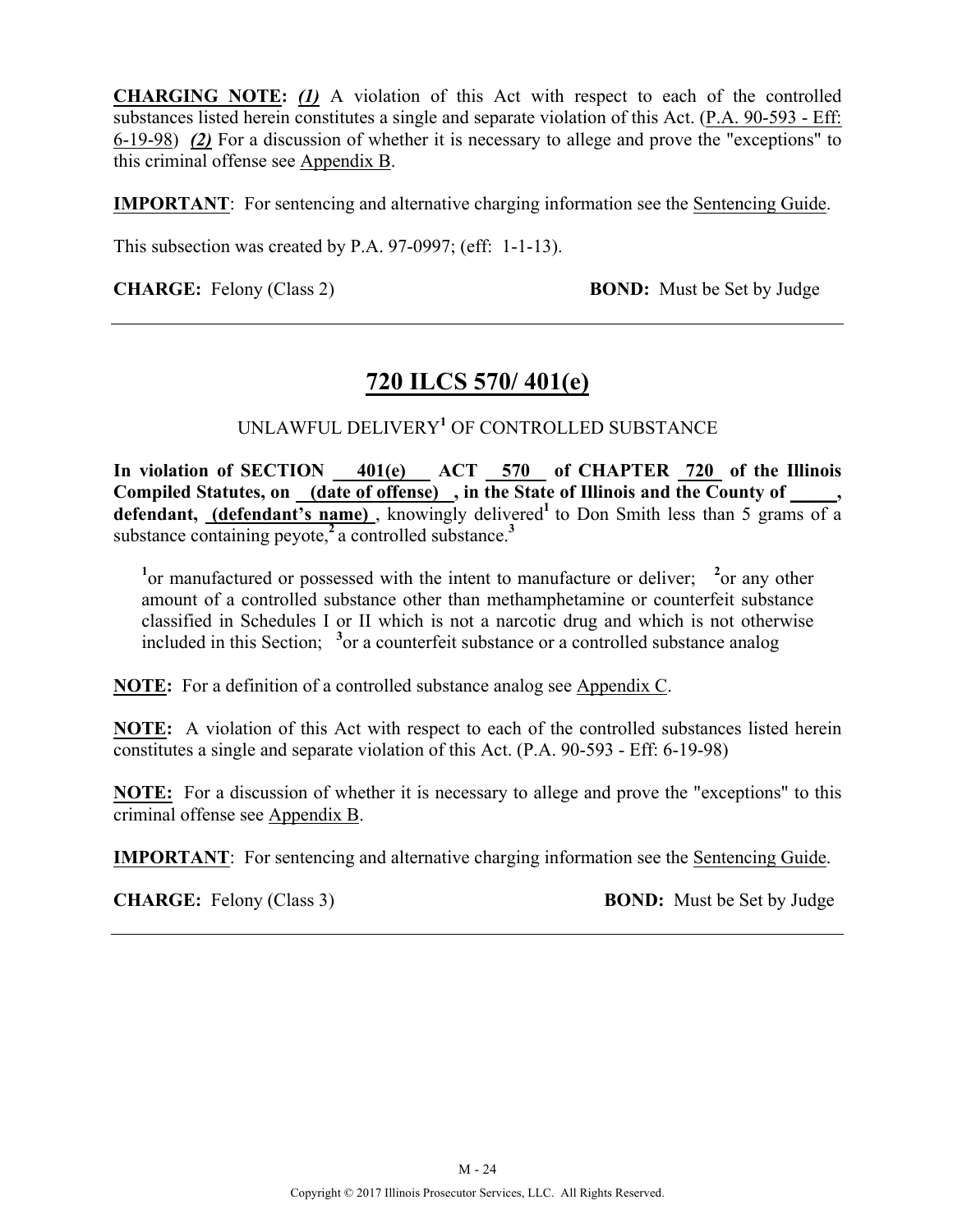**CHARGING NOTE:** ***(1)*** A violation of this Act with respect to each of the controlled substances listed herein constitutes a single and separate violation of this Act. (P.A. 90-593 - Eff: 6-19-98) ***(2)*** For a discussion of whether it is necessary to allege and prove the "exceptions" to this criminal offense see Appendix B.

**IMPORTANT**: For sentencing and alternative charging information see the Sentencing Guide.

This subsection was created by P.A. 97-0997; (eff: 1-1-13).

**CHARGE:** Felony (Class 2) **BOND:** Must be Set by Judge

---

## 720 ILCS 570/ 401(e)

UNLAWFUL DELIVERY[1] OF CONTROLLED SUBSTANCE

**In violation of SECTION 401(e) ACT 570 of CHAPTER 720 of the Illinois Compiled Statutes, on (date of offense) , in the State of Illinois and the County of \_\_\_\_\_, defendant, (defendant's name)** , knowingly delivered[1] to Don Smith less than 5 grams of a substance containing peyote,[2] a controlled substance.[3]

> [1]or manufactured or possessed with the intent to manufacture or deliver; [2]or any other amount of a controlled substance other than methamphetamine or counterfeit substance classified in Schedules I or II which is not a narcotic drug and which is not otherwise included in this Section; [3]or a counterfeit substance or a controlled substance analog

**NOTE:** For a definition of a controlled substance analog see Appendix C.

**NOTE:** A violation of this Act with respect to each of the controlled substances listed herein constitutes a single and separate violation of this Act. (P.A. 90-593 - Eff: 6-19-98)

**NOTE:** For a discussion of whether it is necessary to allege and prove the "exceptions" to this criminal offense see Appendix B.

**IMPORTANT**: For sentencing and alternative charging information see the Sentencing Guide.

**CHARGE:** Felony (Class 3) **BOND:** Must be Set by Judge

---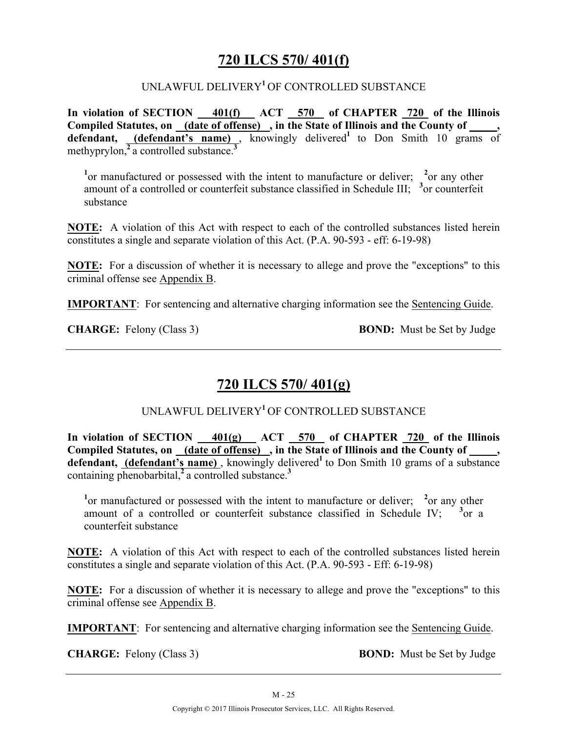# 720 ILCS 570/ 401(f)

UNLAWFUL DELIVERY[1] OF CONTROLLED SUBSTANCE

**In violation of SECTION 401(f) ACT 570 of CHAPTER 720 of the Illinois Compiled Statutes, on (date of offense), in the State of Illinois and the County of \_\_\_\_\_, defendant, (defendant's name)**, knowingly delivered[1] to Don Smith 10 grams of methyprylon,[2] a controlled substance.[3]

[1]or manufactured or possessed with the intent to manufacture or deliver; [2]or any other amount of a controlled or counterfeit substance classified in Schedule III; [3]or counterfeit substance

**NOTE:** A violation of this Act with respect to each of the controlled substances listed herein constitutes a single and separate violation of this Act. (P.A. 90-593 - eff: 6-19-98)

**NOTE:** For a discussion of whether it is necessary to allege and prove the "exceptions" to this criminal offense see Appendix B.

**IMPORTANT**: For sentencing and alternative charging information see the Sentencing Guide.

**CHARGE:** Felony (Class 3) **BOND:** Must be Set by Judge

---

# 720 ILCS 570/ 401(g)

UNLAWFUL DELIVERY[1] OF CONTROLLED SUBSTANCE

**In violation of SECTION 401(g) ACT 570 of CHAPTER 720 of the Illinois Compiled Statutes, on (date of offense), in the State of Illinois and the County of \_\_\_\_\_, defendant, (defendant's name)**, knowingly delivered[1] to Don Smith 10 grams of a substance containing phenobarbital,[2] a controlled substance.[3]

[1]or manufactured or possessed with the intent to manufacture or deliver; [2]or any other amount of a controlled or counterfeit substance classified in Schedule IV; [3]or a counterfeit substance

**NOTE:** A violation of this Act with respect to each of the controlled substances listed herein constitutes a single and separate violation of this Act. (P.A. 90-593 - Eff: 6-19-98)

**NOTE:** For a discussion of whether it is necessary to allege and prove the "exceptions" to this criminal offense see Appendix B.

**IMPORTANT**: For sentencing and alternative charging information see the Sentencing Guide.

**CHARGE:** Felony (Class 3) **BOND:** Must be Set by Judge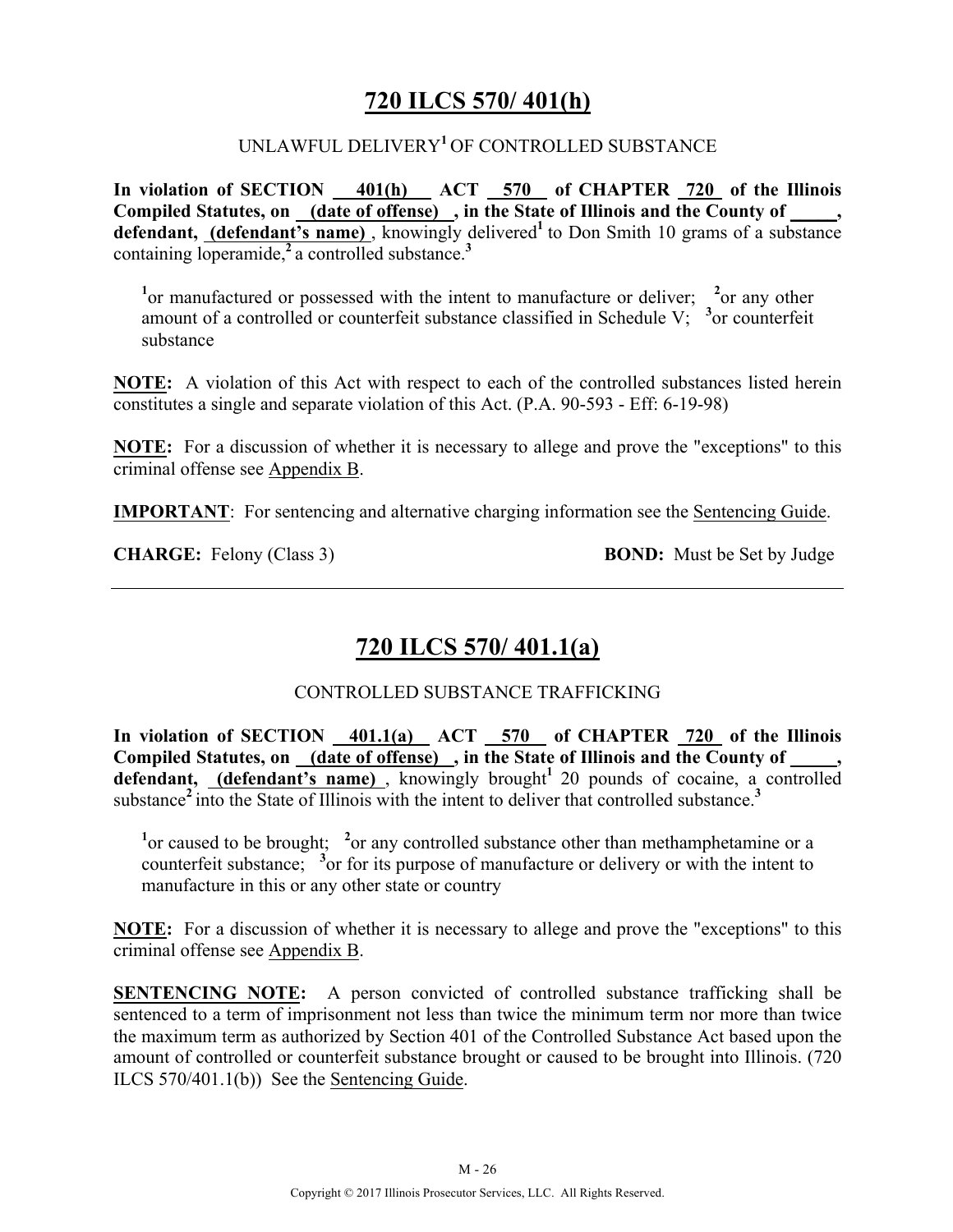## 720 ILCS 570/ 401(h)

UNLAWFUL DELIVERY[1] OF CONTROLLED SUBSTANCE

**In violation of SECTION 401(h) ACT 570 of CHAPTER 720 of the Illinois Compiled Statutes, on (date of offense), in the State of Illinois and the County of \_\_\_\_\_, defendant, (defendant's name)**, knowingly delivered[1] to Don Smith 10 grams of a substance containing loperamide,[2] a controlled substance.[3]

> [1]or manufactured or possessed with the intent to manufacture or deliver; [2]or any other amount of a controlled or counterfeit substance classified in Schedule V; [3]or counterfeit substance

**NOTE:** A violation of this Act with respect to each of the controlled substances listed herein constitutes a single and separate violation of this Act. (P.A. 90-593 - Eff: 6-19-98)

**NOTE:** For a discussion of whether it is necessary to allege and prove the "exceptions" to this criminal offense see Appendix B.

**IMPORTANT**: For sensing and alternative charging information see the Sentencing Guide.

**CHARGE:** Felony (Class 3) **BOND:** Must be Set by Judge

---

## 720 ILCS 570/ 401.1(a)

CONTROLLED SUBSTANCE TRAFFICKING

**In violation of SECTION 401.1(a) ACT 570 of CHAPTER 720 of the Illinois Compiled Statutes, on (date of offense), in the State of Illinois and the County of \_\_\_\_\_, defendant, (defendant's name)**, knowingly brought[1] 20 pounds of cocaine, a controlled substance[2] into the State of Illinois with the intent to deliver that controlled substance.[3]

> [1]or caused to be brought; [2]or any controlled substance other than methamphetamine or a counterfeit substance; [3]or for its purpose of manufacture or delivery or with the intent to manufacture in this or any other state or country

**NOTE:** For a discussion of whether it is necessary to allege and prove the "exceptions" to this criminal offense see Appendix B.

**SENTENCING NOTE:** A person convicted of controlled substance trafficking shall be sentenced to a term of imprisonment not less than twice the minimum term nor more than twice the maximum term as authorized by Section 401 of the Controlled Substance Act based upon the amount of controlled or counterfeit substance brought or caused to be brought into Illinois. (720 ILCS 570/401.1(b)) See the Sentencing Guide.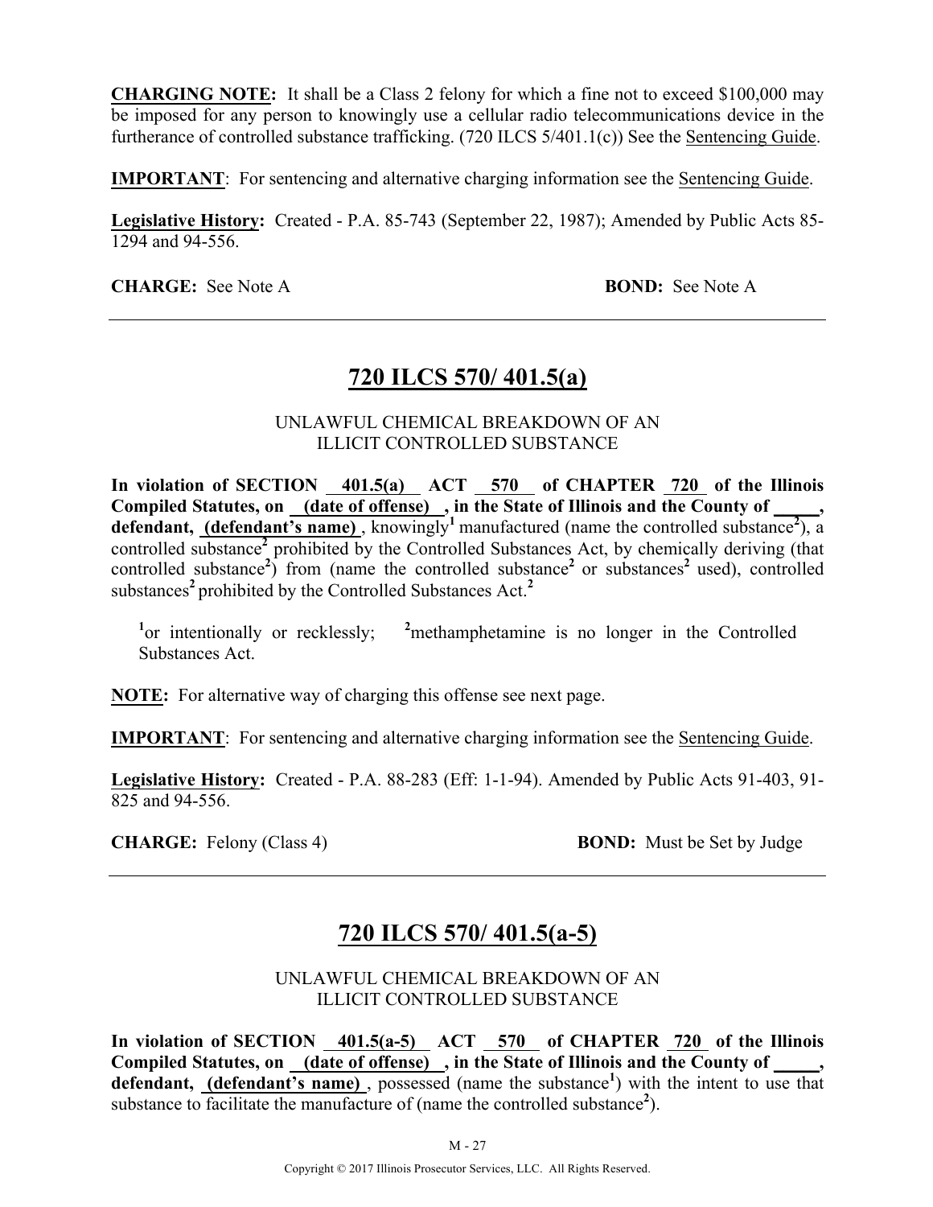**CHARGING NOTE:** It shall be a Class 2 felony for which a fine not to exceed $100,000 may be imposed for any person to knowingly use a cellular radio telecommunications device in the furtherance of controlled substance trafficking. (720 ILCS 5/401.1(c)) See the Sentencing Guide.

**IMPORTANT**: For sentencing and alternative charging information see the Sentencing Guide.

**Legislative History:** Created - P.A. 85-743 (September 22, 1987); Amended by Public Acts 85-1294 and 94-556.

**CHARGE:** See Note A **BOND:** See Note A

---

## 720 ILCS 570/ 401.5(a)

UNLAWFUL CHEMICAL BREAKDOWN OF AN ILLICIT CONTROLLED SUBSTANCE

**In violation of SECTION 401.5(a) ACT 570 of CHAPTER 720 of the Illinois Compiled Statutes, on (date of offense) , in the State of Illinois and the County of _____, defendant, (defendant's name)** , knowingly[1] manufactured (name the controlled substance[2]), a controlled substance[2] prohibited by the Controlled Substances Act, by chemically deriving (that controlled substance[2]) from (name the controlled substance[2] or substances[2] used), controlled substances[2] prohibited by the Controlled Substances Act.[2]

[1]or intentionally or recklessly; [2]methamphetamine is no longer in the Controlled Substances Act.

**NOTE:** For alternative way of charging this offense see next page.

**IMPORTANT**: For sentencing and alternative charging information see the Sentencing Guide.

**Legislative History:** Created - P.A. 88-283 (Eff: 1-1-94). Amended by Public Acts 91-403, 91-825 and 94-556.

**CHARGE:** Felony (Class 4) **BOND:** Must be Set by Judge

---

## 720 ILCS 570/ 401.5(a-5)

UNLAWFUL CHEMICAL BREAKDOWN OF AN ILLICIT CONTROLLED SUBSTANCE

**In violation of SECTION 401.5(a-5) ACT 570 of CHAPTER 720 of the Illinois Compiled Statutes, on (date of offense) , in the State of Illinois and the County of _____, defendant, (defendant's name)** , possessed (name the substance[1]) with the intent to use that substance to facilitate the manufacture of (name the controlled substance[2]).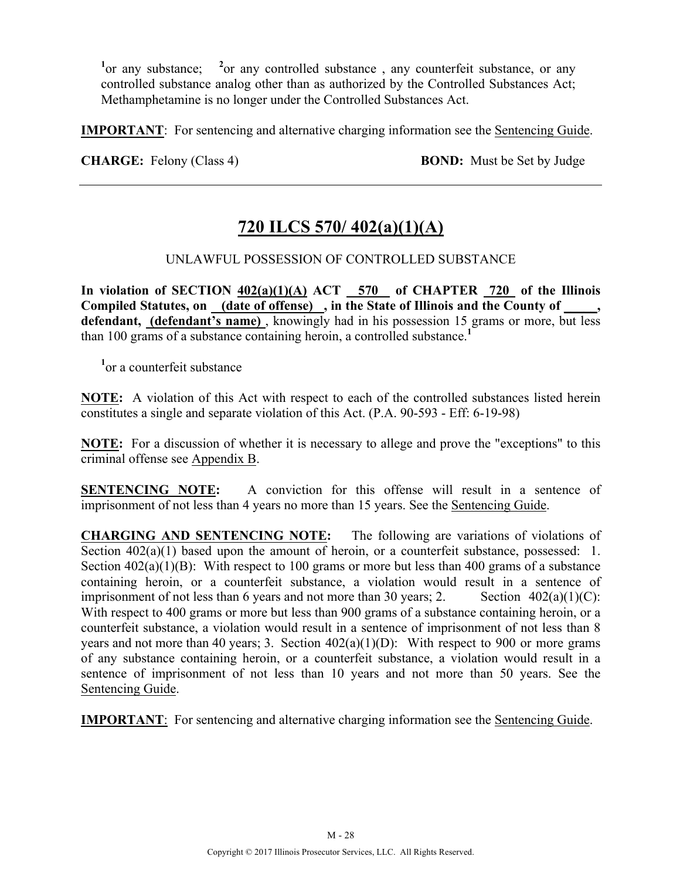[1]or any substance; [2]or any controlled substance , any counterfeit substance, or any controlled substance analog other than as authorized by the Controlled Substances Act; Methamphetamine is no longer under the Controlled Substances Act.

**IMPORTANT**: For sentencing and alternative charging information see the Sentencing Guide.

**CHARGE:** Felony (Class 4) **BOND:** Must be Set by Judge

---

# 720 ILCS 570/ 402(a)(1)(A)

UNLAWFUL POSSESSION OF CONTROLLED SUBSTANCE

**In violation of SECTION 402(a)(1)(A) ACT 570 of CHAPTER 720 of the Illinois Compiled Statutes, on (date of offense) , in the State of Illinois and the County of _____, defendant, (defendant's name)** , knowingly had in his possession 15 grams or more, but less than 100 grams of a substance containing heroin, a controlled substance.[1]

[1]or a counterfeit substance

**NOTE:** A violation of this Act with respect to each of the controlled substances listed herein constitutes a single and separate violation of this Act. (P.A. 90-593 - Eff: 6-19-98)

**NOTE:** For a discussion of whether it is necessary to allege and prove the "exceptions" to this criminal offense see Appendix B.

**SENTENCING NOTE:** A conviction for this offense will result in a sentence of imprisonment of not less than 4 years no more than 15 years. See the Sentencing Guide.

**CHARGING AND SENTENCING NOTE:** The following are variations of violations of Section 402(a)(1) based upon the amount of heroin, or a counterfeit substance, possessed: 1. Section 402(a)(1)(B): With respect to 100 grams or more but less than 400 grams of a substance containing heroin, or a counterfeit substance, a violation would result in a sentence of imprisonment of not less than 6 years and not more than 30 years; 2. Section 402(a)(1)(C): With respect to 400 grams or more but less than 900 grams of a substance containing heroin, or a counterfeit substance, a violation would result in a sentence of imprisonment of not less than 8 years and not more than 40 years; 3. Section 402(a)(1)(D): With respect to 900 or more grams of any substance containing heroin, or a counterfeit substance, a violation would result in a sentence of imprisonment of not less than 10 years and not more than 50 years. See the Sentencing Guide.

**IMPORTANT**: For sentencing and alternative charging information see the Sentencing Guide.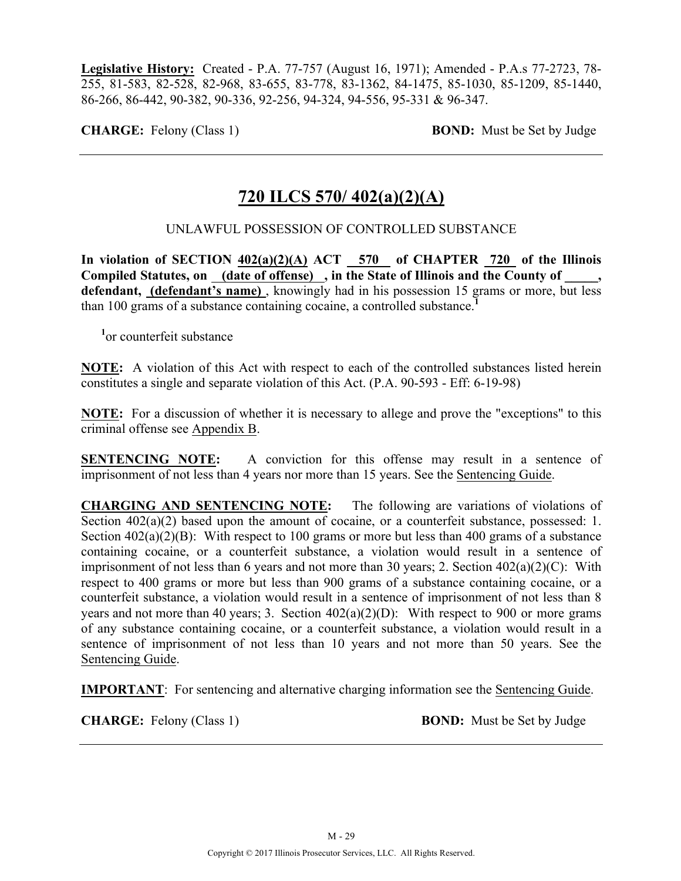**Legislative History:** Created - P.A. 77-757 (August 16, 1971); Amended - P.A.s 77-2723, 78-255, 81-583, 82-528, 82-968, 83-655, 83-778, 83-1362, 84-1475, 85-1030, 85-1209, 85-1440, 86-266, 86-442, 90-382, 90-336, 92-256, 94-324, 94-556, 95-331 & 96-347.

**CHARGE:** Felony (Class 1) **BOND:** Must be Set by Judge

---

## 720 ILCS 570/ 402(a)(2)(A)

UNLAWFUL POSSESSION OF CONTROLLED SUBSTANCE

**In violation of SECTION 402(a)(2)(A) ACT 570 of CHAPTER 720 of the Illinois Compiled Statutes, on (date of offense) , in the State of Illinois and the County of \_\_\_\_\_, defendant, (defendant's name)** , knowingly had in his possession 15 grams or more, but less than 100 grams of a substance containing cocaine, a controlled substance.[1]

[1]or counterfeit substance

**NOTE:** A violation of this Act with respect to each of the controlled substances listed herein constitutes a single and separate violation of this Act. (P.A. 90-593 - Eff: 6-19-98)

**NOTE:** For a discussion of whether it is necessary to allege and prove the "exceptions" to this criminal offense see Appendix B.

**SENTENCING NOTE:** A conviction for this offense may result in a sentence of imprisonment of not less than 4 years nor more than 15 years. See the Sentencing Guide.

**CHARGING AND SENTENCING NOTE:** The following are variations of violations of Section 402(a)(2) based upon the amount of cocaine, or a counterfeit substance, possessed: 1. Section 402(a)(2)(B): With respect to 100 grams or more but less than 400 grams of a substance containing cocaine, or a counterfeit substance, a violation would result in a sentence of imprisonment of not less than 6 years and not more than 30 years; 2. Section 402(a)(2)(C): With respect to 400 grams or more but less than 900 grams of a substance containing cocaine, or a counterfeit substance, a violation would result in a sentence of imprisonment of not less than 8 years and not more than 40 years; 3. Section 402(a)(2)(D): With respect to 900 or more grams of any substance containing cocaine, or a counterfeit substance, a violation would result in a sentence of imprisonment of not less than 10 years and not more than 50 years. See the Sentencing Guide.

**IMPORTANT**: For sentencing and alternative charging information see the Sentencing Guide.

**CHARGE:** Felony (Class 1) **BOND:** Must be Set by Judge

---

Copyright © 2017 Illinois Prosecutor Services, LLC. All Rights Reserved.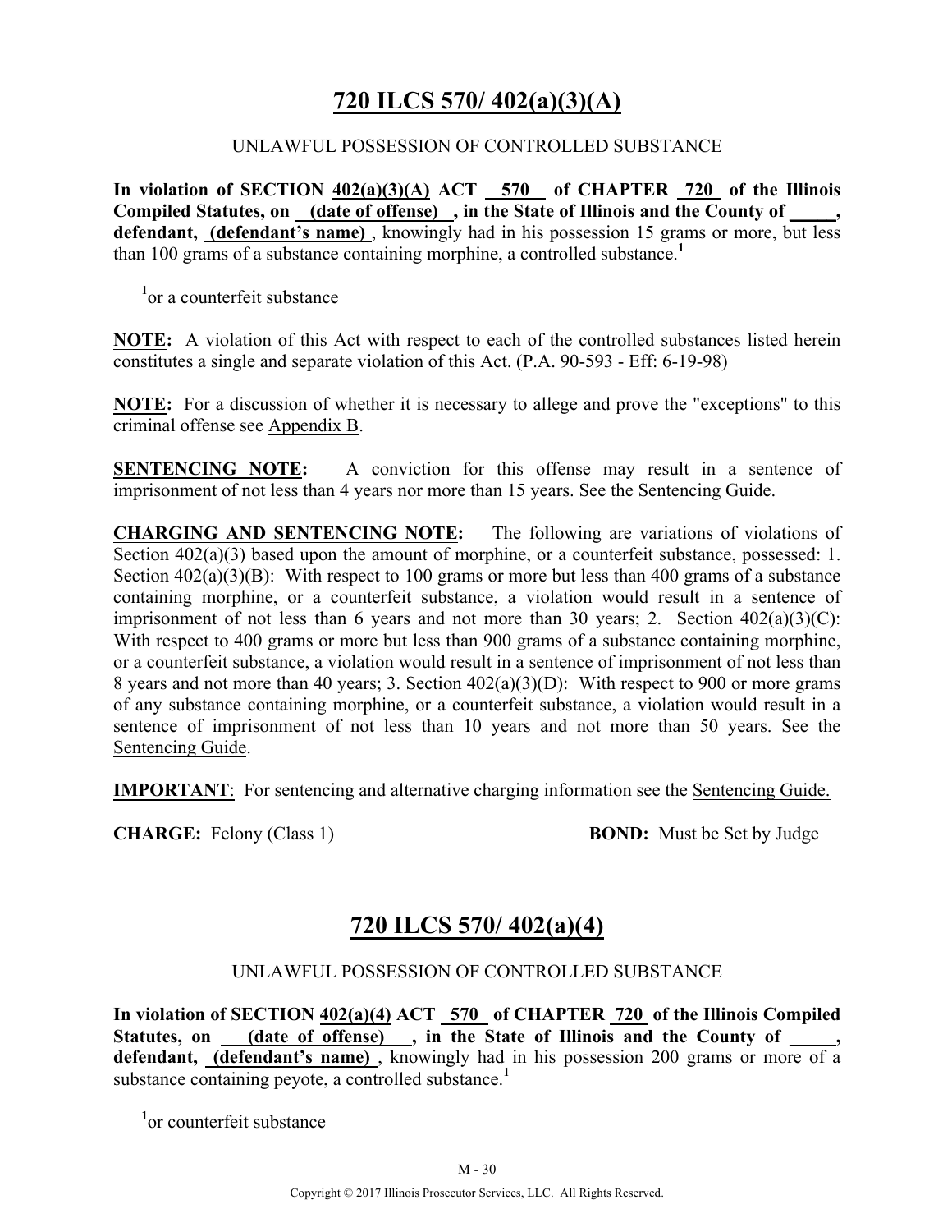# 720 ILCS 570/ 402(a)(3)(A)

UNLAWFUL POSSESSION OF CONTROLLED SUBSTANCE

**In violation of SECTION 402(a)(3)(A) ACT 570 of CHAPTER 720 of the Illinois Compiled Statutes, on (date of offense) , in the State of Illinois and the County of \_\_\_\_\_, defendant, (defendant's name)**, knowingly had in his possession 15 grams or more, but less than 100 grams of a substance containing morphine, a controlled substance.[1]

[1]or a counterfeit substance

**NOTE:** A violation of this Act with respect to each of the controlled substances listed herein constitutes a single and separate violation of this Act. (P.A. 90-593 - Eff: 6-19-98)

**NOTE:** For a discussion of whether it is necessary to allege and prove the "exceptions" to this criminal offense see Appendix B.

**SENTENCING NOTE:** A conviction for this offense may result in a sentence of imprisonment of not less than 4 years nor more than 15 years. See the Sentencing Guide.

**CHARGING AND SENTENCING NOTE:** The following are variations of violations of Section 402(a)(3) based upon the amount of morphine, or a counterfeit substance, possessed: 1. Section 402(a)(3)(B): With respect to 100 grams or more but less than 400 grams of a substance containing morphine, or a counterfeit substance, a violation would result in a sentence of imprisonment of not less than 6 years and not more than 30 years; 2. Section 402(a)(3)(C): With respect to 400 grams or more but less than 900 grams of a substance containing morphine, or a counterfeit substance, a violation would result in a sentence of imprisonment of not less than 8 years and not more than 40 years; 3. Section 402(a)(3)(D): With respect to 900 or more grams of any substance containing morphine, or a counterfeit substance, a violation would result in a sentence of imprisonment of not less than 10 years and not more than 50 years. See the Sentencing Guide.

**IMPORTANT**: For sentencing and alternative charging information see the Sentencing Guide.

**CHARGE:** Felony (Class 1) **BOND:** Must be Set by Judge

---

# 720 ILCS 570/ 402(a)(4)

UNLAWFUL POSSESSION OF CONTROLLED SUBSTANCE

**In violation of SECTION 402(a)(4) ACT 570 of CHAPTER 720 of the Illinois Compiled Statutes, on (date of offense) , in the State of Illinois and the County of \_\_\_\_\_, defendant, (defendant's name)**, knowingly had in his possession 200 grams or more of a substance containing peyote, a controlled substance.[1]

[1]or counterfeit substance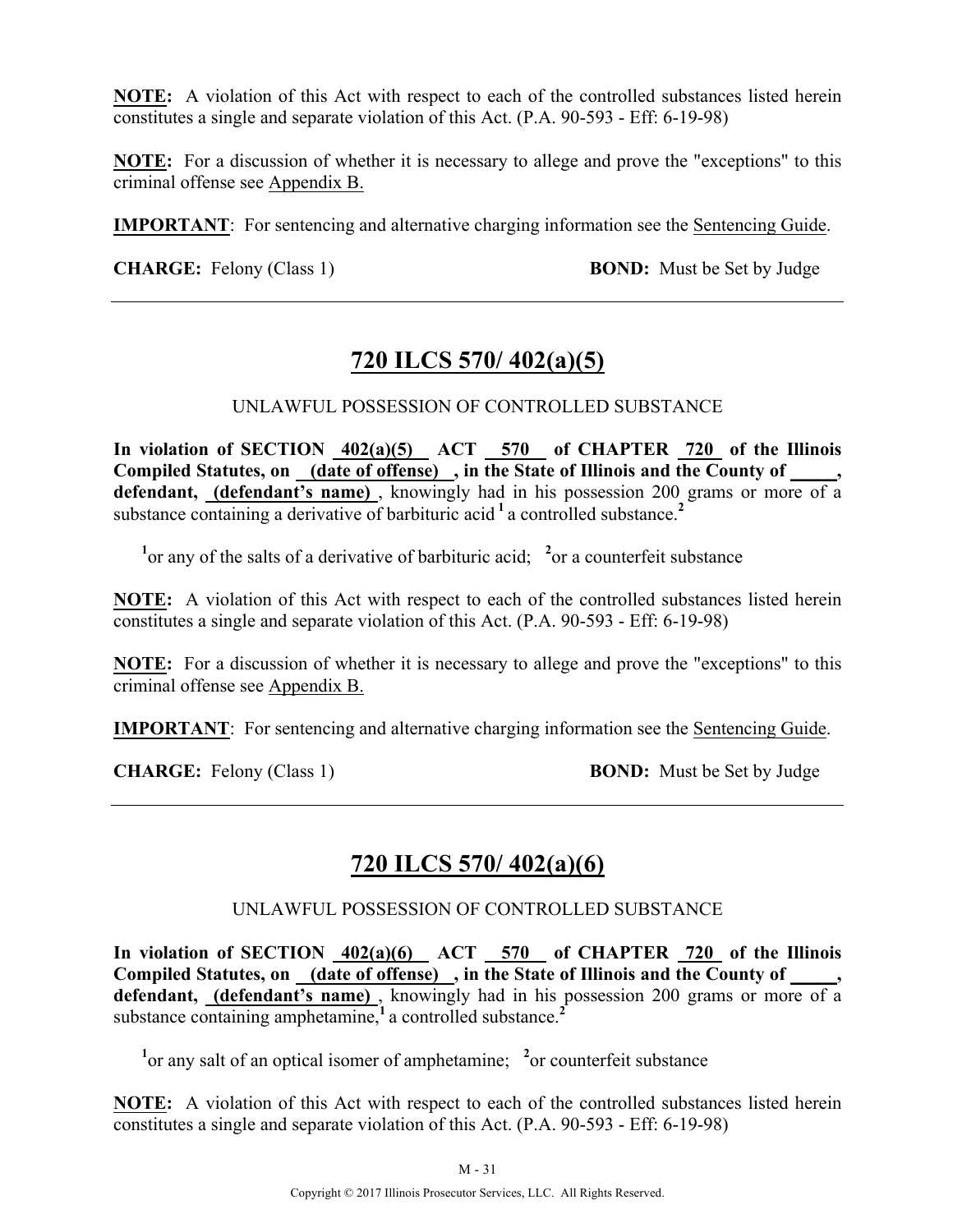**NOTE:** A violation of this Act with respect to each of the controlled substances listed herein constitutes a single and separate violation of this Act. (P.A. 90-593 - Eff: 6-19-98)

**NOTE:** For a discussion of whether it is necessary to allege and prove the "exceptions" to this criminal offense see Appendix B.

**IMPORTANT**: For sentencing and alternative charging information see the Sentencing Guide.

**CHARGE:** Felony (Class 1) **BOND:** Must be Set by Judge

---

## 720 ILCS 570/ 402(a)(5)

UNLAWFUL POSSESSION OF CONTROLLED SUBSTANCE

**In violation of SECTION 402(a)(5) ACT 570 of CHAPTER 720 of the Illinois Compiled Statutes, on (date of offense) , in the State of Illinois and the County of \_\_\_\_\_, defendant, (defendant's name)**, knowingly had in his possession 200 grams or more of a substance containing a derivative of barbituric acid [1] a controlled substance.[2]

[1] or any of the salts of a derivative of barbituric acid; [2] or a counterfeit substance

**NOTE:** A violation of this Act with respect to each of the controlled substances listed herein constitutes a single and separate violation of this Act. (P.A. 90-593 - Eff: 6-19-98)

**NOTE:** For a discussion of whether it is necessary to allege and prove the "exceptions" to this criminal offense see Appendix B.

**IMPORTANT**: For sentencing and alternative charging information see the Sentencing Guide.

**CHARGE:** Felony (Class 1) **BOND:** Must be Set by Judge

---

## 720 ILCS 570/ 402(a)(6)

UNLAWFUL POSSESSION OF CONTROLLED SUBSTANCE

**In violation of SECTION 402(a)(6) ACT 570 of CHAPTER 720 of the Illinois Compiled Statutes, on (date of offense) , in the State of Illinois and the County of \_\_\_\_\_, defendant, (defendant's name)**, knowingly had in his possession 200 grams or more of a substance containing amphetamine,[1] a controlled substance.[2]

[1] or any salt of an optical isomer of amphetamine; [2] or counterfeit substance

**NOTE:** A violation of this Act with respect to each of the controlled substances listed herein constitutes a single and separate violation of this Act. (P.A. 90-593 - Eff: 6-19-98)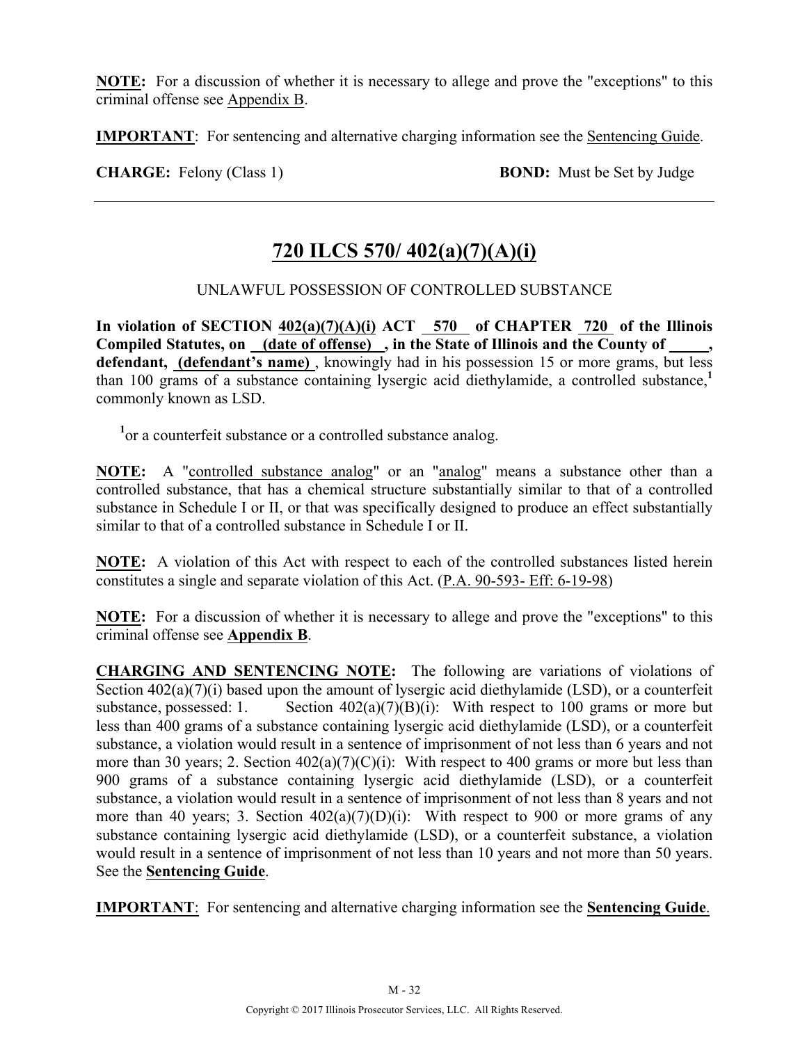**NOTE:** For a discussion of whether it is necessary to allege and prove the "exceptions" to this criminal offense see Appendix B.

**IMPORTANT**: For sentencing and alternative charging information see the Sentencing Guide.

**CHARGE:** Felony (Class 1) **BOND:** Must be Set by Judge

---

## 720 ILCS 570/ 402(a)(7)(A)(i)

UNLAWFUL POSSESSION OF CONTROLLED SUBSTANCE

**In violation of SECTION 402(a)(7)(A)(i) ACT 570 of CHAPTER 720 of the Illinois Compiled Statutes, on (date of offense) , in the State of Illinois and the County of _____, defendant, (defendant's name)** , knowingly had in his possession 15 or more grams, but less than 100 grams of a substance containing lysergic acid diethylamide, a controlled substance,[1] commonly known as LSD.

[1]or a counterfeit substance or a controlled substance analog.

**NOTE:** A "controlled substance analog" or an "analog" means a substance other than a controlled substance, that has a chemical structure substantially similar to that of a controlled substance in Schedule I or II, or that was specifically designed to produce an effect substantially similar to that of a controlled substance in Schedule I or II.

**NOTE:** A violation of this Act with respect to each of the controlled substances listed herein constitutes a single and separate violation of this Act. (P.A. 90-593- Eff: 6-19-98)

**NOTE:** For a discussion of whether it is necessary to allege and prove the "exceptions" to this criminal offense see **Appendix B**.

**CHARGING AND SENTENCING NOTE:** The following are variations of violations of Section 402(a)(7)(i) based upon the amount of lysergic acid diethylamide (LSD), or a counterfeit substance, possessed: 1. Section 402(a)(7)(B)(i): With respect to 100 grams or more but less than 400 grams of a substance containing lysergic acid diethylamide (LSD), or a counterfeit substance, a violation would result in a sentence of imprisonment of not less than 6 years and not more than 30 years; 2. Section 402(a)(7)(C)(i): With respect to 400 grams or more but less than 900 grams of a substance containing lysergic acid diethylamide (LSD), or a counterfeit substance, a violation would result in a sentence of imprisonment of not less than 8 years and not more than 40 years; 3. Section 402(a)(7)(D)(i): With respect to 900 or more grams of any substance containing lysergic acid diethylamide (LSD), or a counterfeit substance, a violation would result in a sentence of imprisonment of not less than 10 years and not more than 50 years. See the **Sentencing Guide**.

**IMPORTANT**: For sentencing and alternative charging information see the **Sentencing Guide**.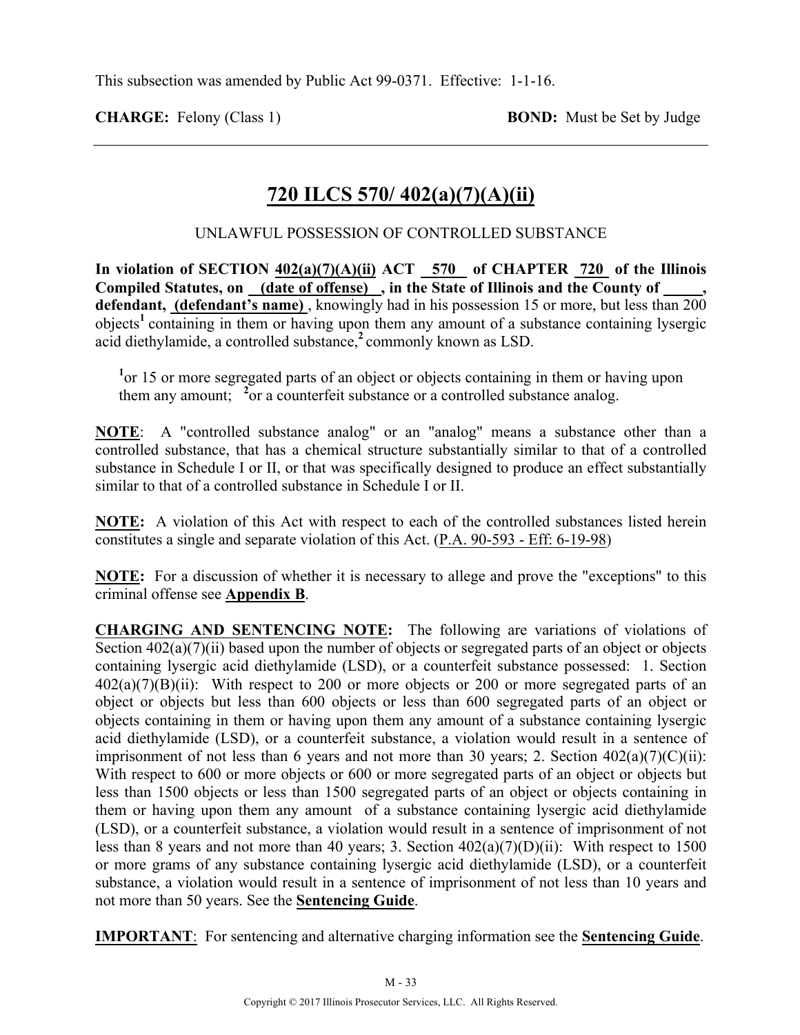This subsection was amended by Public Act 99-0371. Effective: 1-1-16.

**CHARGE:** Felony (Class 1) **BOND:** Must be Set by Judge

---

# 720 ILCS 570/ 402(a)(7)(A)(ii)

UNLAWFUL POSSESSION OF CONTROLLED SUBSTANCE

**In violation of SECTION 402(a)(7)(A)(ii) ACT 570 of CHAPTER 720 of the Illinois Compiled Statutes, on (date of offense), in the State of Illinois and the County of _____, defendant, (defendant's name)**, knowingly had in his possession 15 or more, but less than 200 objects[1] containing in them or having upon them any amount of a substance containing lysergic acid diethylamide, a controlled substance,[2] commonly known as LSD.

[1]or 15 or more segregated parts of an object or objects containing in them or having upon them any amount; [2]or a counterfeit substance or a controlled substance analog.

**NOTE**: A "controlled substance analog" or an "analog" means a substance other than a controlled substance, that has a chemical structure substantially similar to that of a controlled substance in Schedule I or II, or that was specifically designed to produce an effect substantially similar to that of a controlled substance in Schedule I or II.

**NOTE:** A violation of this Act with respect to each of the controlled substances listed herein constitutes a single and separate violation of this Act. (P.A. 90-593 - Eff: 6-19-98)

**NOTE:** For a discussion of whether it is necessary to allege and prove the "exceptions" to this criminal offense see **Appendix B**.

**CHARGING AND SENTENCING NOTE:** The following are variations of violations of Section 402(a)(7)(ii) based upon the number of objects or segregated parts of an object or objects containing lysergic acid diethylamide (LSD), or a counterfeit substance possessed: 1. Section 402(a)(7)(B)(ii): With respect to 200 or more objects or 200 or more segregated parts of an object or objects but less than 600 objects or less than 600 segregated parts of an object or objects containing in them or having upon them any amount of a substance containing lysergic acid diethylamide (LSD), or a counterfeit substance, a violation would result in a sentence of imprisonment of not less than 6 years and not more than 30 years; 2. Section 402(a)(7)(C)(ii): With respect to 600 or more objects or 600 or more segregated parts of an object or objects but less than 1500 objects or less than 1500 segregated parts of an object or objects containing in them or having upon them any amount of a substance containing lysergic acid diethylamide (LSD), or a counterfeit substance, a violation would result in a sentence of imprisonment of not less than 8 years and not more than 40 years; 3. Section 402(a)(7)(D)(ii): With respect to 1500 or more grams of any substance containing lysergic acid diethylamide (LSD), or a counterfeit substance, a violation would result in a sentence of imprisonment of not less than 10 years and not more than 50 years. See the **Sentencing Guide**.

**IMPORTANT**: For sentencing and alternative charging information see the **Sentencing Guide**.

Copyright © 2017 Illinois Prosecutor Services, LLC. All Rights Reserved.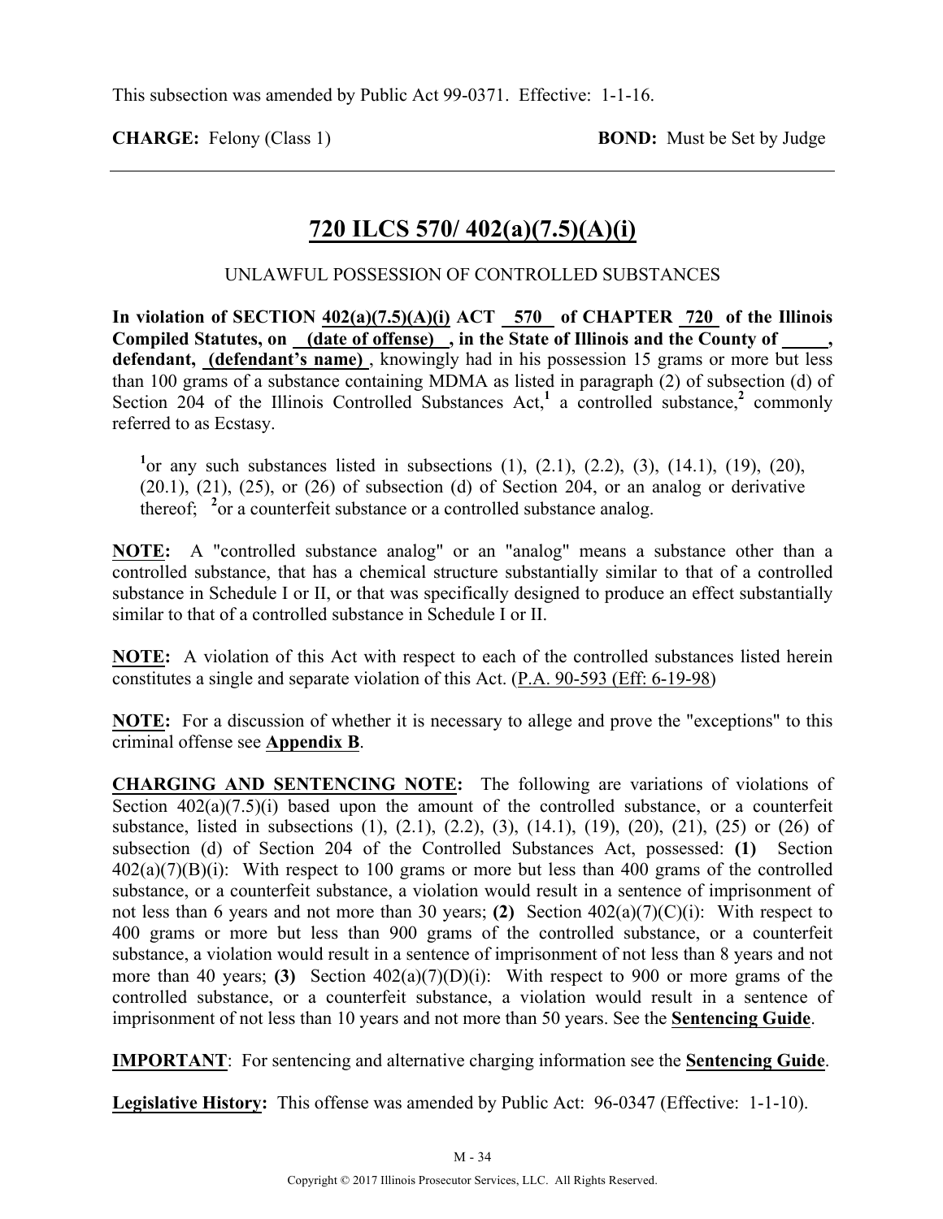This subsection was amended by Public Act 99-0371. Effective: 1-1-16.

**CHARGE:** Felony (Class 1) **BOND:** Must be Set by Judge

---

## 720 ILCS 570/ 402(a)(7.5)(A)(i)

UNLAWFUL POSSESSION OF CONTROLLED SUBSTANCES

**In violation of SECTION 402(a)(7.5)(A)(i) ACT 570 of CHAPTER 720 of the Illinois Compiled Statutes, on (date of offense) , in the State of Illinois and the County of \_\_\_\_\_, defendant, (defendant's name)** , knowingly had in his possession 15 grams or more but less than 100 grams of a substance containing MDMA as listed in paragraph (2) of subsection (d) of Section 204 of the Illinois Controlled Substances Act,[1] a controlled substance,[2] commonly referred to as Ecstasy.

[1]or any such substances listed in subsections (1), (2.1), (2.2), (3), (14.1), (19), (20), (20.1), (21), (25), or (26) of subsection (d) of Section 204, or an analog or derivative thereof; [2]or a counterfeit substance or a controlled substance analog.

**NOTE:** A "controlled substance analog" or an "analog" means a substance other than a controlled substance, that has a chemical structure substantially similar to that of a controlled substance in Schedule I or II, or that was specifically designed to produce an effect substantially similar to that of a controlled substance in Schedule I or II.

**NOTE:** A violation of this Act with respect to each of the controlled substances listed herein constitutes a single and separate violation of this Act. (P.A. 90-593 (Eff: 6-19-98)

**NOTE:** For a discussion of whether it is necessary to allege and prove the "exceptions" to this criminal offense see **Appendix B**.

**CHARGING AND SENTENCING NOTE:** The following are variations of violations of Section 402(a)(7.5)(i) based upon the amount of the controlled substance, or a counterfeit substance, listed in subsections (1), (2.1), (2.2), (3), (14.1), (19), (20), (21), (25) or (26) of subsection (d) of Section 204 of the Controlled Substances Act, possessed: **(1)** Section 402(a)(7)(B)(i): With respect to 100 grams or more but less than 400 grams of the controlled substance, or a counterfeit substance, a violation would result in a sentence of imprisonment of not less than 6 years and not more than 30 years; **(2)** Section 402(a)(7)(C)(i): With respect to 400 grams or more but less than 900 grams of the controlled substance, or a counterfeit substance, a violation would result in a sentence of imprisonment of not less than 8 years and not more than 40 years; **(3)** Section 402(a)(7)(D)(i): With respect to 900 or more grams of the controlled substance, or a counterfeit substance, a violation would result in a sentence of imprisonment of not less than 10 years and not more than 50 years. See the **Sentencing Guide**.

**IMPORTANT**: For sentencing and alternative charging information see the **Sentencing Guide**.

**Legislative History:** This offense was amended by Public Act: 96-0347 (Effective: 1-1-10).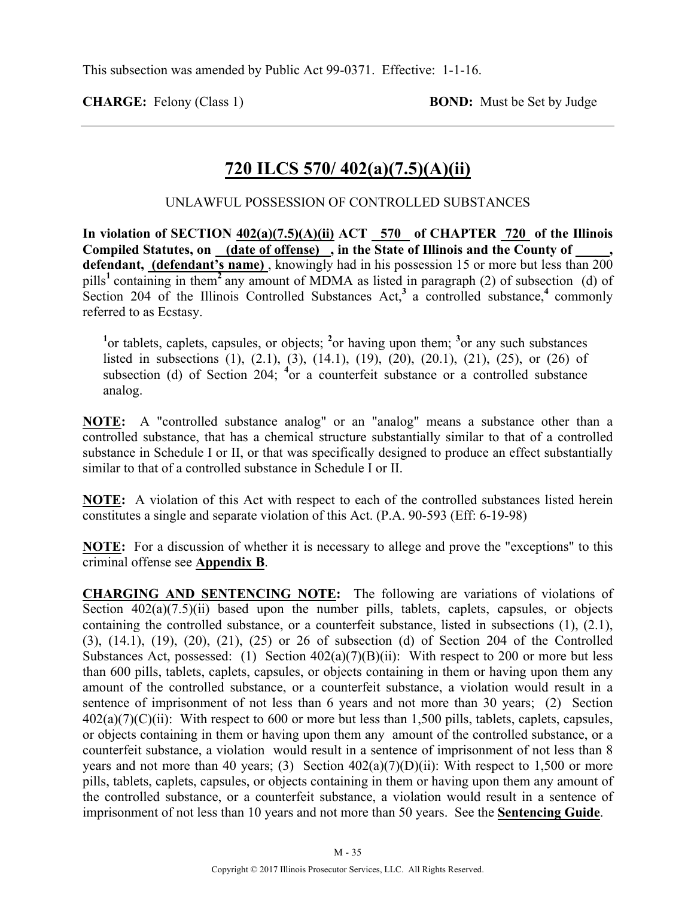This subsection was amended by Public Act 99-0371. Effective: 1-1-16.

**CHARGE:** Felony (Class 1) **BOND:** Must be Set by Judge

---

## 720 ILCS 570/ 402(a)(7.5)(A)(ii)

UNLAWFUL POSSESSION OF CONTROLLED SUBSTANCES

**In violation of SECTION 402(a)(7.5)(A)(ii) ACT 570 of CHAPTER 720 of the Illinois Compiled Statutes, on (date of offense) , in the State of Illinois and the County of \_\_\_\_\_, defendant, (defendant's name)** , knowingly had in his possession 15 or more but less than 200 pills[1] containing in them[2] any amount of MDMA as listed in paragraph (2) of subsection (d) of Section 204 of the Illinois Controlled Substances Act,[3] a controlled substance,[4] commonly referred to as Ecstasy.

[1]or tablets, caplets, capsules, or objects; [2]or having upon them; [3]or any such substances listed in subsections (1), (2.1), (3), (14.1), (19), (20), (20.1), (21), (25), or (26) of subsection (d) of Section 204; [4]or a counterfeit substance or a controlled substance analog.

**NOTE:** A "controlled substance analog" or an "analog" means a substance other than a controlled substance, that has a chemical structure substantially similar to that of a controlled substance in Schedule I or II, or that was specifically designed to produce an effect substantially similar to that of a controlled substance in Schedule I or II.

**NOTE:** A violation of this Act with respect to each of the controlled substances listed herein constitutes a single and separate violation of this Act. (P.A. 90-593 (Eff: 6-19-98)

**NOTE:** For a discussion of whether it is necessary to allege and prove the "exceptions" to this criminal offense see **Appendix B**.

**CHARGING AND SENTENCING NOTE:** The following are variations of violations of Section 402(a)(7.5)(ii) based upon the number pills, tablets, caplets, capsules, or objects containing the controlled substance, or a counterfeit substance, listed in subsections (1), (2.1), (3), (14.1), (19), (20), (21), (25) or 26 of subsection (d) of Section 204 of the Controlled Substances Act, possessed: (1) Section 402(a)(7)(B)(ii): With respect to 200 or more but less than 600 pills, tablets, caplets, capsules, or objects containing in them or having upon them any amount of the controlled substance, or a counterfeit substance, a violation would result in a sentence of imprisonment of not less than 6 years and not more than 30 years; (2) Section 402(a)(7)(C)(ii): With respect to 600 or more but less than 1,500 pills, tablets, caplets, capsules, or objects containing in them or having upon them any amount of the controlled substance, or a counterfeit substance, a violation would result in a sentence of imprisonment of not less than 8 years and not more than 40 years; (3) Section 402(a)(7)(D)(ii): With respect to 1,500 or more pills, tablets, caplets, capsules, or objects containing in them or having upon them any amount of the controlled substance, or a counterfeit substance, a violation would result in a sentence of imprisonment of not less than 10 years and not more than 50 years. See the **Sentencing Guide**.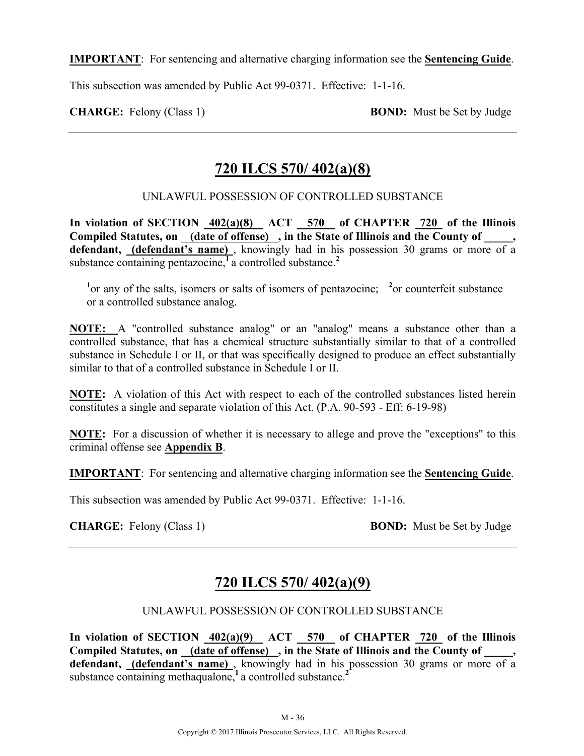**IMPORTANT**: For sentencing and alternative charging information see the **Sentencing Guide**.

This subsection was amended by Public Act 99-0371. Effective: 1-1-16.

**CHARGE:** Felony (Class 1) **BOND:** Must be Set by Judge

---

## 720 ILCS 570/ 402(a)(8)

UNLAWFUL POSSESSION OF CONTROLLED SUBSTANCE

**In violation of SECTION 402(a)(8) ACT 570 of CHAPTER 720 of the Illinois Compiled Statutes, on (date of offense) , in the State of Illinois and the County of _____, defendant, (defendant's name)** , knowingly had in his possession 30 grams or more of a substance containing pentazocine,[1] a controlled substance.[2]

[1]or any of the salts, isomers or salts of isomers of pentazocine; [2]or counterfeit substance or a controlled substance analog.

**NOTE:** A "controlled substance analog" or an "analog" means a substance other than a controlled substance, that has a chemical structure substantially similar to that of a controlled substance in Schedule I or II, or that was specifically designed to produce an effect substantially similar to that of a controlled substance in Schedule I or II.

**NOTE:** A violation of this Act with respect to each of the controlled substances listed herein constitutes a single and separate violation of this Act. (P.A. 90-593 - Eff: 6-19-98)

**NOTE:** For a discussion of whether it is necessary to allege and prove the "exceptions" to this criminal offense see **Appendix B**.

**IMPORTANT**: For sentencing and alternative charging information see the **Sentencing Guide**.

This subsection was amended by Public Act 99-0371. Effective: 1-1-16.

**CHARGE:** Felony (Class 1) **BOND:** Must be Set by Judge

---

## 720 ILCS 570/ 402(a)(9)

UNLAWFUL POSSESSION OF CONTROLLED SUBSTANCE

**In violation of SECTION 402(a)(9) ACT 570 of CHAPTER 720 of the Illinois Compiled Statutes, on (date of offense) , in the State of Illinois and the County of _____, defendant, (defendant's name)** , knowingly had in his possession 30 grams or more of a substance containing methaqualone,[1] a controlled substance.[2]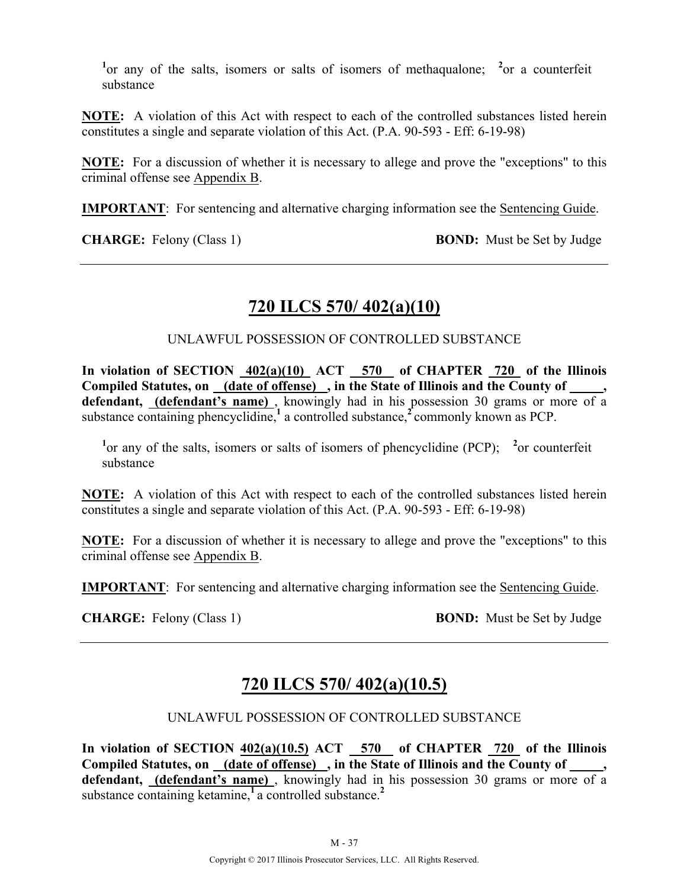[1]or any of the salts, isomers or salts of isomers of methaqualone; [2]or a counterfeit substance

**NOTE:** A violation of this Act with respect to each of the controlled substances listed herein constitutes a single and separate violation of this Act. (P.A. 90-593 - Eff: 6-19-98)

**NOTE:** For a discussion of whether it is necessary to allege and prove the "exceptions" to this criminal offense see Appendix B.

**IMPORTANT**: For sentencing and alternative charging information see the Sentencing Guide.

**CHARGE:** Felony (Class 1) **BOND:** Must be Set by Judge

---

## 720 ILCS 570/ 402(a)(10)

UNLAWFUL POSSESSION OF CONTROLLED SUBSTANCE

**In violation of SECTION 402(a)(10) ACT 570 of CHAPTER 720 of the Illinois Compiled Statutes, on (date of offense) , in the State of Illinois and the County of _____, defendant, (defendant's name)** , knowingly had in his possession 30 grams or more of a substance containing phencyclidine,[1] a controlled substance,[2] commonly known as PCP.

[1]or any of the salts, isomers or salts of isomers of phencyclidine (PCP); [2]or counterfeit substance

**NOTE:** A violation of this Act with respect to each of the controlled substances listed herein constitutes a single and separate violation of this Act. (P.A. 90-593 - Eff: 6-19-98)

**NOTE:** For a discussion of whether it is necessary to allege and prove the "exceptions" to this criminal offense see Appendix B.

**IMPORTANT**: For sentencing and alternative charging information see the Sentencing Guide.

**CHARGE:** Felony (Class 1) **BOND:** Must be Set by Judge

---

## 720 ILCS 570/ 402(a)(10.5)

UNLAWFUL POSSESSION OF CONTROLLED SUBSTANCE

**In violation of SECTION 402(a)(10.5) ACT 570 of CHAPTER 720 of the Illinois Compiled Statutes, on (date of offense) , in the State of Illinois and the County of _____, defendant, (defendant's name)** , knowingly had in his possession 30 grams or more of a substance containing ketamine,[1] a controlled substance.[2]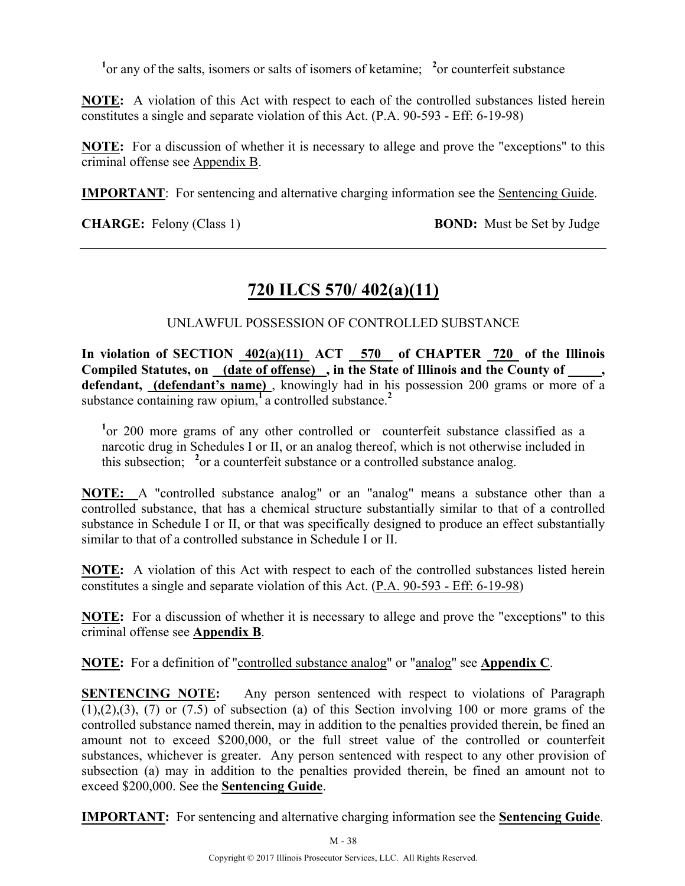[1]or any of the salts, isomers or salts of isomers of ketamine; [2]or counterfeit substance

**NOTE:** A violation of this Act with respect to each of the controlled substances listed herein constitutes a single and separate violation of this Act. (P.A. 90-593 - Eff: 6-19-98)

**NOTE:** For a discussion of whether it is necessary to allege and prove the "exceptions" to this criminal offense see Appendix B.

**IMPORTANT**: For sentencing and alternative charging information see the Sentencing Guide.

**CHARGE:** Felony (Class 1) **BOND:** Must be Set by Judge

---

## 720 ILCS 570/ 402(a)(11)

UNLAWFUL POSSESSION OF CONTROLLED SUBSTANCE

**In violation of SECTION 402(a)(11) ACT 570 of CHAPTER 720 of the Illinois Compiled Statutes, on (date of offense) , in the State of Illinois and the County of \_\_\_\_\_, defendant, (defendant's name)**, knowingly had in his possession 200 grams or more of a substance containing raw opium,[1] a controlled substance.[2]

> [1]or 200 more grams of any other controlled or counterfeit substance classified as a narcotic drug in Schedules I or II, or an analog thereof, which is not otherwise included in this subsection; [2]or a counterfeit substance or a controlled substance analog.

**NOTE:** A "controlled substance analog" or an "analog" means a substance other than a controlled substance, that has a chemical structure substantially similar to that of a controlled substance in Schedule I or II, or that was specifically designed to produce an effect substantially similar to that of a controlled substance in Schedule I or II.

**NOTE:** A violation of this Act with respect to each of the controlled substances listed herein constitutes a single and separate violation of this Act. (P.A. 90-593 - Eff: 6-19-98)

**NOTE:** For a discussion of whether it is necessary to allege and prove the "exceptions" to this criminal offense see **Appendix B**.

**NOTE:** For a definition of "controlled substance analog" or "analog" see **Appendix C**.

**SENTENCING NOTE:** Any person sentenced with respect to violations of Paragraph (1),(2),(3), (7) or (7.5) of subsection (a) of this Section involving 100 or more grams of the controlled substance named therein, may in addition to the penalties provided therein, be fined an amount not to exceed $200,000, or the full street value of the controlled or counterfeit substances, whichever is greater. Any person sentenced with respect to any other provision of subsection (a) may in addition to the penalties provided therein, be fined an amount not to exceed $200,000. See the **Sentencing Guide**.

**IMPORTANT:** For sentencing and alternative charging information see the **Sentencing Guide**.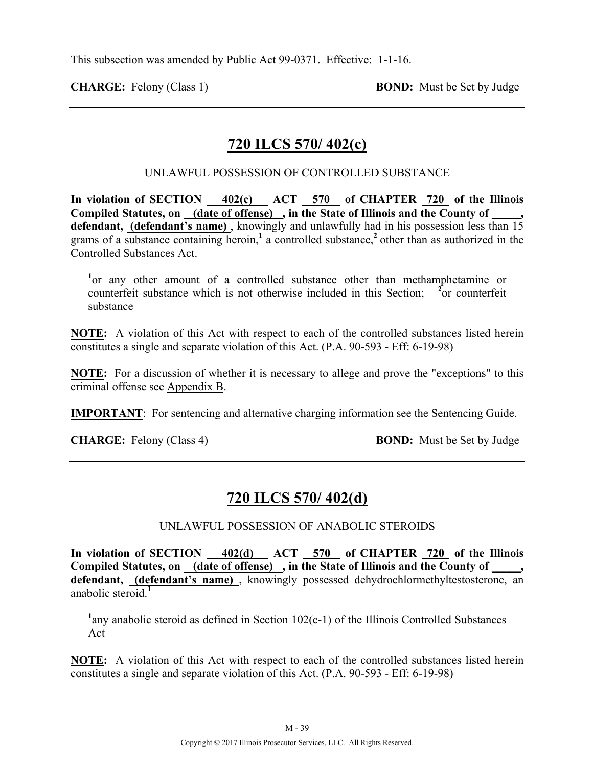This subsection was amended by Public Act 99-0371. Effective: 1-1-16.

**CHARGE:** Felony (Class 1) **BOND:** Must be Set by Judge

---

## 720 ILCS 570/ 402(c)

UNLAWFUL POSSESSION OF CONTROLLED SUBSTANCE

**In violation of SECTION 402(c) ACT 570 of CHAPTER 720 of the Illinois Compiled Statutes, on (date of offense), in the State of Illinois and the County of \_\_\_\_\_, defendant, (defendant's name)**, knowingly and unlawfully had in his possession less than 15 grams of a substance containing heroin,[1] a controlled substance,[2] other than as authorized in the Controlled Substances Act.

> [1]or any other amount of a controlled substance other than methamphetamine or counterfeit substance which is not otherwise included in this Section; [2]or counterfeit substance

**NOTE:** A violation of this Act with respect to each of the controlled substances listed herein constitutes a single and separate violation of this Act. (P.A. 90-593 - Eff: 6-19-98)

**NOTE:** For a discussion of whether it is necessary to allege and prove the "exceptions" to this criminal offense see Appendix B.

**IMPORTANT**: For sentencing and alternative charging information see the Sentencing Guide.

**CHARGE:** Felony (Class 4) **BOND:** Must be Set by Judge

---

## 720 ILCS 570/ 402(d)

UNLAWFUL POSSESSION OF ANABOLIC STEROIDS

**In violation of SECTION 402(d) ACT 570 of CHAPTER 720 of the Illinois Compiled Statutes, on (date of offense), in the State of Illinois and the County of \_\_\_\_\_, defendant, (defendant's name)**, knowingly possessed dehydrochlormethyltestosterone, an anabolic steroid.[1]

> [1]any anabolic steroid as defined in Section 102(c-1) of the Illinois Controlled Substances Act

**NOTE:** A violation of this Act with respect to each of the controlled substances listed herein constitutes a single and separate violation of this Act. (P.A. 90-593 - Eff: 6-19-98)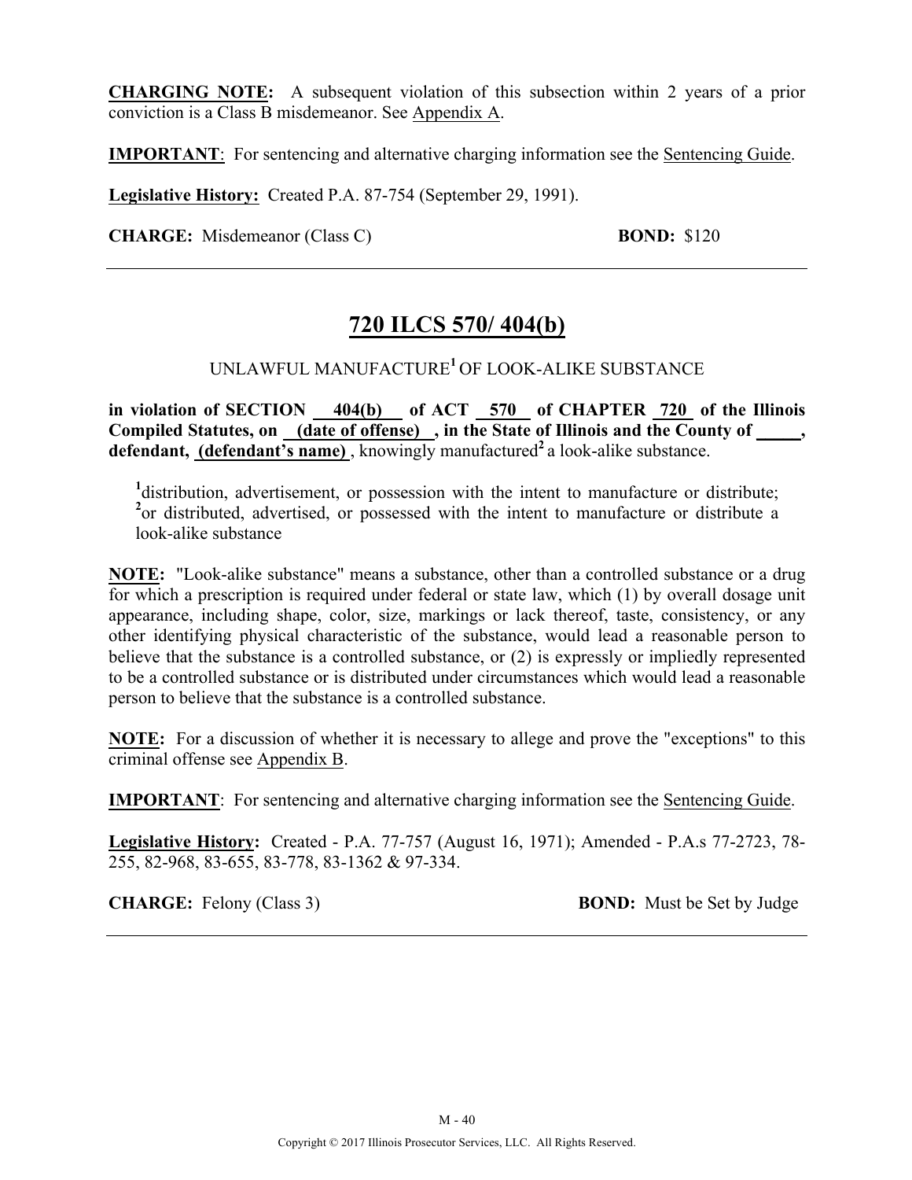**CHARGING NOTE:** A subsequent violation of this subsection within 2 years of a prior conviction is a Class B misdemeanor. See Appendix A.

**IMPORTANT**: For sentencing and alternative charging information see the Sentencing Guide.

**Legislative History:** Created P.A. 87-754 (September 29, 1991).

**CHARGE:** Misdemeanor (Class C) **BOND:** $120

---

## 720 ILCS 570/ 404(b)

UNLAWFUL MANUFACTURE[1] OF LOOK-ALIKE SUBSTANCE

**in violation of SECTION 404(b) of ACT 570 of CHAPTER 720 of the Illinois Compiled Statutes, on (date of offense) , in the State of Illinois and the County of \_\_\_\_\_, defendant, (defendant's name)** , knowingly manufactured[2] a look-alike substance.

[1]distribution, advertisement, or possession with the intent to manufacture or distribute;
[2]or distributed, advertised, or possessed with the intent to manufacture or distribute a look-alike substance

**NOTE:** "Look-alike substance" means a substance, other than a controlled substance or a drug for which a prescription is required under federal or state law, which (1) by overall dosage unit appearance, including shape, color, size, markings or lack thereof, taste, consistency, or any other identifying physical characteristic of the substance, would lead a reasonable person to believe that the substance is a controlled substance, or (2) is expressly or impliedly represented to be a controlled substance or is distributed under circumstances which would lead a reasonable person to believe that the substance is a controlled substance.

**NOTE:** For a discussion of whether it is necessary to allege and prove the "exceptions" to this criminal offense see Appendix B.

**IMPORTANT**: For sentencing and alternative charging information see the Sentencing Guide.

**Legislative History:** Created - P.A. 77-757 (August 16, 1971); Amended - P.A.s 77-2723, 78-255, 82-968, 83-655, 83-778, 83-1362 & 97-334.

**CHARGE:** Felony (Class 3) **BOND:** Must be Set by Judge

---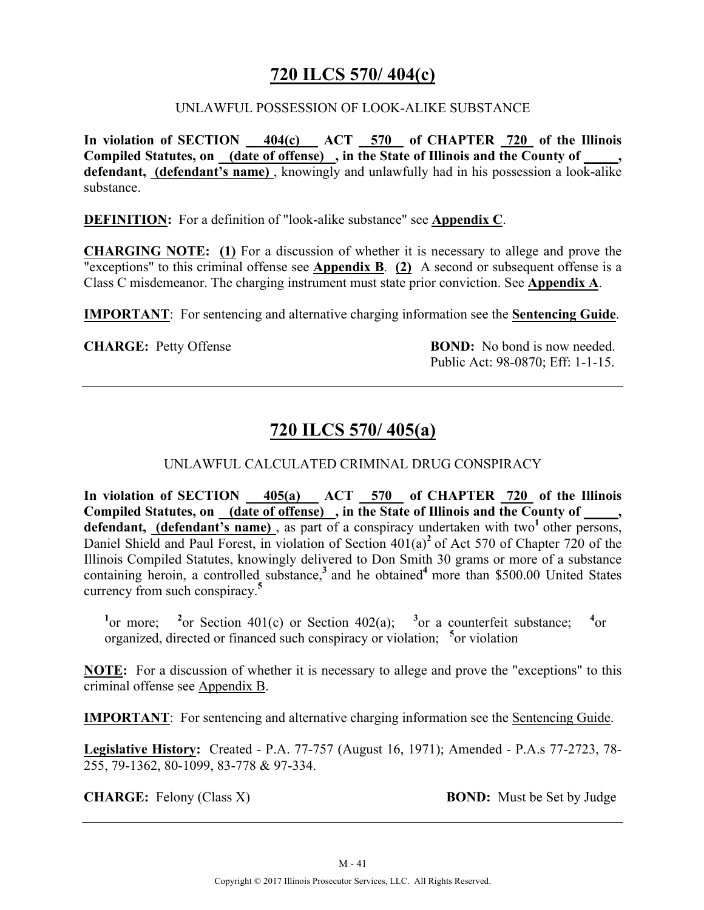## 720 ILCS 570/ 404(c)

UNLAWFUL POSSESSION OF LOOK-ALIKE SUBSTANCE

**In violation of SECTION 404(c) ACT 570 of CHAPTER 720 of the Illinois Compiled Statutes, on (date of offense), in the State of Illinois and the County of _____, defendant, (defendant's name)**, knowingly and unlawfully had in his possession a look-alike substance.

**DEFINITION:** For a definition of "look-alike substance" see **Appendix C**.

**CHARGING NOTE:** **(1)** For a discussion of whether it is necessary to allege and prove the "exceptions" to this criminal offense see **Appendix B**. **(2)** A second or subsequent offense is a Class C misdemeanor. The charging instrument must state prior conviction. See **Appendix A**.

**IMPORTANT**: For sentencing and alternative charging information see the **Sentencing Guide**.

**CHARGE:** Petty Offense

**BOND:** No bond is now needed. Public Act: 98-0870; Eff: 1-1-15.

---

## 720 ILCS 570/ 405(a)

UNLAWFUL CALCULATED CRIMINAL DRUG CONSPIRACY

**In violation of SECTION 405(a) ACT 570 of CHAPTER 720 of the Illinois Compiled Statutes, on (date of offense), in the State of Illinois and the County of _____, defendant, (defendant's name)**, as part of a conspiracy undertaken with two[1] other persons, Daniel Shield and Paul Forest, in violation of Section 401(a)[2] of Act 570 of Chapter 720 of the Illinois Compiled Statutes, knowingly delivered to Don Smith 30 grams or more of a substance containing heroin, a controlled substance,[3] and he obtained[4] more than $500.00 United States currency from such conspiracy.[5]

[1]or more; [2]or Section 401(c) or Section 402(a); [3]or a counterfeit substance; [4]or organized, directed or financed such conspiracy or violation; [5]or violation

**NOTE:** For a discussion of whether it is necessary to allege and prove the "exceptions" to this criminal offense see Appendix B.

**IMPORTANT**: For sentencing and alternative charging information see the Sentencing Guide.

**Legislative History:** Created - P.A. 77-757 (August 16, 1971); Amended - P.A.s 77-2723, 78-255, 79-1362, 80-1099, 83-778 & 97-334.

**CHARGE:** Felony (Class X)

**BOND:** Must be Set by Judge

---

Copyright © 2017 Illinois Prosecutor Services, LLC. All Rights Reserved.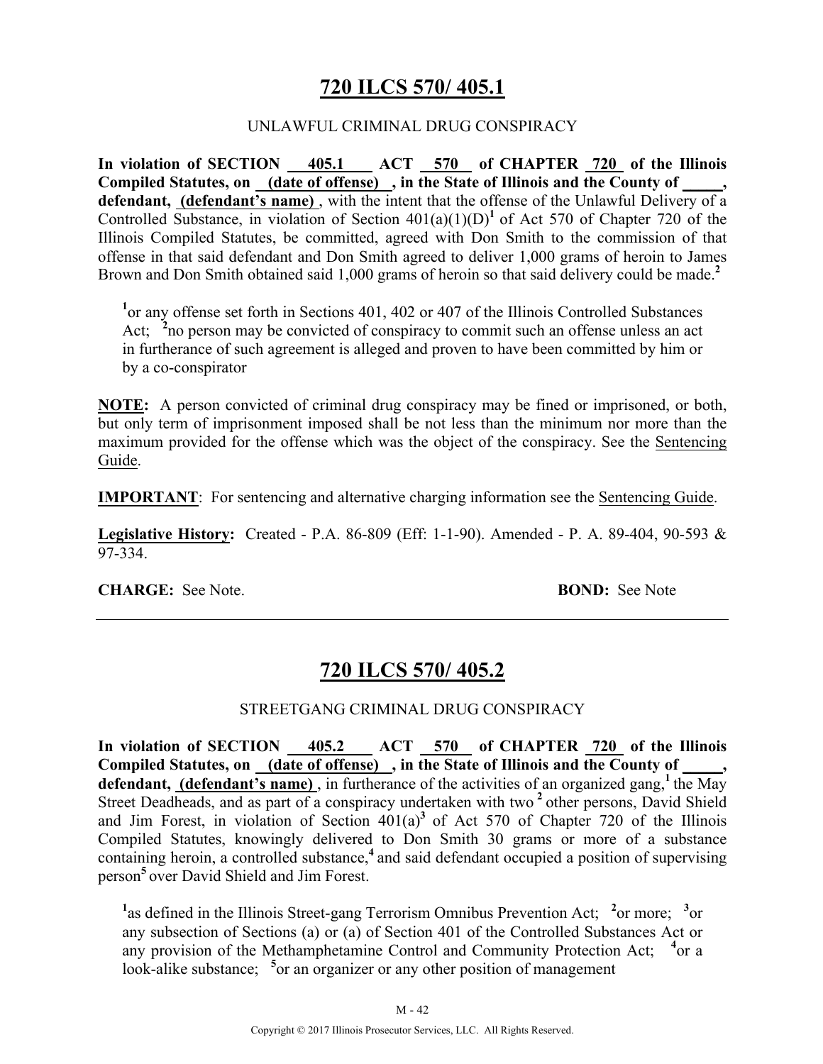## 720 ILCS 570/ 405.1

UNLAWFUL CRIMINAL DRUG CONSPIRACY

**In violation of SECTION 405.1 ACT 570 of CHAPTER 720 of the Illinois Compiled Statutes, on (date of offense), in the State of Illinois and the County of \_\_\_\_\_, defendant, (defendant's name)**, with the intent that the offense of the Unlawful Delivery of a Controlled Substance, in violation of Section 401(a)(1)(D)[1] of Act 570 of Chapter 720 of the Illinois Compiled Statutes, be committed, agreed with Don Smith to the commission of that offense in that said defendant and Don Smith agreed to deliver 1,000 grams of heroin to James Brown and Don Smith obtained said 1,000 grams of heroin so that said delivery could be made.[2]

[1]or any offense set forth in Sections 401, 402 or 407 of the Illinois Controlled Substances Act; [2]no person may be convicted of conspiracy to commit such an offense unless an act in furtherance of such agreement is alleged and proven to have been committed by him or by a co-conspirator

**NOTE:** A person convicted of criminal drug conspiracy may be fined or imprisoned, or both, but only term of imprisonment imposed shall be not less than the minimum nor more than the maximum provided for the offense which was the object of the conspiracy. See the Sentencing Guide.

**IMPORTANT**: For sentencing and alternative charging information see the Sentencing Guide.

**Legislative History:** Created - P.A. 86-809 (Eff: 1-1-90). Amended - P. A. 89-404, 90-593 & 97-334.

**CHARGE:** See Note. **BOND:** See Note

---

## 720 ILCS 570/ 405.2

STREETGANG CRIMINAL DRUG CONSPIRACY

**In violation of SECTION 405.2 ACT 570 of CHAPTER 720 of the Illinois Compiled Statutes, on (date of offense), in the State of Illinois and the County of \_\_\_\_\_, defendant, (defendant's name)**, in furtherance of the activities of an organized gang,[1] the May Street Deadheads, and as part of a conspiracy undertaken with two [2] other persons, David Shield and Jim Forest, in violation of Section 401(a)[3] of Act 570 of Chapter 720 of the Illinois Compiled Statutes, knowingly delivered to Don Smith 30 grams or more of a substance containing heroin, a controlled substance,[4] and said defendant occupied a position of supervising person[5] over David Shield and Jim Forest.

[1]as defined in the Illinois Street-gang Terrorism Omnibus Prevention Act; [2]or more; [3]or any subsection of Sections (a) or (a) of Section 401 of the Controlled Substances Act or any provision of the Methamphetamine Control and Community Protection Act; [4]or a look-alike substance; [5]or an organizer or any other position of management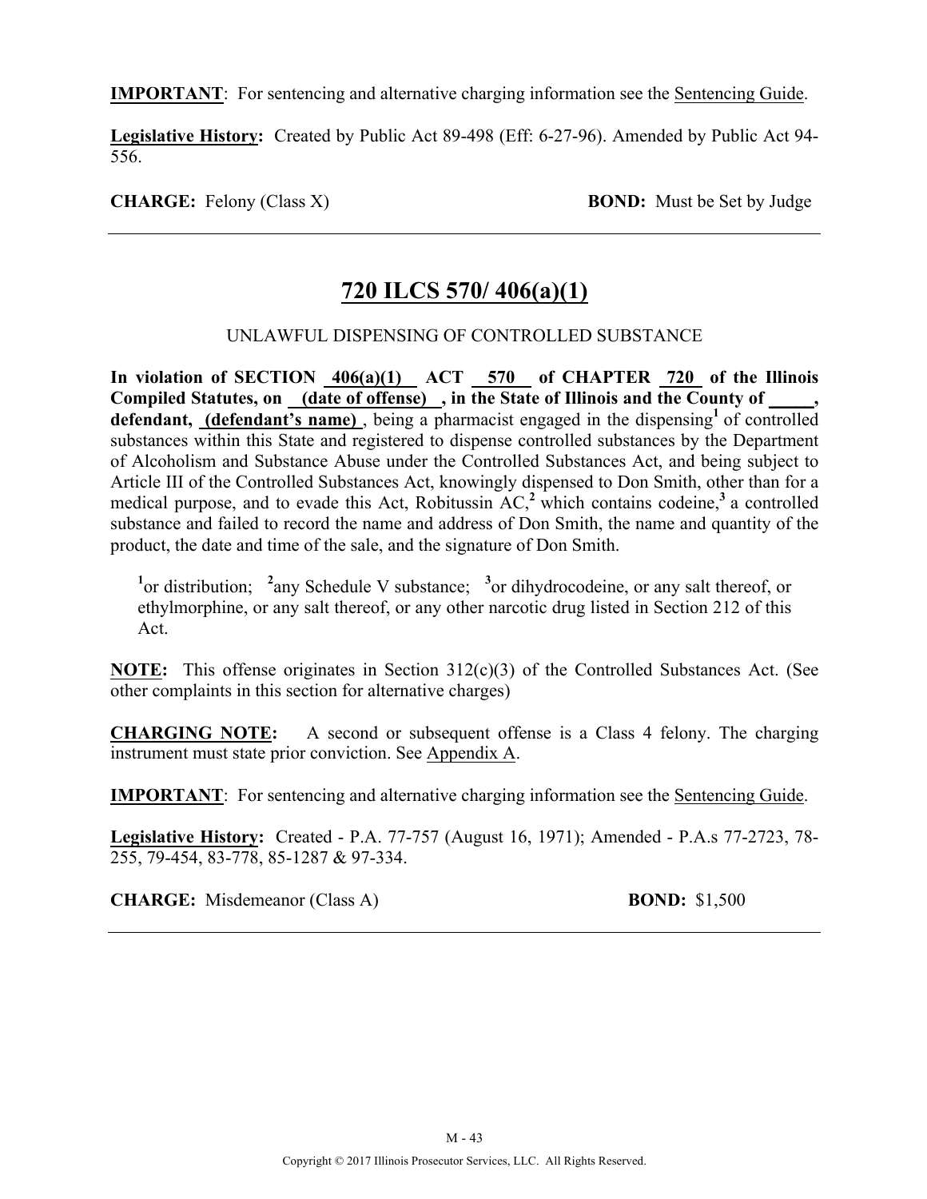**IMPORTANT**: For sentencing and alternative charging information see the Sentencing Guide.

**Legislative History:** Created by Public Act 89-498 (Eff: 6-27-96). Amended by Public Act 94-556.

**CHARGE:** Felony (Class X) **BOND:** Must be Set by Judge

---

## 720 ILCS 570/ 406(a)(1)

UNLAWFUL DISPENSING OF CONTROLLED SUBSTANCE

**In violation of SECTION 406(a)(1) ACT 570 of CHAPTER 720 of the Illinois Compiled Statutes, on (date of offense) , in the State of Illinois and the County of \_\_\_\_\_, defendant, (defendant's name)** , being a pharmacist engaged in the dispensing[1] of controlled substances within this State and registered to dispense controlled substances by the Department of Alcoholism and Substance Abuse under the Controlled Substances Act, and being subject to Article III of the Controlled Substances Act, knowingly dispensed to Don Smith, other than for a medical purpose, and to evade this Act, Robitussin AC,[2] which contains codeine,[3] a controlled substance and failed to record the name and address of Don Smith, the name and quantity of the product, the date and time of the sale, and the signature of Don Smith.

[1]or distribution; [2]any Schedule V substance; [3]or dihydrocodeine, or any salt thereof, or ethylmorphine, or any salt thereof, or any other narcotic drug listed in Section 212 of this Act.

**NOTE:** This offense originates in Section 312(c)(3) of the Controlled Substances Act. (See other complaints in this section for alternative charges)

**CHARGING NOTE:** A second or subsequent offense is a Class 4 felony. The charging instrument must state prior conviction. See Appendix A.

**IMPORTANT**: For sentencing and alternative charging information see the Sentencing Guide.

**Legislative History:** Created - P.A. 77-757 (August 16, 1971); Amended - P.A.s 77-2723, 78-255, 79-454, 83-778, 85-1287 & 97-334.

**CHARGE:** Misdemeanor (Class A) **BOND:** $1,500

---

Copyright © 2017 Illinois Prosecutor Services, LLC. All Rights Reserved.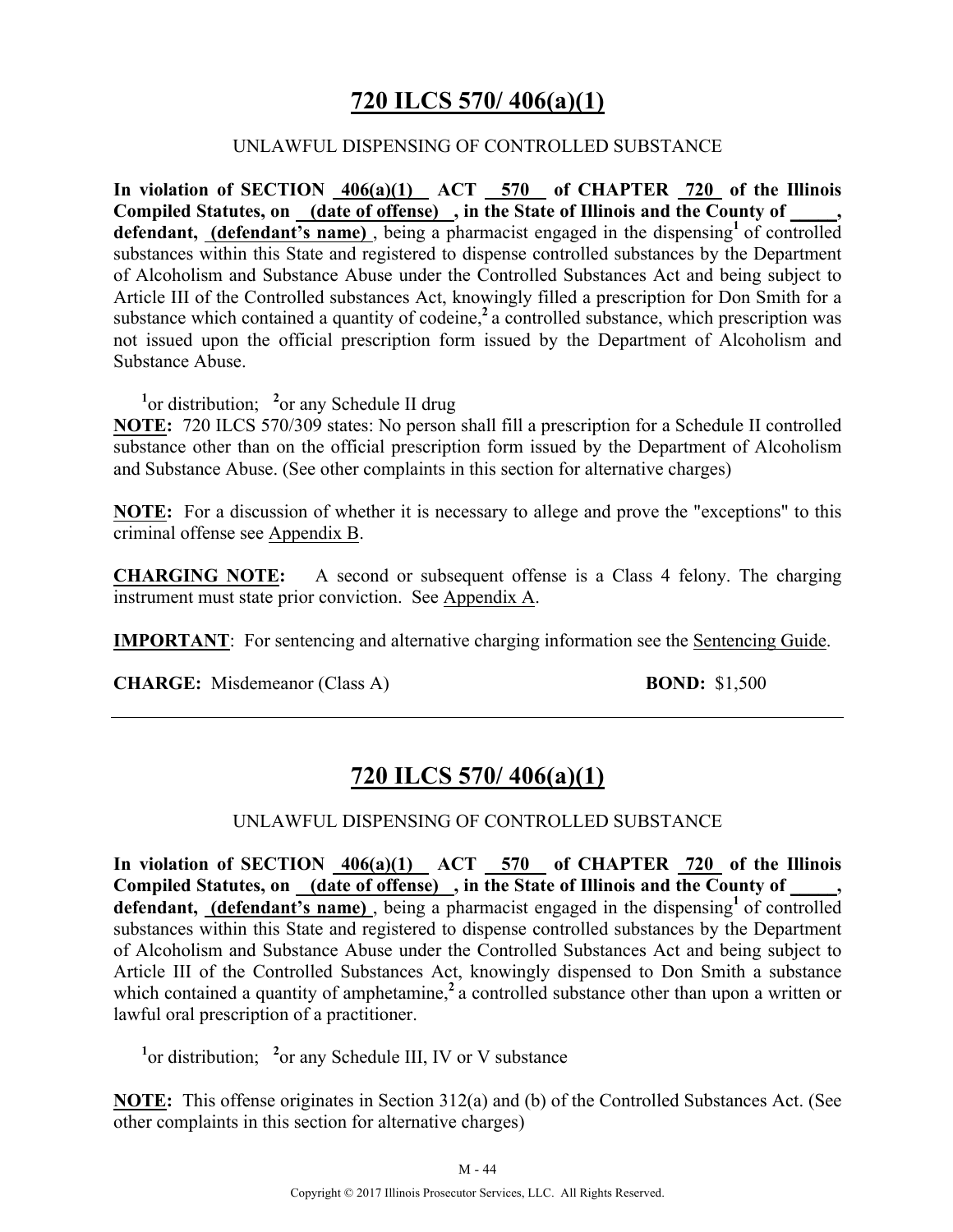## 720 ILCS 570/ 406(a)(1)

UNLAWFUL DISPENSING OF CONTROLLED SUBSTANCE

**In violation of SECTION 406(a)(1) ACT 570 of CHAPTER 720 of the Illinois Compiled Statutes, on (date of offense) , in the State of Illinois and the County of \_\_\_\_\_, defendant, (defendant's name)** , being a pharmacist engaged in the dispensing[1] of controlled substances within this State and registered to dispense controlled substances by the Department of Alcoholism and Substance Abuse under the Controlled Substances Act and being subject to Article III of the Controlled substances Act, knowingly filled a prescription for Don Smith for a substance which contained a quantity of codeine,[2] a controlled substance, which prescription was not issued upon the official prescription form issued by the Department of Alcoholism and Substance Abuse.

[1]or distribution; [2]or any Schedule II drug

**NOTE:** 720 ILCS 570/309 states: No person shall fill a prescription for a Schedule II controlled substance other than on the official prescription form issued by the Department of Alcoholism and Substance Abuse. (See other complaints in this section for alternative charges)

**NOTE:** For a discussion of whether it is necessary to allege and prove the "exceptions" to this criminal offense see Appendix B.

**CHARGING NOTE:** A second or subsequent offense is a Class 4 felony. The charging instrument must state prior conviction. See Appendix A.

**IMPORTANT**: For sentencing and alternative charging information see the Sentencing Guide.

**CHARGE:** Misdemeanor (Class A) **BOND:** $1,500

---

## 720 ILCS 570/ 406(a)(1)

UNLAWFUL DISPENSING OF CONTROLLED SUBSTANCE

**In violation of SECTION 406(a)(1) ACT 570 of CHAPTER 720 of the Illinois Compiled Statutes, on (date of offense) , in the State of Illinois and the County of \_\_\_\_\_, defendant, (defendant's name)** , being a pharmacist engaged in the dispensing[1] of controlled substances within this State and registered to dispense controlled substances by the Department of Alcoholism and Substance Abuse under the Controlled Substances Act and being subject to Article III of the Controlled Substances Act, knowingly dispensed to Don Smith a substance which contained a quantity of amphetamine,[2] a controlled substance other than upon a written or lawful oral prescription of a practitioner.

[1]or distribution; [2]or any Schedule III, IV or V substance

**NOTE:** This offense originates in Section 312(a) and (b) of the Controlled Substances Act. (See other complaints in this section for alternative charges)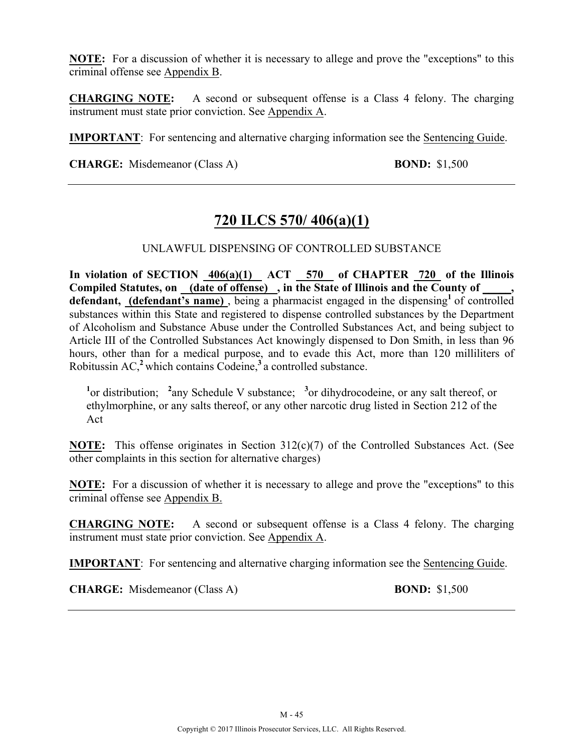**NOTE:** For a discussion of whether it is necessary to allege and prove the "exceptions" to this criminal offense see Appendix B.

**CHARGING NOTE:** A second or subsequent offense is a Class 4 felony. The charging instrument must state prior conviction. See Appendix A.

**IMPORTANT**: For sentencing and alternative charging information see the Sentencing Guide.

**CHARGE:** Misdemeanor (Class A) **BOND:** $1,500

---

## 720 ILCS 570/ 406(a)(1)

UNLAWFUL DISPENSING OF CONTROLLED SUBSTANCE

**In violation of SECTION 406(a)(1) ACT 570 of CHAPTER 720 of the Illinois Compiled Statutes, on (date of offense) , in the State of Illinois and the County of _____, defendant, (defendant's name)** , being a pharmacist engaged in the dispensing[1] of controlled substances within this State and registered to dispense controlled substances by the Department of Alcoholism and Substance Abuse under the Controlled Substances Act, and being subject to Article III of the Controlled Substances Act knowingly dispensed to Don Smith, in less than 96 hours, other than for a medical purpose, and to evade this Act, more than 120 milliliters of Robitussin AC,[2] which contains Codeine,[3] a controlled substance.

[1]or distribution; [2]any Schedule V substance; [3]or dihydrocodeine, or any salt thereof, or ethylmorphine, or any salts thereof, or any other narcotic drug listed in Section 212 of the Act

**NOTE:** This offense originates in Section 312(c)(7) of the Controlled Substances Act. (See other complaints in this section for alternative charges)

**NOTE:** For a discussion of whether it is necessary to allege and prove the "exceptions" to this criminal offense see Appendix B.

**CHARGING NOTE:** A second or subsequent offense is a Class 4 felony. The charging instrument must state prior conviction. See Appendix A.

**IMPORTANT**: For sentencing and alternative charging information see the Sentencing Guide.

**CHARGE:** Misdemeanor (Class A) **BOND:** $1,500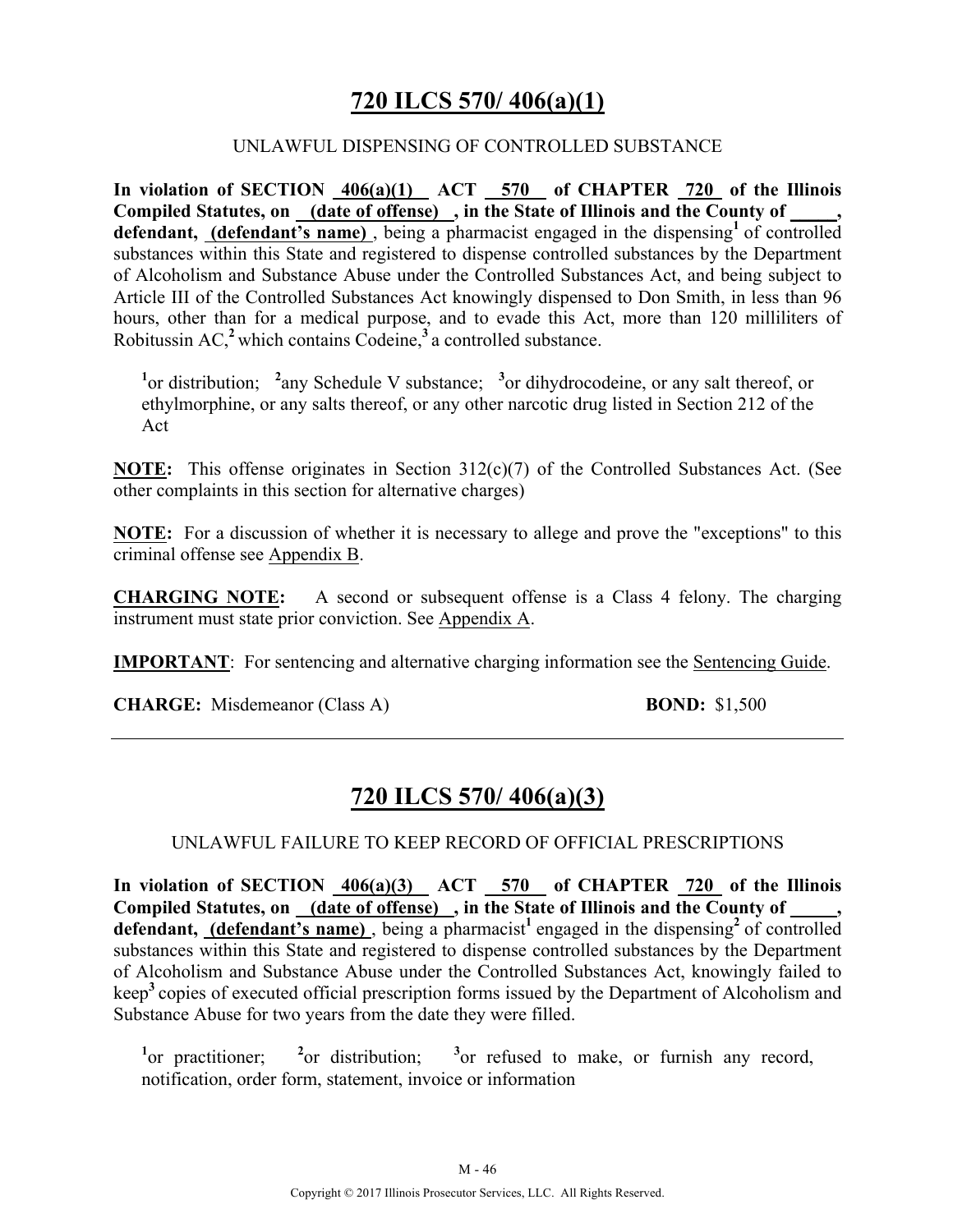## 720 ILCS 570/ 406(a)(1)

UNLAWFUL DISPENSING OF CONTROLLED SUBSTANCE

**In violation of SECTION 406(a)(1) ACT 570 of CHAPTER 720 of the Illinois Compiled Statutes, on (date of offense) , in the State of Illinois and the County of \_\_\_\_\_, defendant, (defendant's name)** , being a pharmacist engaged in the dispensing[1] of controlled substances within this State and registered to dispense controlled substances by the Department of Alcoholism and Substance Abuse under the Controlled Substances Act, and being subject to Article III of the Controlled Substances Act knowingly dispensed to Don Smith, in less than 96 hours, other than for a medical purpose, and to evade this Act, more than 120 milliliters of Robitussin AC,[2] which contains Codeine,[3] a controlled substance.

[1]or distribution; [2]any Schedule V substance; [3]or dihydrocodeine, or any salt thereof, or ethylmorphine, or any salts thereof, or any other narcotic drug listed in Section 212 of the Act

**NOTE:** This offense originates in Section 312(c)(7) of the Controlled Substances Act. (See other complaints in this section for alternative charges)

**NOTE:** For a discussion of whether it is necessary to allege and prove the "exceptions" to this criminal offense see Appendix B.

**CHARGING NOTE:** A second or subsequent offense is a Class 4 felony. The charging instrument must state prior conviction. See Appendix A.

**IMPORTANT**: For sentencing and alternative charging information see the Sentencing Guide.

**CHARGE:** Misdemeanor (Class A) **BOND:** $1,500

---

## 720 ILCS 570/ 406(a)(3)

UNLAWFUL FAILURE TO KEEP RECORD OF OFFICIAL PRESCRIPTIONS

**In violation of SECTION 406(a)(3) ACT 570 of CHAPTER 720 of the Illinois Compiled Statutes, on (date of offense) , in the State of Illinois and the County of \_\_\_\_\_, defendant, (defendant's name)** , being a pharmacist[1] engaged in the dispensing[2] of controlled substances within this State and registered to dispense controlled substances by the Department of Alcoholism and Substance Abuse under the Controlled Substances Act, knowingly failed to keep[3] copies of executed official prescription forms issued by the Department of Alcoholism and Substance Abuse for two years from the date they were filled.

[1]or practitioner; [2]or distribution; [3]or refused to make, or furnish any record, notification, order form, statement, invoice or information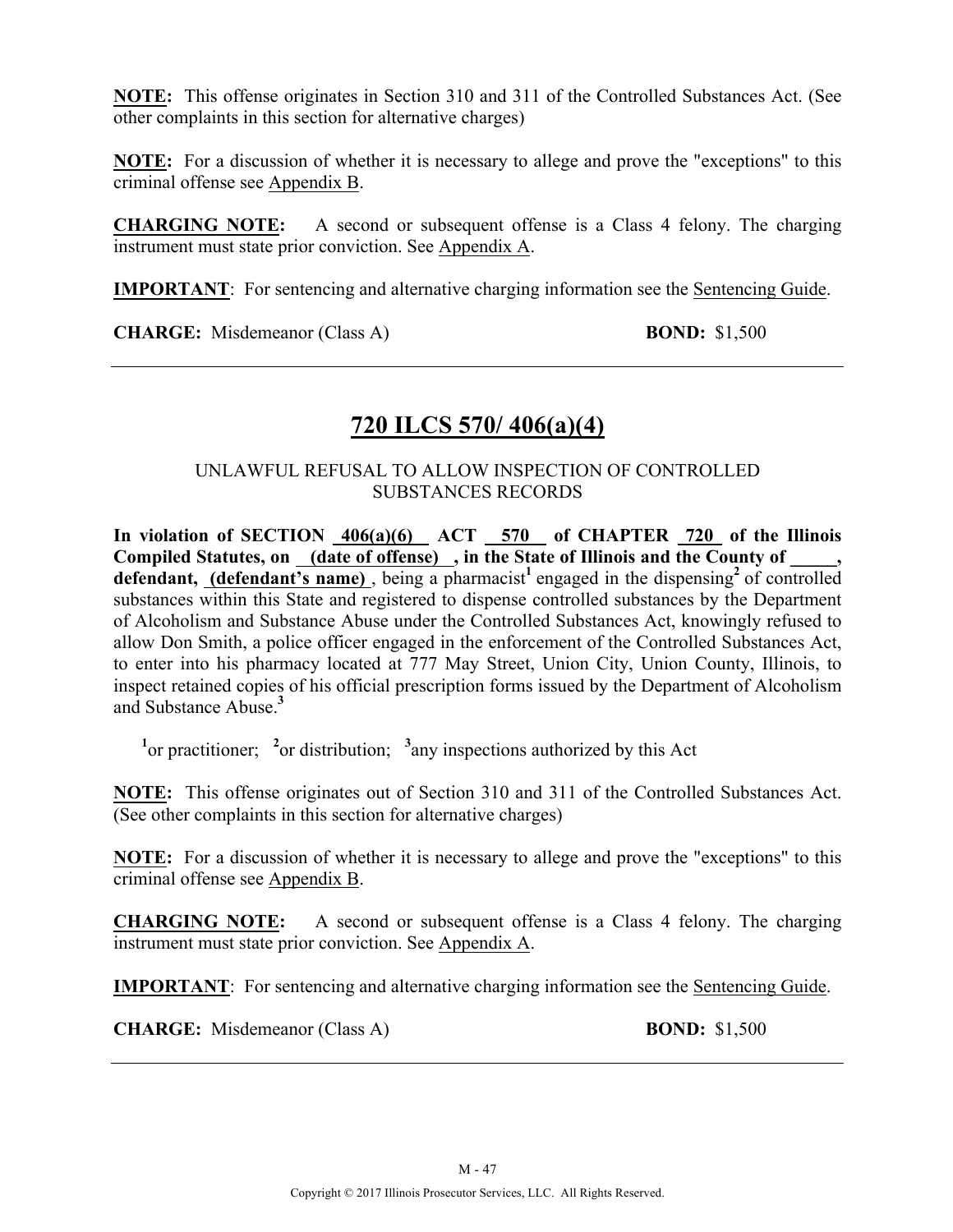**NOTE:** This offense originates in Section 310 and 311 of the Controlled Substances Act. (See other complaints in this section for alternative charges)

**NOTE:** For a discussion of whether it is necessary to allege and prove the "exceptions" to this criminal offense see Appendix B.

**CHARGING NOTE:** A second or subsequent offense is a Class 4 felony. The charging instrument must state prior conviction. See Appendix A.

**IMPORTANT**: For sentencing and alternative charging information see the Sentencing Guide.

**CHARGE:** Misdemeanor (Class A) **BOND:** $1,500

---

## 720 ILCS 570/ 406(a)(4)

UNLAWFUL REFUSAL TO ALLOW INSPECTION OF CONTROLLED SUBSTANCES RECORDS

**In violation of SECTION 406(a)(6) ACT 570 of CHAPTER 720 of the Illinois Compiled Statutes, on (date of offense), in the State of Illinois and the County of _____, defendant, (defendant's name)**, being a pharmacist[1] engaged in the dispensing[2] of controlled substances within this State and registered to dispense controlled substances by the Department of Alcoholism and Substance Abuse under the Controlled Substances Act, knowingly refused to allow Don Smith, a police officer engaged in the enforcement of the Controlled Substances Act, to enter into his pharmacy located at 777 May Street, Union City, Union County, Illinois, to inspect retained copies of his official prescription forms issued by the Department of Alcoholism and Substance Abuse.[3]

[1]or practitioner; [2]or distribution; [3]any inspections authorized by this Act

**NOTE:** This offense originates out of Section 310 and 311 of the Controlled Substances Act. (See other complaints in this section for alternative charges)

**NOTE:** For a discussion of whether it is necessary to allege and prove the "exceptions" to this criminal offense see Appendix B.

**CHARGING NOTE:** A second or subsequent offense is a Class 4 felony. The charging instrument must state prior conviction. See Appendix A.

**IMPORTANT**: For sentencing and alternative charging information see the Sentencing Guide.

**CHARGE:** Misdemeanor (Class A) **BOND:** $1,500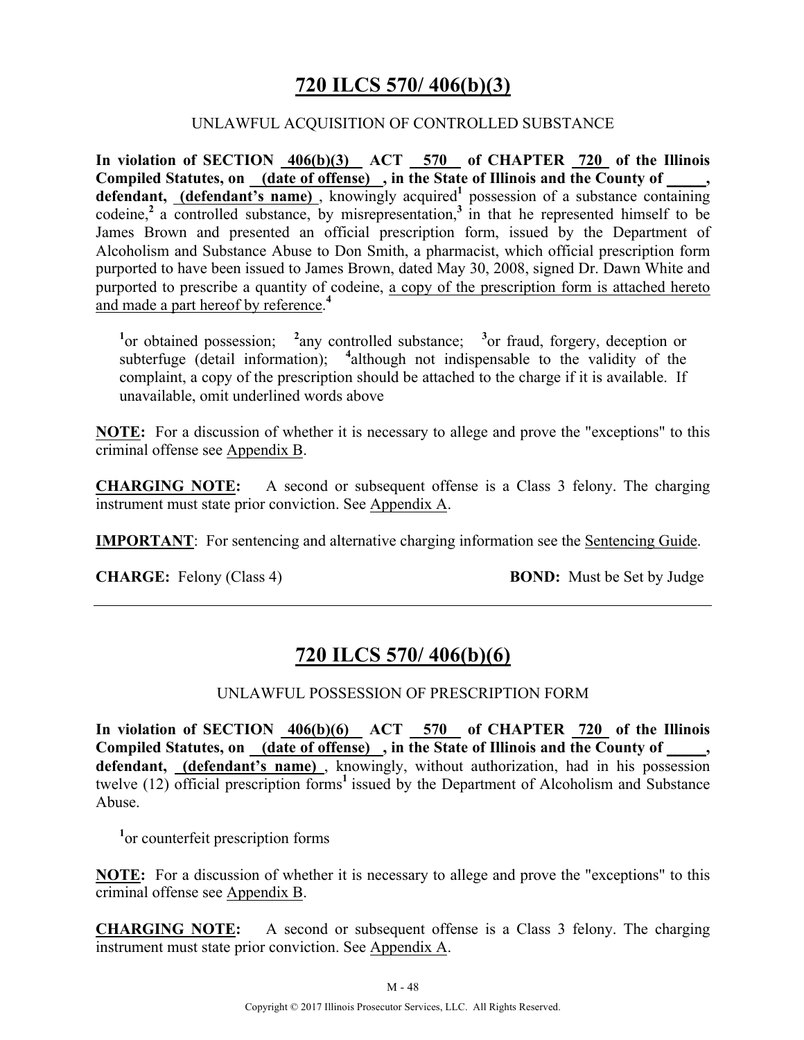## 720 ILCS 570/ 406(b)(3)

UNLAWFUL ACQUISITION OF CONTROLLED SUBSTANCE

**In violation of SECTION 406(b)(3) ACT 570 of CHAPTER 720 of the Illinois Compiled Statutes, on (date of offense) , in the State of Illinois and the County of _____, defendant, (defendant's name)** , knowingly acquired[1] possession of a substance containing codeine,[2] a controlled substance, by misrepresentation,[3] in that he represented himself to be James Brown and presented an official prescription form, issued by the Department of Alcoholism and Substance Abuse to Don Smith, a pharmacist, which official prescription form purported to have been issued to James Brown, dated May 30, 2008, signed Dr. Dawn White and purported to prescribe a quantity of codeine, a copy of the prescription form is attached hereto and made a part hereof by reference.[4]

[1]or obtained possession; [2]any controlled substance; [3]or fraud, forgery, deception or subterfuge (detail information); [4]although not indispensable to the validity of the complaint, a copy of the prescription should be attached to the charge if it is available. If unavailable, omit underlined words above

**NOTE:** For a discussion of whether it is necessary to allege and prove the "exceptions" to this criminal offense see Appendix B.

**CHARGING NOTE:** A second or subsequent offense is a Class 3 felony. The charging instrument must state prior conviction. See Appendix A.

**IMPORTANT**: For sentencing and alternative charging information see the Sentencing Guide.

**CHARGE:** Felony (Class 4) **BOND:** Must be Set by Judge

---

## 720 ILCS 570/ 406(b)(6)

UNLAWFUL POSSESSION OF PRESCRIPTION FORM

**In violation of SECTION 406(b)(6) ACT 570 of CHAPTER 720 of the Illinois Compiled Statutes, on (date of offense) , in the State of Illinois and the County of _____, defendant, (defendant's name)** , knowingly, without authorization, had in his possession twelve (12) official prescription forms[1] issued by the Department of Alcoholism and Substance Abuse.

[1]or counterfeit prescription forms

**NOTE:** For a discussion of whether it is necessary to allege and prove the "exceptions" to this criminal offense see Appendix B.

**CHARGING NOTE:** A second or subsequent offense is a Class 3 felony. The charging instrument must state prior conviction. See Appendix A.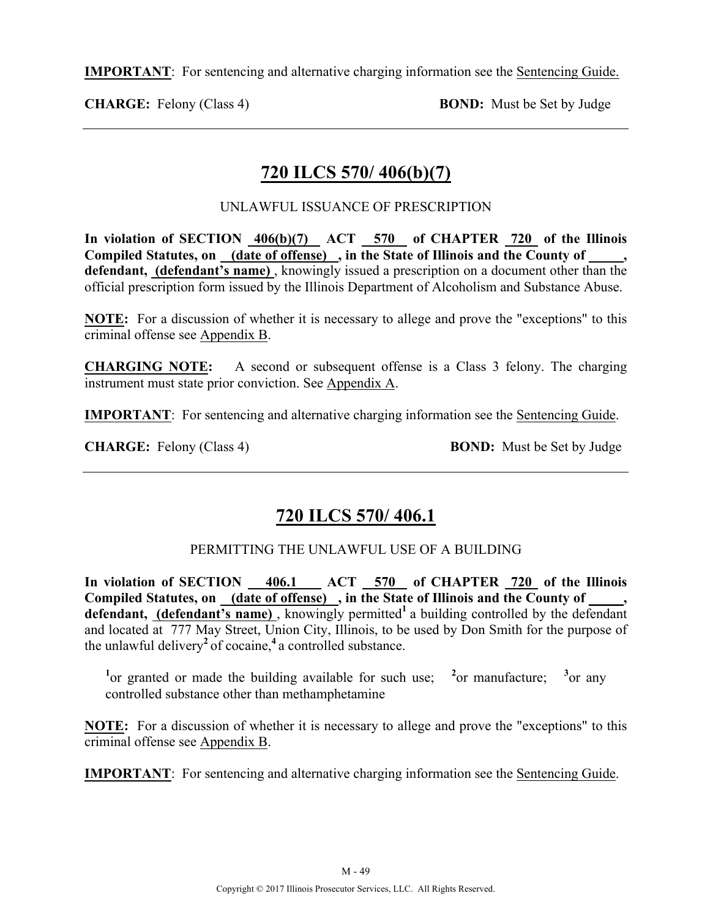**IMPORTANT**: For sentencing and alternative charging information see the Sentencing Guide.

**CHARGE:** Felony (Class 4) **BOND:** Must be Set by Judge

---

## 720 ILCS 570/ 406(b)(7)

UNLAWFUL ISSUANCE OF PRESCRIPTION

**In violation of SECTION 406(b)(7) ACT 570 of CHAPTER 720 of the Illinois Compiled Statutes, on (date of offense) , in the State of Illinois and the County of \_\_\_\_\_, defendant, (defendant's name)** , knowingly issued a prescription on a document other than the official prescription form issued by the Illinois Department of Alcoholism and Substance Abuse.

**NOTE:** For a discussion of whether it is necessary to allege and prove the "exceptions" to this criminal offense see Appendix B.

**CHARGING NOTE:** A second or subsequent offense is a Class 3 felony. The charging instrument must state prior conviction. See Appendix A.

**IMPORTANT**: For sentencing and alternative charging information see the Sentencing Guide.

**CHARGE:** Felony (Class 4) **BOND:** Must be Set by Judge

---

## 720 ILCS 570/ 406.1

PERMITTING THE UNLAWFUL USE OF A BUILDING

**In violation of SECTION 406.1 ACT 570 of CHAPTER 720 of the Illinois Compiled Statutes, on (date of offense) , in the State of Illinois and the County of \_\_\_\_\_, defendant, (defendant's name)** , knowingly permitted[1] a building controlled by the defendant and located at 777 May Street, Union City, Illinois, to be used by Don Smith for the purpose of the unlawful delivery[2] of cocaine,[4] a controlled substance.

[1]or granted or made the building available for such use; [2]or manufacture; [3]or any controlled substance other than methamphetamine

**NOTE:** For a discussion of whether it is necessary to allege and prove the "exceptions" to this criminal offense see Appendix B.

**IMPORTANT**: For sentencing and alternative charging information see the Sentencing Guide.

Copyright © 2017 Illinois Prosecutor Services, LLC. All Rights Reserved.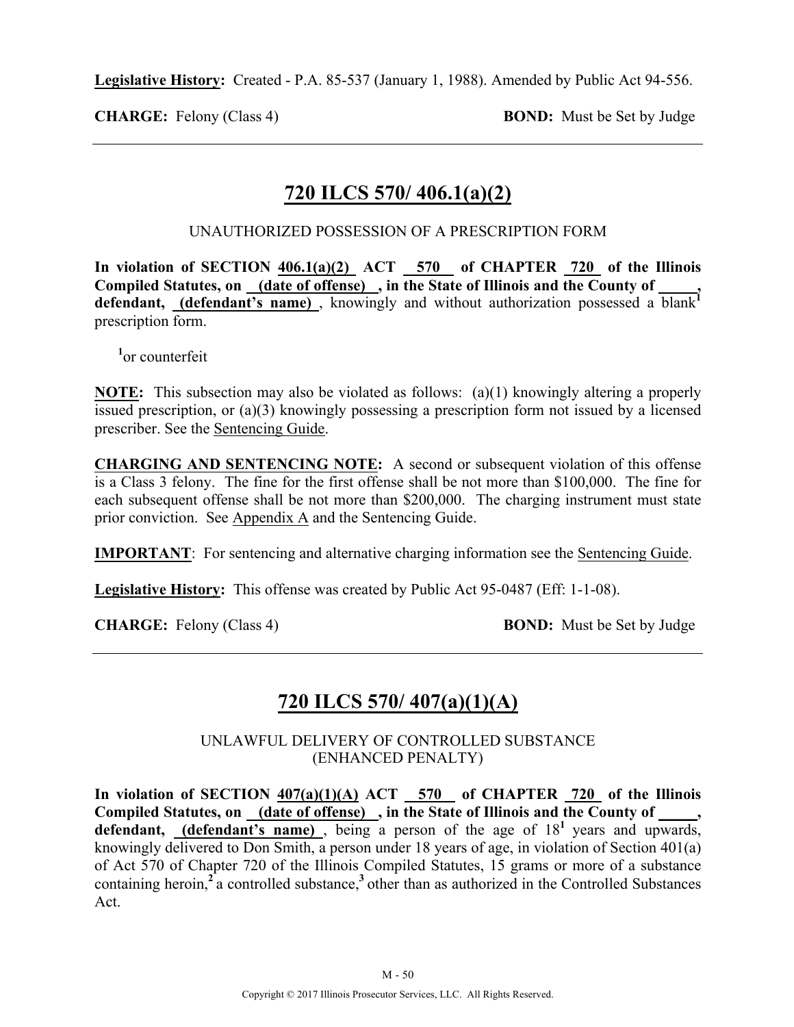**Legislative History:** Created - P.A. 85-537 (January 1, 1988). Amended by Public Act 94-556.

**CHARGE:** Felony (Class 4) **BOND:** Must be Set by Judge

---

## 720 ILCS 570/ 406.1(a)(2)

UNAUTHORIZED POSSESSION OF A PRESCRIPTION FORM

**In violation of SECTION 406.1(a)(2) ACT 570 of CHAPTER 720 of the Illinois Compiled Statutes, on (date of offense) , in the State of Illinois and the County of \_\_\_\_\_, defendant, (defendant's name)** , knowingly and without authorization possessed a blank[1] prescription form.

[1]or counterfeit

**NOTE:** This subsection may also be violated as follows: (a)(1) knowingly altering a properly issued prescription, or (a)(3) knowingly possessing a prescription form not issued by a licensed prescriber. See the Sentencing Guide.

**CHARGING AND SENTENCING NOTE:** A second or subsequent violation of this offense is a Class 3 felony. The fine for the first offense shall be not more than $100,000. The fine for each subsequent offense shall be not more than $200,000. The charging instrument must state prior conviction. See Appendix A and the Sentencing Guide.

**IMPORTANT**: For sentencing and alternative charging information see the Sentencing Guide.

**Legislative History:** This offense was created by Public Act 95-0487 (Eff: 1-1-08).

**CHARGE:** Felony (Class 4) **BOND:** Must be Set by Judge

---

## 720 ILCS 570/ 407(a)(1)(A)

UNLAWFUL DELIVERY OF CONTROLLED SUBSTANCE
(ENHANCED PENALTY)

**In violation of SECTION 407(a)(1)(A) ACT 570 of CHAPTER 720 of the Illinois Compiled Statutes, on (date of offense) , in the State of Illinois and the County of \_\_\_\_\_, defendant, (defendant's name)** , being a person of the age of 18[1] years and upwards, knowingly delivered to Don Smith, a person under 18 years of age, in violation of Section 401(a) of Act 570 of Chapter 720 of the Illinois Compiled Statutes, 15 grams or more of a substance containing heroin,[2] a controlled substance,[3] other than as authorized in the Controlled Substances Act.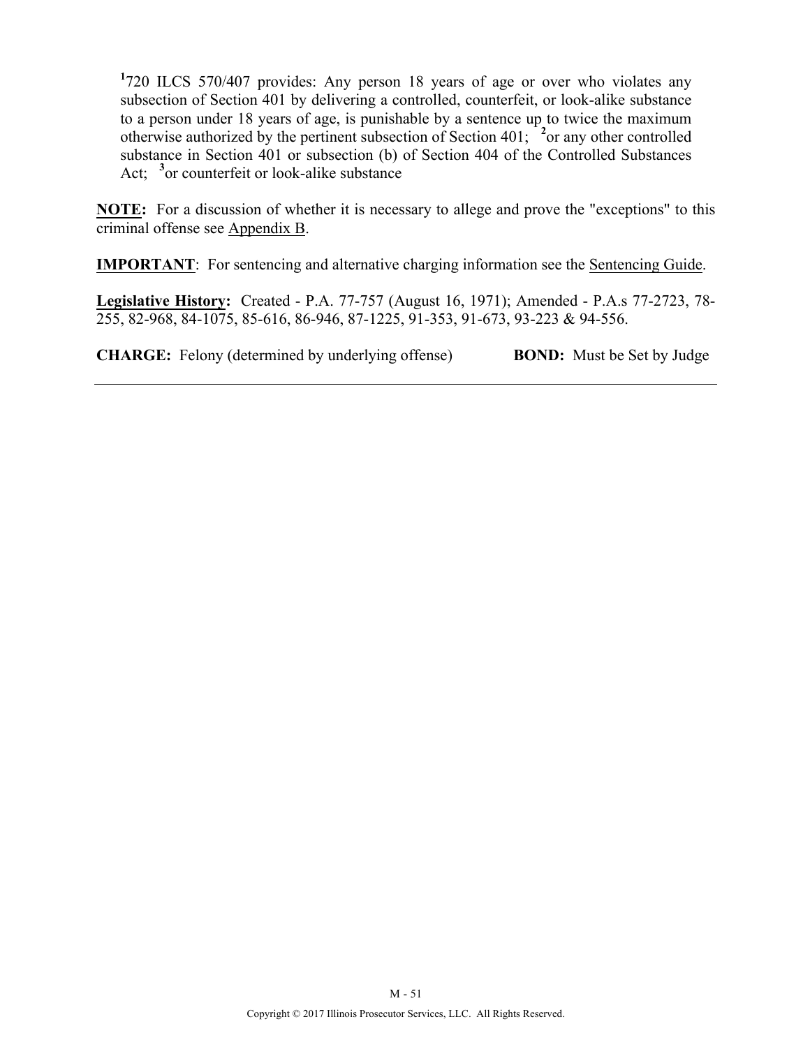[1]720 ILCS 570/407 provides: Any person 18 years of age or over who violates any subsection of Section 401 by delivering a controlled, counterfeit, or look-alike substance to a person under 18 years of age, is punishable by a sentence up to twice the maximum otherwise authorized by the pertinent subsection of Section 401; [2]or any other controlled substance in Section 401 or subsection (b) of Section 404 of the Controlled Substances Act; [3]or counterfeit or look-alike substance

**NOTE:** For a discussion of whether it is necessary to allege and prove the "exceptions" to this criminal offense see Appendix B.

**IMPORTANT**: For sentencing and alternative charging information see the Sentencing Guide.

**Legislative History:** Created - P.A. 77-757 (August 16, 1971); Amended - P.A.s 77-2723, 78-255, 82-968, 84-1075, 85-616, 86-946, 87-1225, 91-353, 91-673, 93-223 & 94-556.

**CHARGE:** Felony (determined by underlying offense) **BOND:** Must be Set by Judge

---

Copyright © 2017 Illinois Prosecutor Services, LLC. All Rights Reserved.